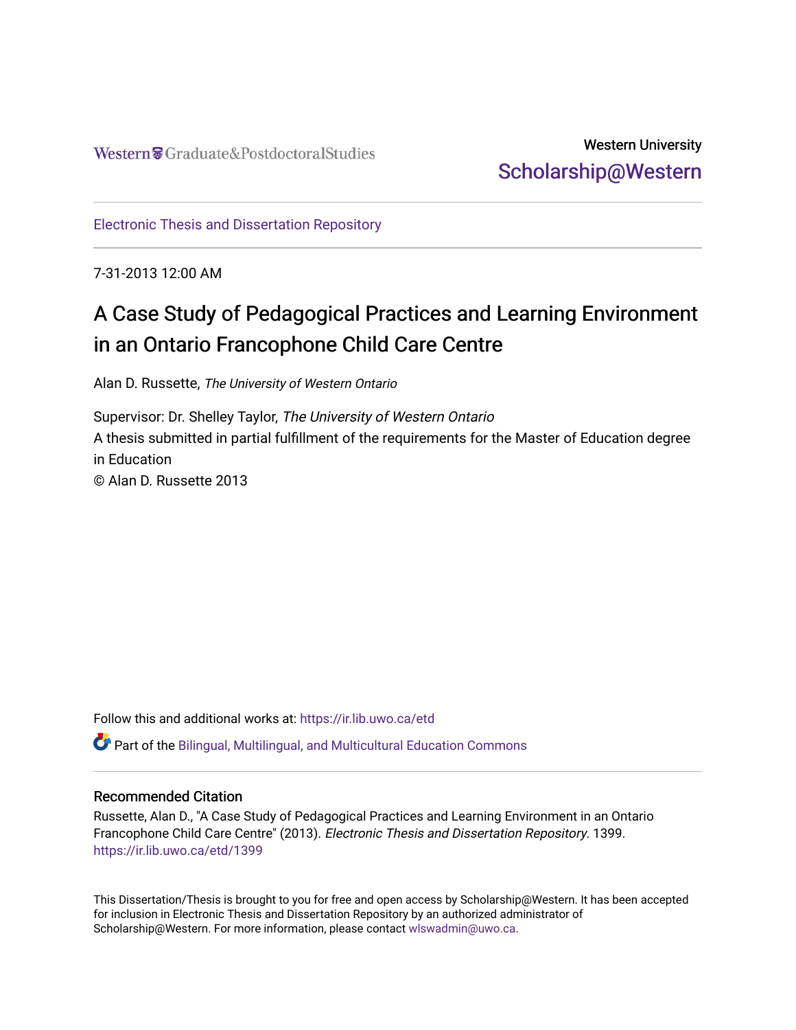Western Graduate&PostdoctoralStudies

Western University
Scholarship@Western

Electronic Thesis and Dissertation Repository

7-31-2013 12:00 AM

# A Case Study of Pedagogical Practices and Learning Environment in an Ontario Francophone Child Care Centre

Alan D. Russette, *The University of Western Ontario*

Supervisor: Dr. Shelley Taylor, *The University of Western Ontario*
A thesis submitted in partial fulfillment of the requirements for the Master of Education degree in Education
© Alan D. Russette 2013

Follow this and additional works at: https://ir.lib.uwo.ca/etd

Part of the Bilingual, Multilingual, and Multicultural Education Commons

## Recommended Citation

Russette, Alan D., "A Case Study of Pedagogical Practices and Learning Environment in an Ontario Francophone Child Care Centre" (2013). *Electronic Thesis and Dissertation Repository*. 1399.
https://ir.lib.uwo.ca/etd/1399

This Dissertation/Thesis is brought to you for free and open access by Scholarship@Western. It has been accepted for inclusion in Electronic Thesis and Dissertation Repository by an authorized administrator of Scholarship@Western. For more information, please contact wlswadmin@uwo.ca.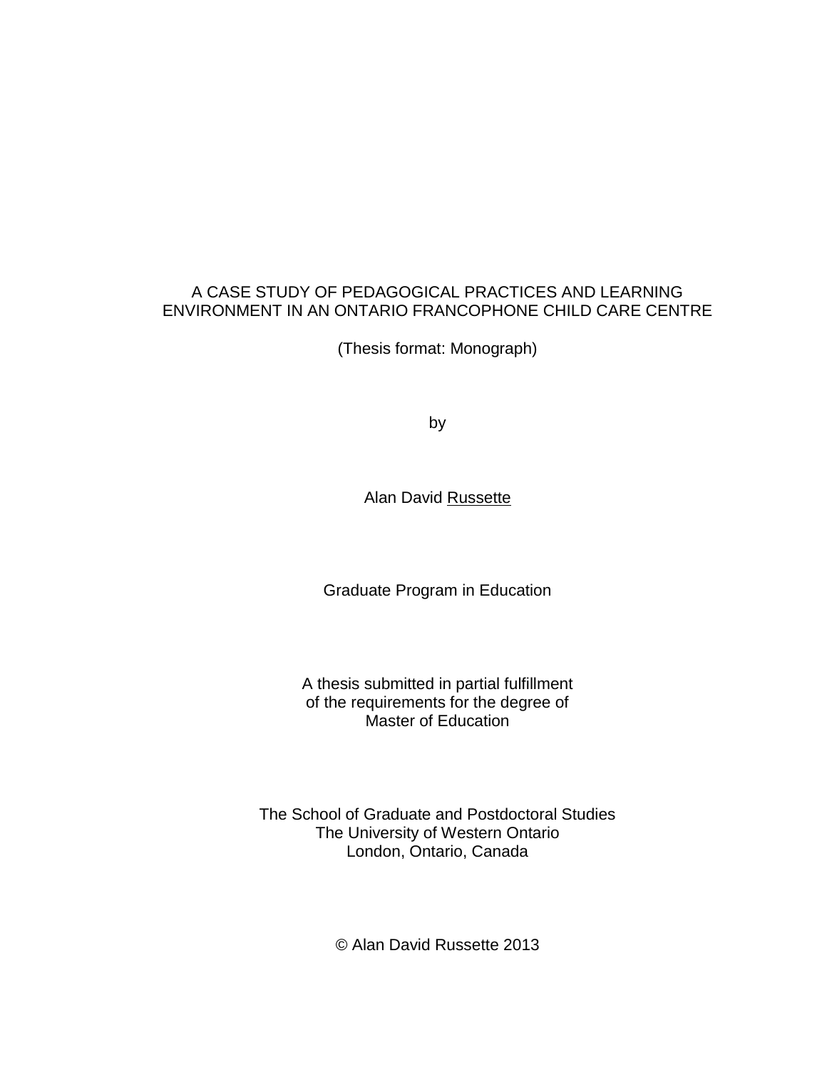# A CASE STUDY OF PEDAGOGICAL PRACTICES AND LEARNING ENVIRONMENT IN AN ONTARIO FRANCOPHONE CHILD CARE CENTRE

(Thesis format: Monograph)

by

Alan David Russette

Graduate Program in Education

A thesis submitted in partial fulfillment
of the requirements for the degree of
Master of Education

The School of Graduate and Postdoctoral Studies
The University of Western Ontario
London, Ontario, Canada

© Alan David Russette 2013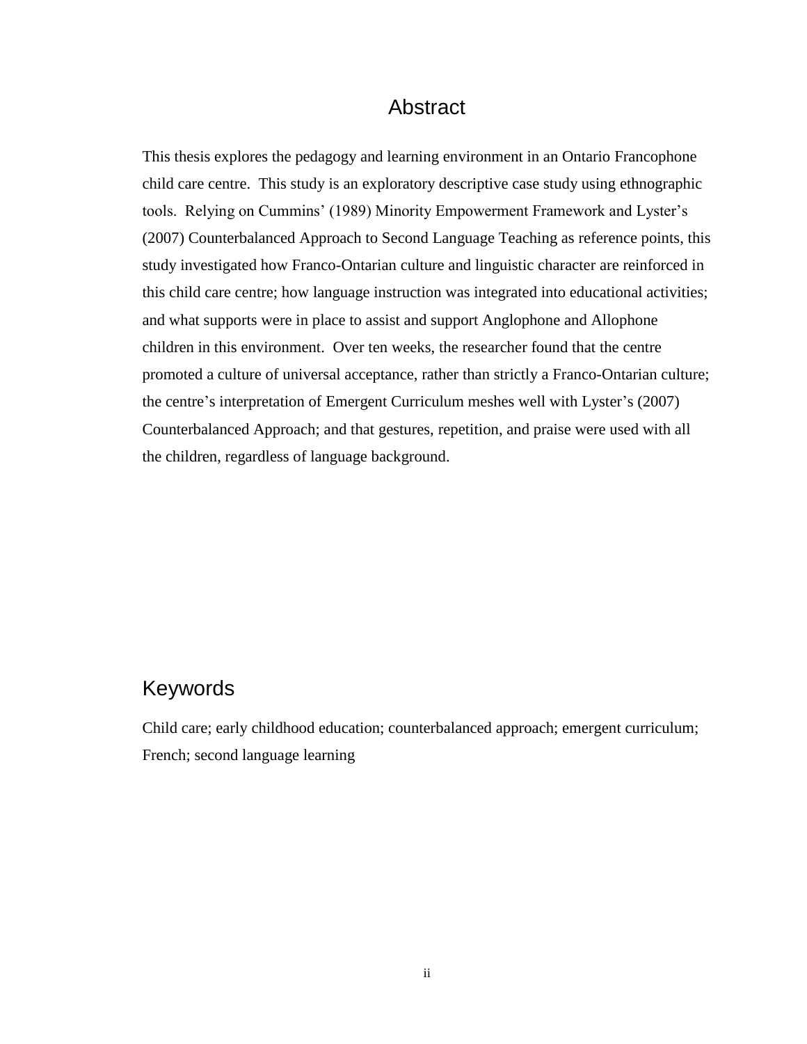# Abstract

This thesis explores the pedagogy and learning environment in an Ontario Francophone child care centre. This study is an exploratory descriptive case study using ethnographic tools. Relying on Cummins' (1989) Minority Empowerment Framework and Lyster's (2007) Counterbalanced Approach to Second Language Teaching as reference points, this study investigated how Franco-Ontarian culture and linguistic character are reinforced in this child care centre; how language instruction was integrated into educational activities; and what supports were in place to assist and support Anglophone and Allophone children in this environment. Over ten weeks, the researcher found that the centre promoted a culture of universal acceptance, rather than strictly a Franco-Ontarian culture; the centre's interpretation of Emergent Curriculum meshes well with Lyster's (2007) Counterbalanced Approach; and that gestures, repetition, and praise were used with all the children, regardless of language background.

# Keywords

Child care; early childhood education; counterbalanced approach; emergent curriculum; French; second language learning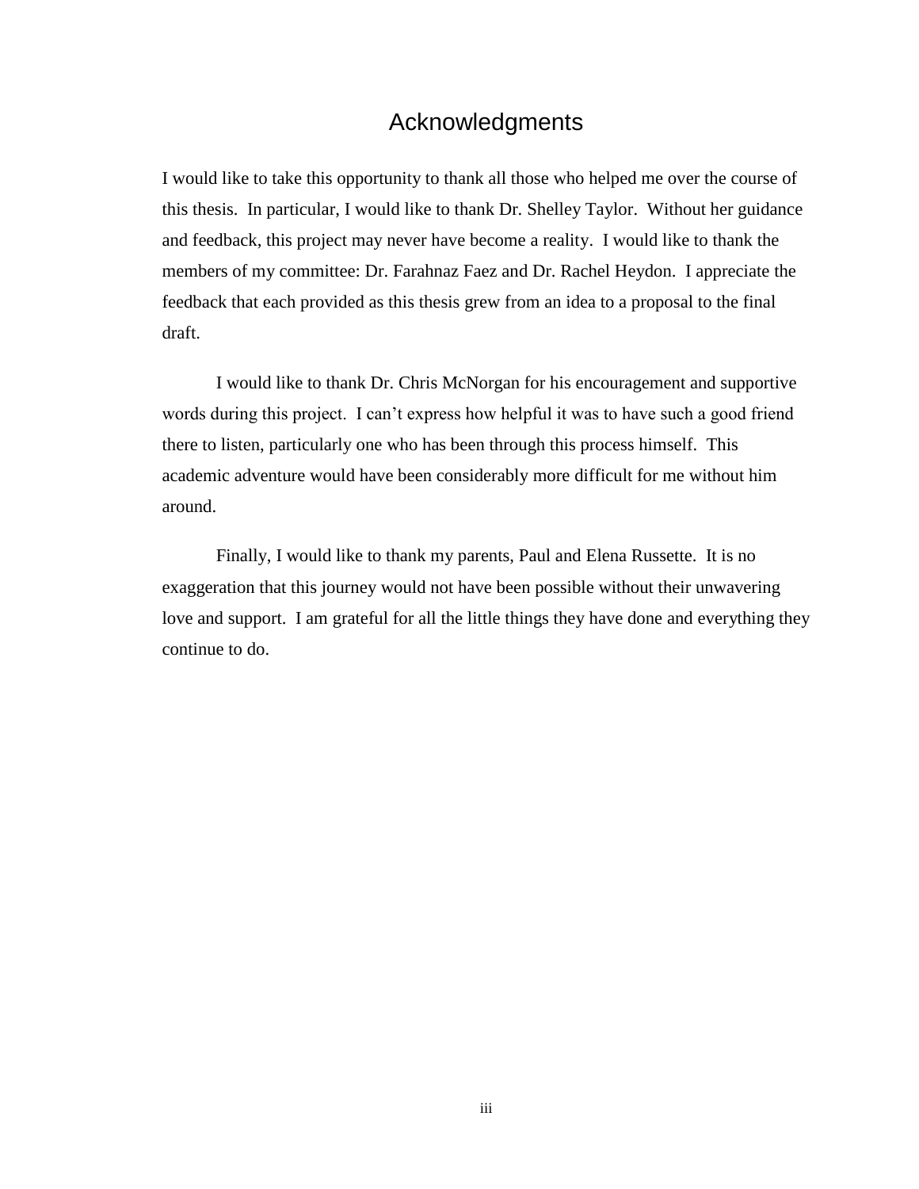# Acknowledgments

I would like to take this opportunity to thank all those who helped me over the course of this thesis. In particular, I would like to thank Dr. Shelley Taylor. Without her guidance and feedback, this project may never have become a reality. I would like to thank the members of my committee: Dr. Farahnaz Faez and Dr. Rachel Heydon. I appreciate the feedback that each provided as this thesis grew from an idea to a proposal to the final draft.

I would like to thank Dr. Chris McNorgan for his encouragement and supportive words during this project. I can't express how helpful it was to have such a good friend there to listen, particularly one who has been through this process himself. This academic adventure would have been considerably more difficult for me without him around.

Finally, I would like to thank my parents, Paul and Elena Russette. It is no exaggeration that this journey would not have been possible without their unwavering love and support. I am grateful for all the little things they have done and everything they continue to do.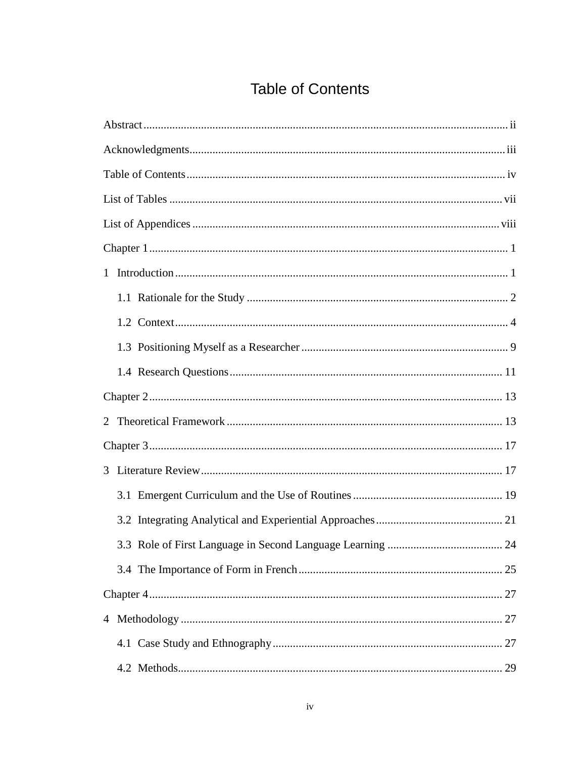# Table of Contents

Abstract ii

Acknowledgments iii

Table of Contents iv

List of Tables vii

List of Appendices viii

Chapter 1 1

1 Introduction 1

- 1.1 Rationale for the Study 2
- 1.2 Context 4
- 1.3 Positioning Myself as a Researcher 9
- 1.4 Research Questions 11

Chapter 2 13

2 Theoretical Framework 13

Chapter 3 17

3 Literature Review 17

- 3.1 Emergent Curriculum and the Use of Routines 19
- 3.2 Integrating Analytical and Experiential Approaches 21
- 3.3 Role of First Language in Second Language Learning 24
- 3.4 The Importance of Form in French 25

Chapter 4 27

4 Methodology 27

- 4.1 Case Study and Ethnography 27
- 4.2 Methods 29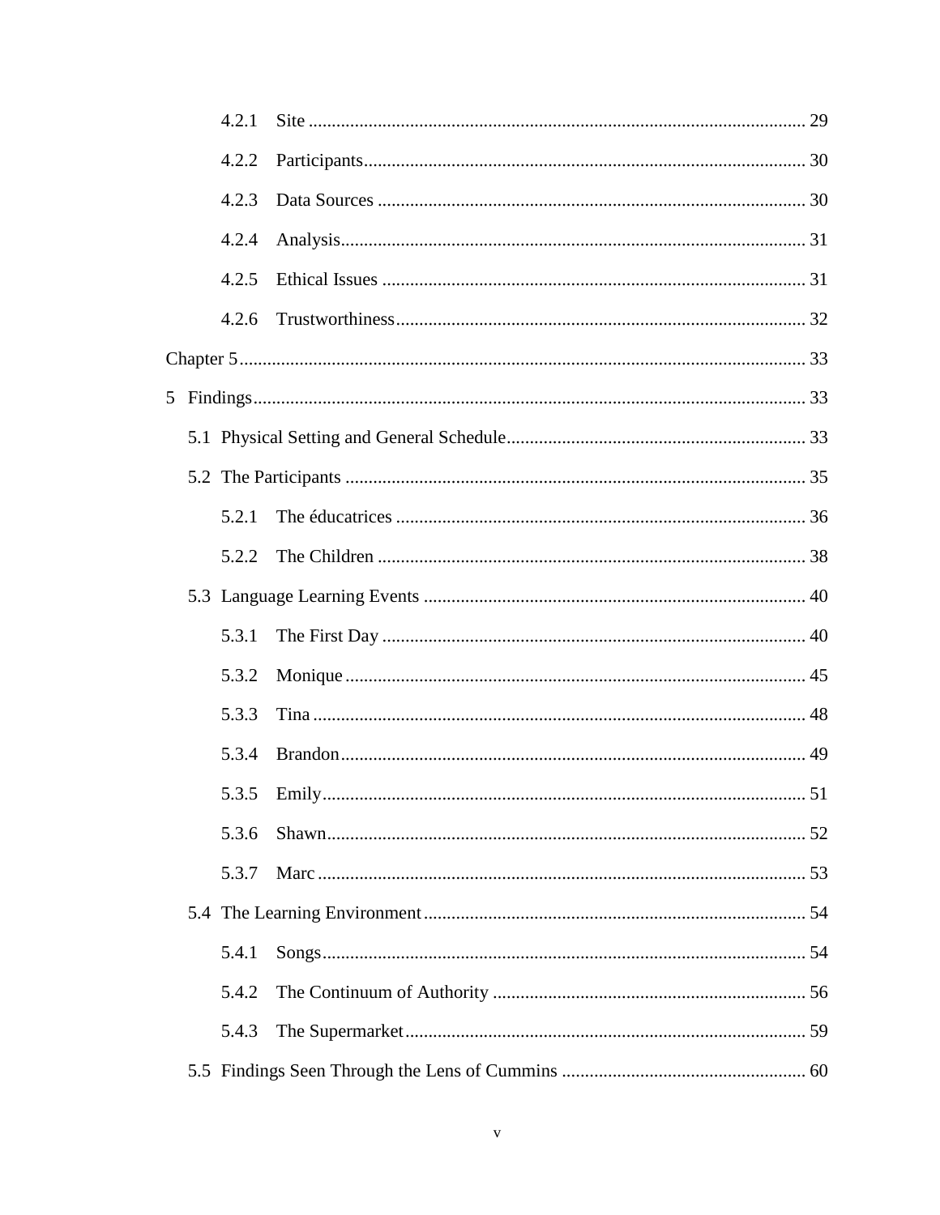4.2.1 Site ........................................................................................................... 29

4.2.2 Participants............................................................................................... 30

4.2.3 Data Sources ............................................................................................ 30

4.2.4 Analysis.................................................................................................... 31

4.2.5 Ethical Issues ........................................................................................... 31

4.2.6 Trustworthiness........................................................................................ 32

Chapter 5.......................................................................................................................... 33

5 Findings....................................................................................................................... 33

5.1 Physical Setting and General Schedule................................................................. 33

5.2 The Participants ................................................................................................... 35

5.2.1 The éducatrices ........................................................................................ 36

5.2.2 The Children ............................................................................................ 38

5.3 Language Learning Events .................................................................................. 40

5.3.1 The First Day ........................................................................................... 40

5.3.2 Monique ................................................................................................... 45

5.3.3 Tina .......................................................................................................... 48

5.3.4 Brandon.................................................................................................... 49

5.3.5 Emily........................................................................................................ 51

5.3.6 Shawn....................................................................................................... 52

5.3.7 Marc ......................................................................................................... 53

5.4 The Learning Environment.................................................................................. 54

5.4.1 Songs........................................................................................................ 54

5.4.2 The Continuum of Authority ................................................................... 56

5.4.3 The Supermarket...................................................................................... 59

5.5 Findings Seen Through the Lens of Cummins .................................................... 60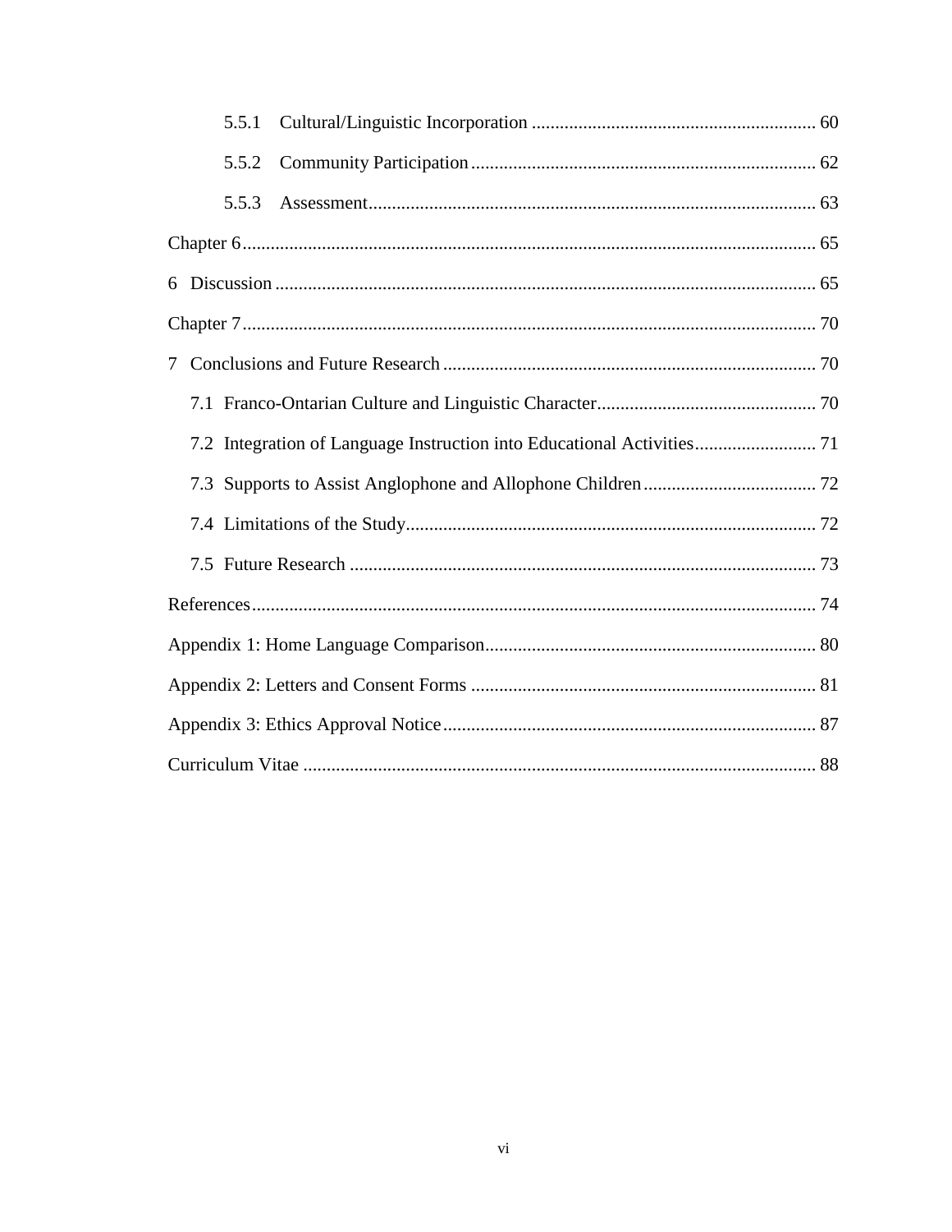5.5.1 Cultural/Linguistic Incorporation ............................................................ 60

5.5.2 Community Participation ......................................................................... 62

5.5.3 Assessment............................................................................................... 63

Chapter 6.......................................................................................................................... 65

6 Discussion ................................................................................................................... 65

Chapter 7.......................................................................................................................... 70

7 Conclusions and Future Research ................................................................................ 70

7.1 Franco-Ontarian Culture and Linguistic Character............................................... 70

7.2 Integration of Language Instruction into Educational Activities.......................... 71

7.3 Supports to Assist Anglophone and Allophone Children..................................... 72

7.4 Limitations of the Study........................................................................................ 72

7.5 Future Research ................................................................................................... 73

References........................................................................................................................ 74

Appendix 1: Home Language Comparison...................................................................... 80

Appendix 2: Letters and Consent Forms ......................................................................... 81

Appendix 3: Ethics Approval Notice............................................................................... 87

Curriculum Vitae ............................................................................................................. 88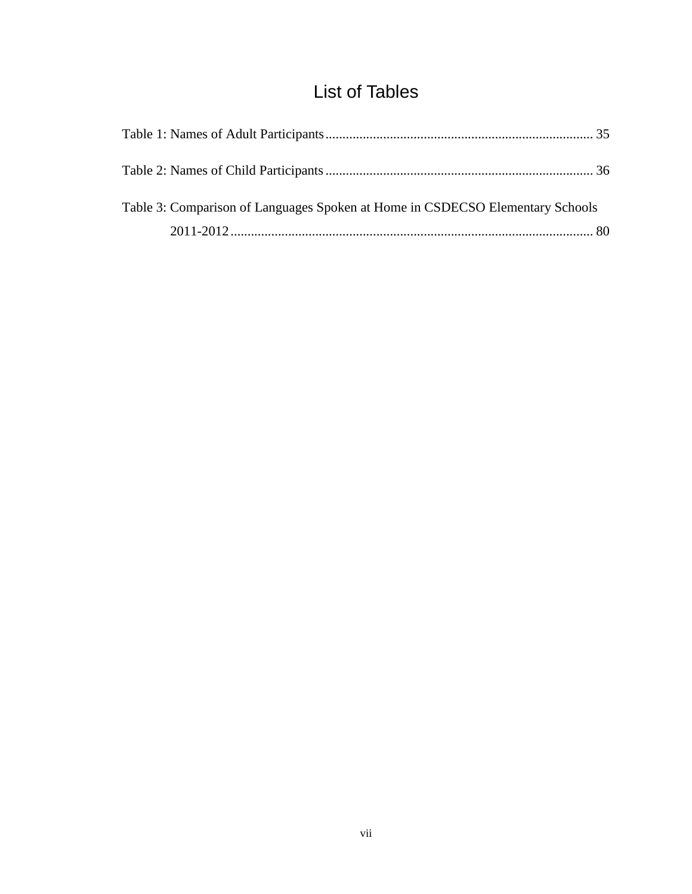# List of Tables

Table 1: Names of Adult Participants .............................................................................. 35

Table 2: Names of Child Participants .............................................................................. 36

Table 3: Comparison of Languages Spoken at Home in CSDECSO Elementary Schools 2011-2012 .......................................................................................................... 80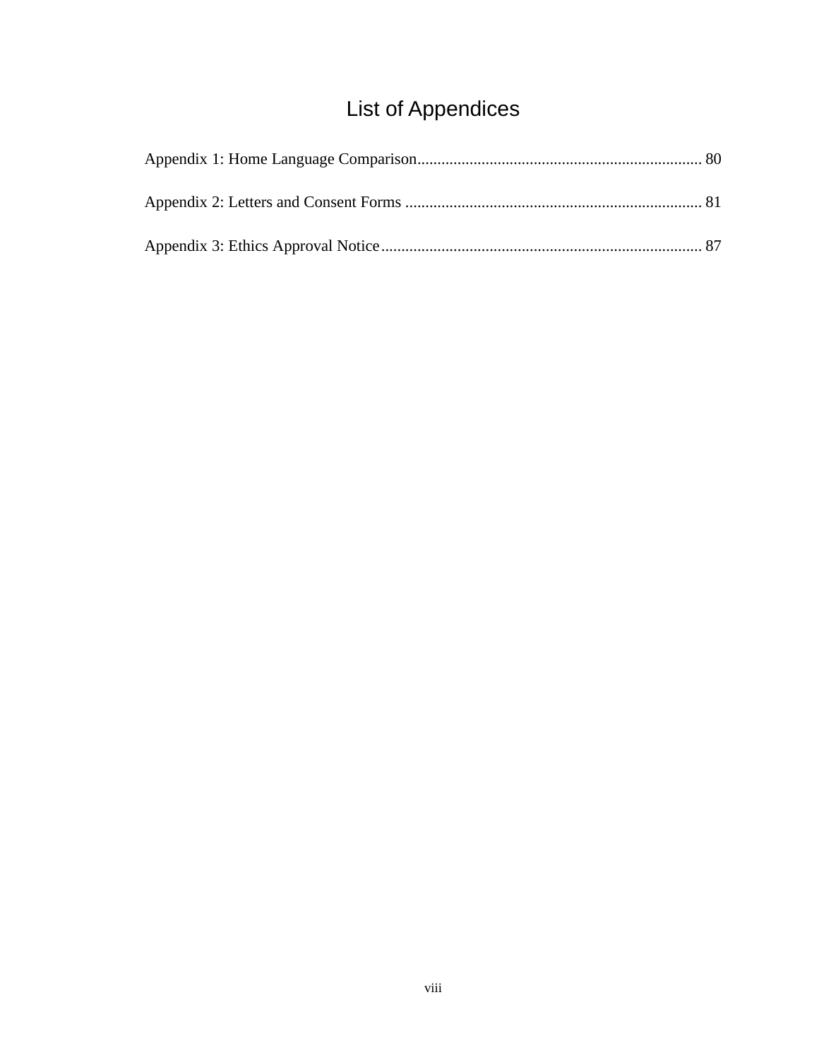# List of Appendices

Appendix 1: Home Language Comparison....................................................................... 80

Appendix 2: Letters and Consent Forms .......................................................................... 81

Appendix 3: Ethics Approval Notice................................................................................ 87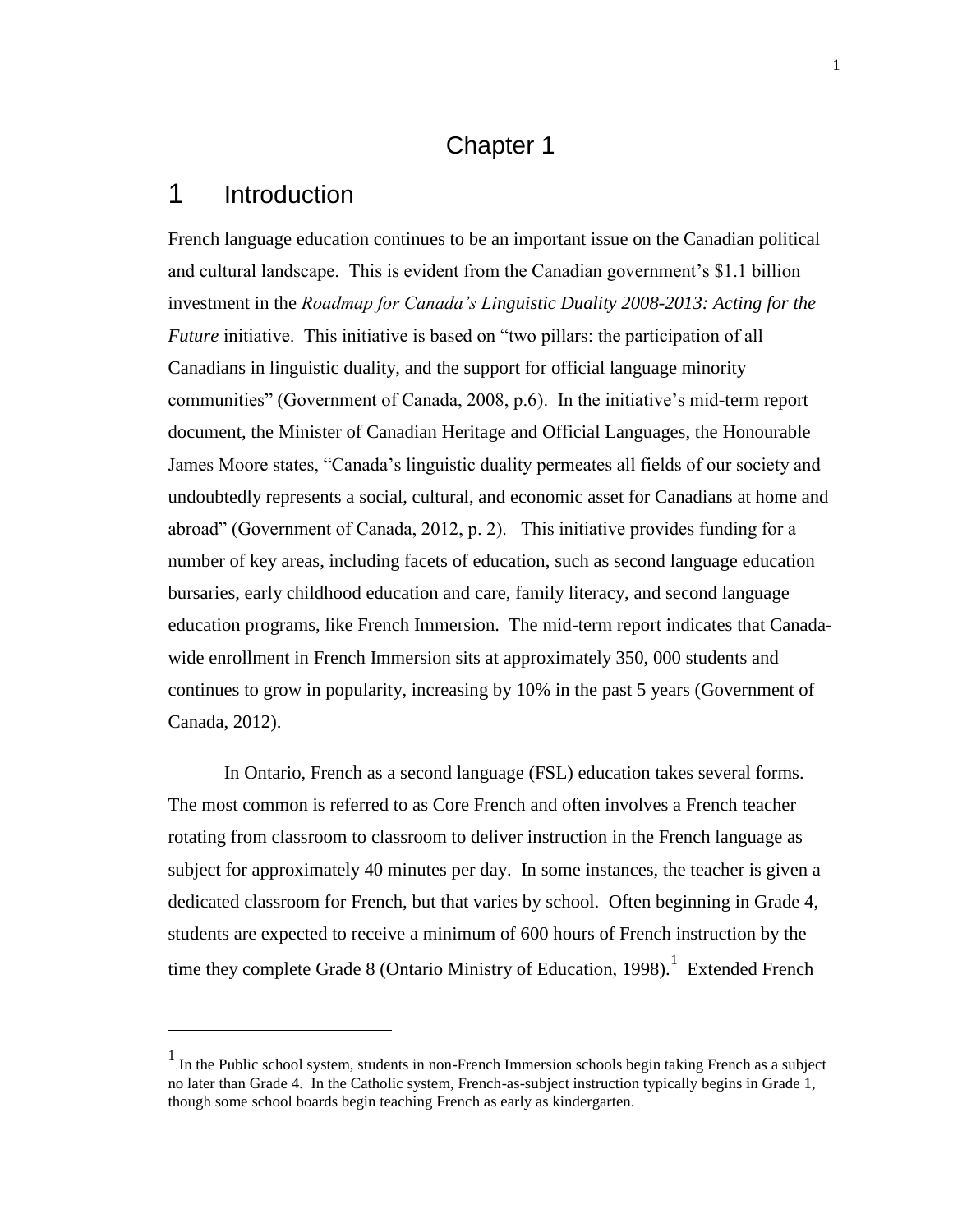# Chapter 1

## 1 Introduction

French language education continues to be an important issue on the Canadian political and cultural landscape. This is evident from the Canadian government's $1.1 billion investment in the *Roadmap for Canada's Linguistic Duality 2008-2013: Acting for the Future* initiative. This initiative is based on "two pillars: the participation of all Canadians in linguistic duality, and the support for official language minority communities" (Government of Canada, 2008, p.6). In the initiative's mid-term report document, the Minister of Canadian Heritage and Official Languages, the Honourable James Moore states, "Canada's linguistic duality permeates all fields of our society and undoubtedly represents a social, cultural, and economic asset for Canadians at home and abroad" (Government of Canada, 2012, p. 2). This initiative provides funding for a number of key areas, including facets of education, such as second language education bursaries, early childhood education and care, family literacy, and second language education programs, like French Immersion. The mid-term report indicates that Canada-wide enrollment in French Immersion sits at approximately 350, 000 students and continues to grow in popularity, increasing by 10% in the past 5 years (Government of Canada, 2012).

In Ontario, French as a second language (FSL) education takes several forms. The most common is referred to as Core French and often involves a French teacher rotating from classroom to classroom to deliver instruction in the French language as subject for approximately 40 minutes per day. In some instances, the teacher is given a dedicated classroom for French, but that varies by school. Often beginning in Grade 4, students are expected to receive a minimum of 600 hours of French instruction by the time they complete Grade 8 (Ontario Ministry of Education, 1998).[1] Extended French

[1] In the Public school system, students in non-French Immersion schools begin taking French as a subject no later than Grade 4. In the Catholic system, French-as-subject instruction typically begins in Grade 1, though some school boards begin teaching French as early as kindergarten.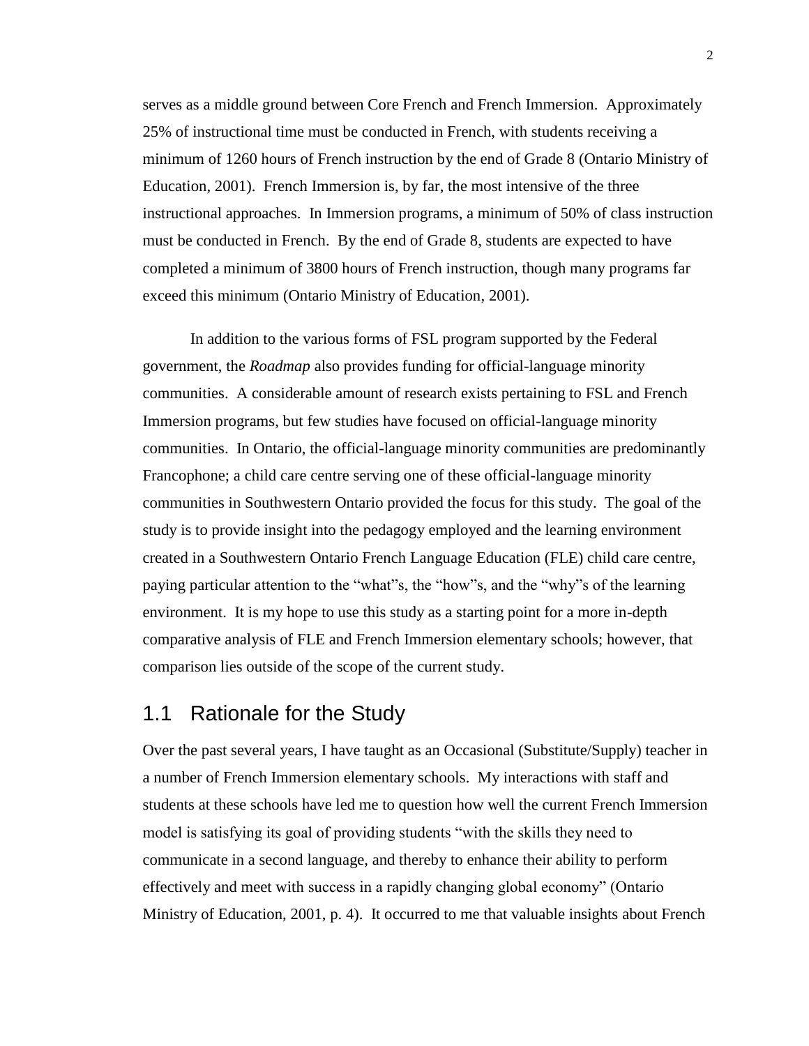serves as a middle ground between Core French and French Immersion. Approximately 25% of instructional time must be conducted in French, with students receiving a minimum of 1260 hours of French instruction by the end of Grade 8 (Ontario Ministry of Education, 2001). French Immersion is, by far, the most intensive of the three instructional approaches. In Immersion programs, a minimum of 50% of class instruction must be conducted in French. By the end of Grade 8, students are expected to have completed a minimum of 3800 hours of French instruction, though many programs far exceed this minimum (Ontario Ministry of Education, 2001).

In addition to the various forms of FSL program supported by the Federal government, the *Roadmap* also provides funding for official-language minority communities. A considerable amount of research exists pertaining to FSL and French Immersion programs, but few studies have focused on official-language minority communities. In Ontario, the official-language minority communities are predominantly Francophone; a child care centre serving one of these official-language minority communities in Southwestern Ontario provided the focus for this study. The goal of the study is to provide insight into the pedagogy employed and the learning environment created in a Southwestern Ontario French Language Education (FLE) child care centre, paying particular attention to the "what"s, the "how"s, and the "why"s of the learning environment. It is my hope to use this study as a starting point for a more in-depth comparative analysis of FLE and French Immersion elementary schools; however, that comparison lies outside of the scope of the current study.

## 1.1 Rationale for the Study

Over the past several years, I have taught as an Occasional (Substitute/Supply) teacher in a number of French Immersion elementary schools. My interactions with staff and students at these schools have led me to question how well the current French Immersion model is satisfying its goal of providing students "with the skills they need to communicate in a second language, and thereby to enhance their ability to perform effectively and meet with success in a rapidly changing global economy" (Ontario Ministry of Education, 2001, p. 4). It occurred to me that valuable insights about French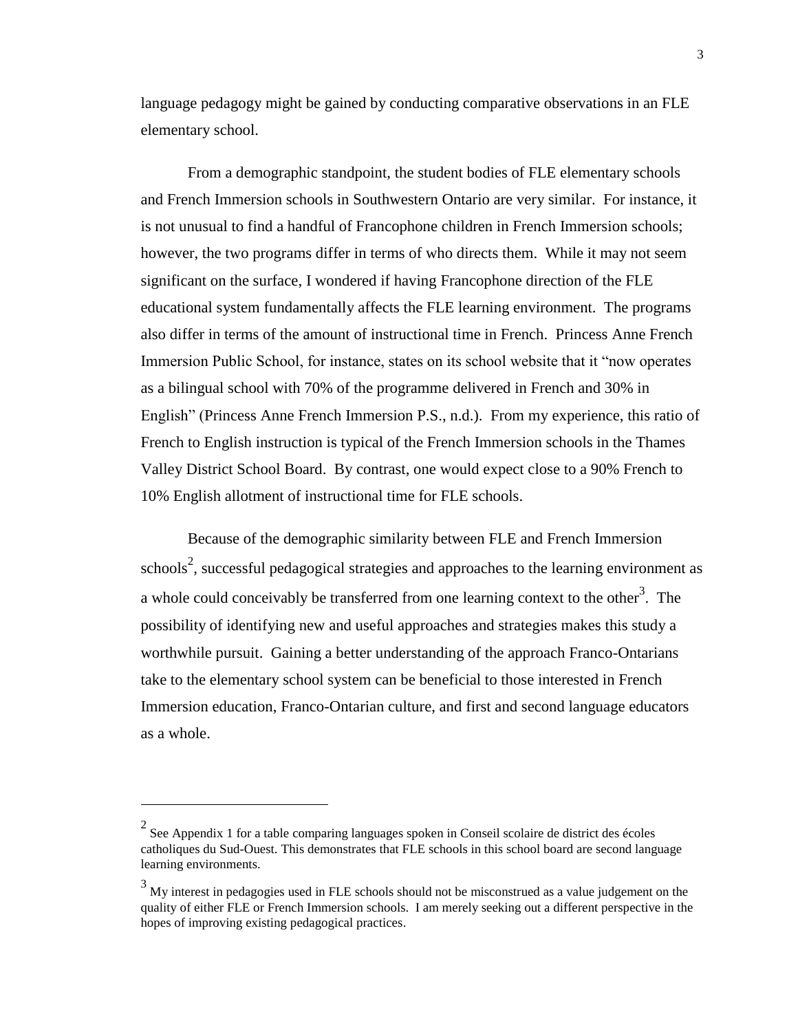language pedagogy might be gained by conducting comparative observations in an FLE elementary school.

From a demographic standpoint, the student bodies of FLE elementary schools and French Immersion schools in Southwestern Ontario are very similar. For instance, it is not unusual to find a handful of Francophone children in French Immersion schools; however, the two programs differ in terms of who directs them. While it may not seem significant on the surface, I wondered if having Francophone direction of the FLE educational system fundamentally affects the FLE learning environment. The programs also differ in terms of the amount of instructional time in French. Princess Anne French Immersion Public School, for instance, states on its school website that it "now operates as a bilingual school with 70% of the programme delivered in French and 30% in English" (Princess Anne French Immersion P.S., n.d.). From my experience, this ratio of French to English instruction is typical of the French Immersion schools in the Thames Valley District School Board. By contrast, one would expect close to a 90% French to 10% English allotment of instructional time for FLE schools.

Because of the demographic similarity between FLE and French Immersion schools[2], successful pedagogical strategies and approaches to the learning environment as a whole could conceivably be transferred from one learning context to the other[3]. The possibility of identifying new and useful approaches and strategies makes this study a worthwhile pursuit. Gaining a better understanding of the approach Franco-Ontarians take to the elementary school system can be beneficial to those interested in French Immersion education, Franco-Ontarian culture, and first and second language educators as a whole.

---

[2] See Appendix 1 for a table comparing languages spoken in Conseil scolaire de district des écoles catholiques du Sud-Ouest. This demonstrates that FLE schools in this school board are second language learning environments.

[3] My interest in pedagogies used in FLE schools should not be misconstrued as a value judgement on the quality of either FLE or French Immersion schools. I am merely seeking out a different perspective in the hopes of improving existing pedagogical practices.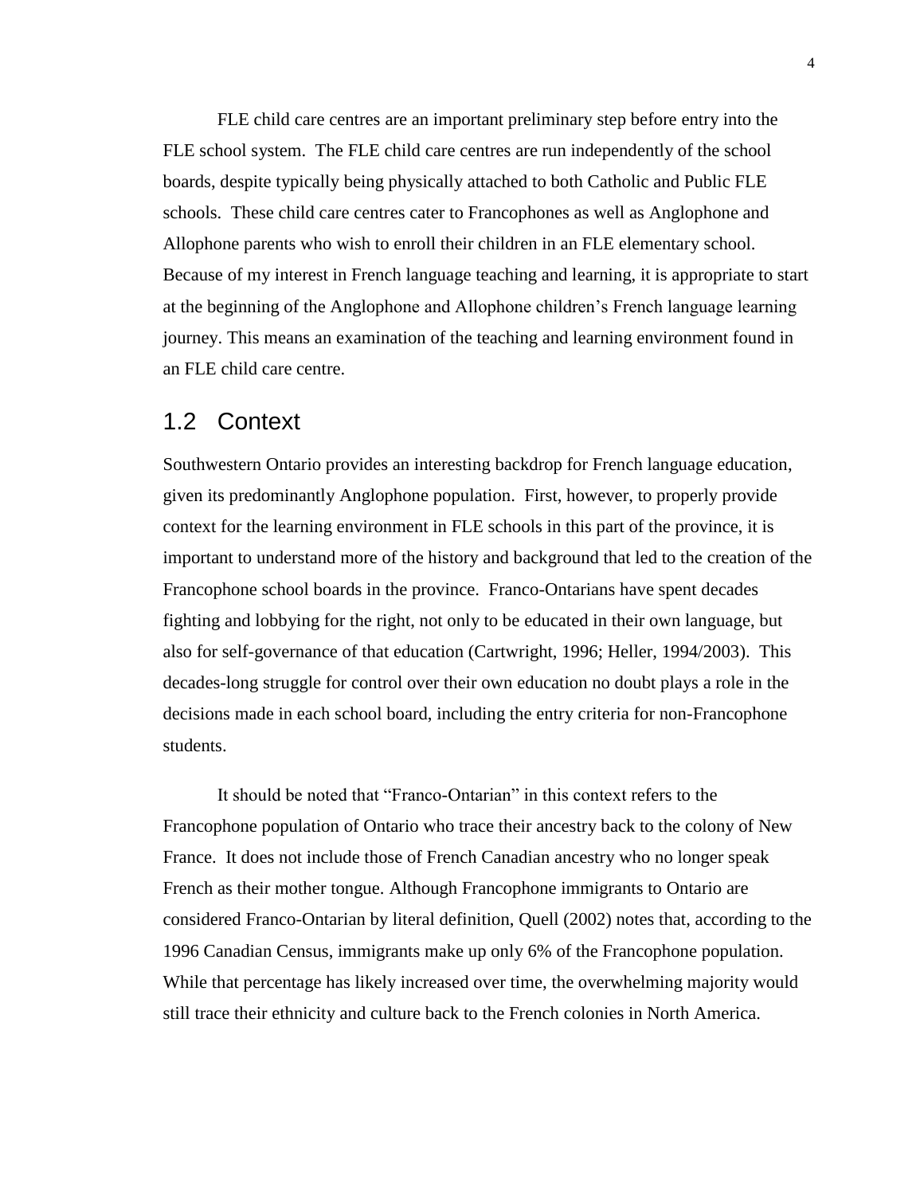FLE child care centres are an important preliminary step before entry into the FLE school system. The FLE child care centres are run independently of the school boards, despite typically being physically attached to both Catholic and Public FLE schools. These child care centres cater to Francophones as well as Anglophone and Allophone parents who wish to enroll their children in an FLE elementary school. Because of my interest in French language teaching and learning, it is appropriate to start at the beginning of the Anglophone and Allophone children's French language learning journey. This means an examination of the teaching and learning environment found in an FLE child care centre.

## 1.2 Context

Southwestern Ontario provides an interesting backdrop for French language education, given its predominantly Anglophone population. First, however, to properly provide context for the learning environment in FLE schools in this part of the province, it is important to understand more of the history and background that led to the creation of the Francophone school boards in the province. Franco-Ontarians have spent decades fighting and lobbying for the right, not only to be educated in their own language, but also for self-governance of that education (Cartwright, 1996; Heller, 1994/2003). This decades-long struggle for control over their own education no doubt plays a role in the decisions made in each school board, including the entry criteria for non-Francophone students.

It should be noted that "Franco-Ontarian" in this context refers to the Francophone population of Ontario who trace their ancestry back to the colony of New France. It does not include those of French Canadian ancestry who no longer speak French as their mother tongue. Although Francophone immigrants to Ontario are considered Franco-Ontarian by literal definition, Quell (2002) notes that, according to the 1996 Canadian Census, immigrants make up only 6% of the Francophone population. While that percentage has likely increased over time, the overwhelming majority would still trace their ethnicity and culture back to the French colonies in North America.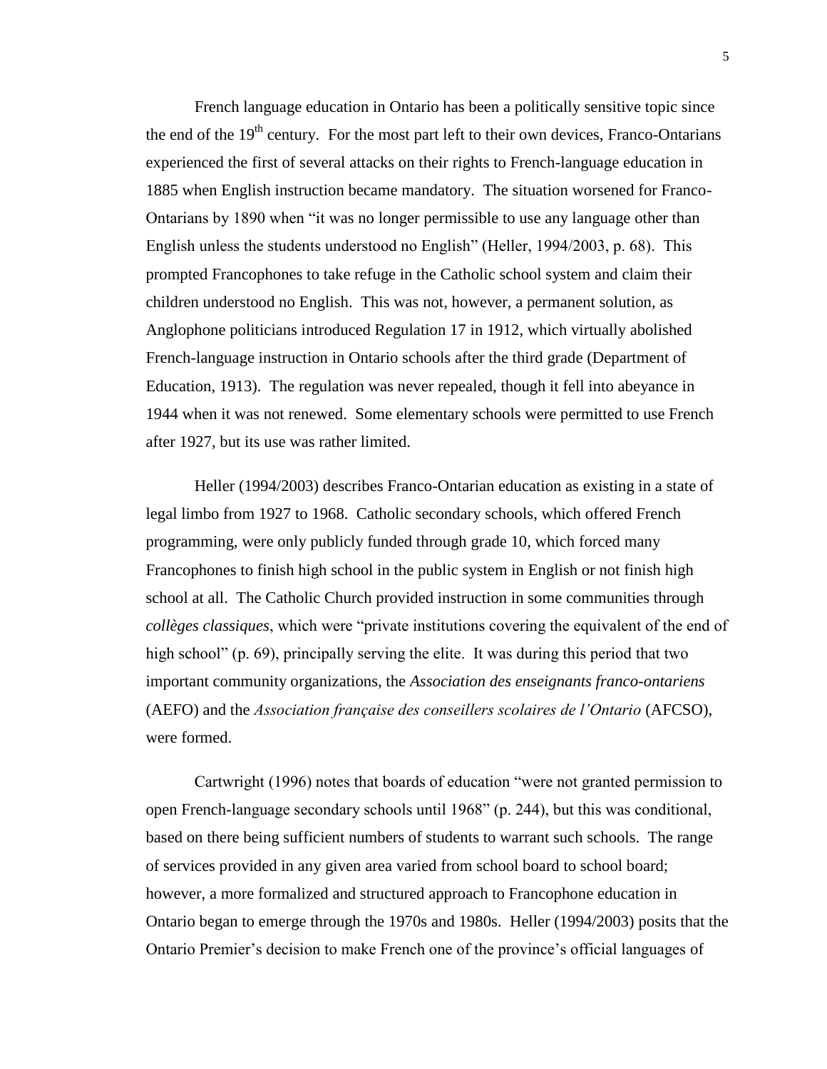French language education in Ontario has been a politically sensitive topic since the end of the 19th century. For the most part left to their own devices, Franco-Ontarians experienced the first of several attacks on their rights to French-language education in 1885 when English instruction became mandatory. The situation worsened for Franco-Ontarians by 1890 when "it was no longer permissible to use any language other than English unless the students understood no English" (Heller, 1994/2003, p. 68). This prompted Francophones to take refuge in the Catholic school system and claim their children understood no English. This was not, however, a permanent solution, as Anglophone politicians introduced Regulation 17 in 1912, which virtually abolished French-language instruction in Ontario schools after the third grade (Department of Education, 1913). The regulation was never repealed, though it fell into abeyance in 1944 when it was not renewed. Some elementary schools were permitted to use French after 1927, but its use was rather limited.

Heller (1994/2003) describes Franco-Ontarian education as existing in a state of legal limbo from 1927 to 1968. Catholic secondary schools, which offered French programming, were only publicly funded through grade 10, which forced many Francophones to finish high school in the public system in English or not finish high school at all. The Catholic Church provided instruction in some communities through *collèges classiques*, which were "private institutions covering the equivalent of the end of high school" (p. 69), principally serving the elite. It was during this period that two important community organizations, the *Association des enseignants franco-ontariens* (AEFO) and the *Association française des conseillers scolaires de l'Ontario* (AFCSO), were formed.

Cartwright (1996) notes that boards of education "were not granted permission to open French-language secondary schools until 1968" (p. 244), but this was conditional, based on there being sufficient numbers of students to warrant such schools. The range of services provided in any given area varied from school board to school board; however, a more formalized and structured approach to Francophone education in Ontario began to emerge through the 1970s and 1980s. Heller (1994/2003) posits that the Ontario Premier's decision to make French one of the province's official languages of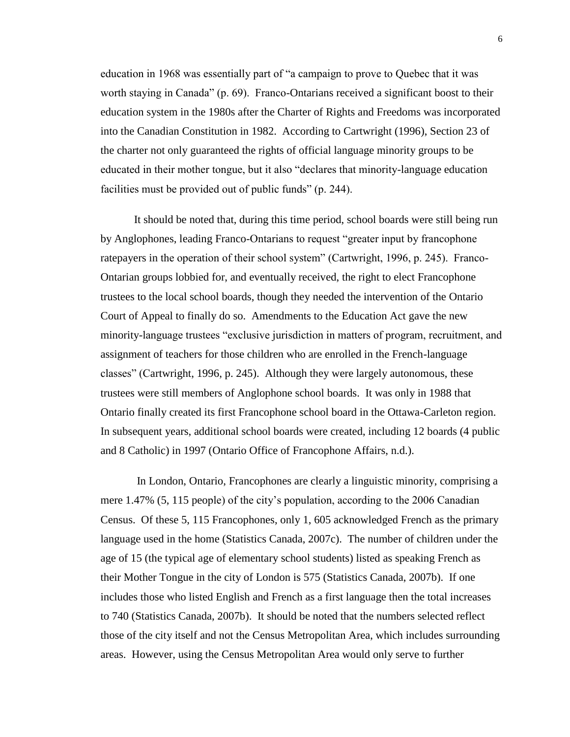education in 1968 was essentially part of "a campaign to prove to Quebec that it was worth staying in Canada" (p. 69). Franco-Ontarians received a significant boost to their education system in the 1980s after the Charter of Rights and Freedoms was incorporated into the Canadian Constitution in 1982. According to Cartwright (1996), Section 23 of the charter not only guaranteed the rights of official language minority groups to be educated in their mother tongue, but it also "declares that minority-language education facilities must be provided out of public funds" (p. 244).

It should be noted that, during this time period, school boards were still being run by Anglophones, leading Franco-Ontarians to request "greater input by francophone ratepayers in the operation of their school system" (Cartwright, 1996, p. 245). Franco-Ontarian groups lobbied for, and eventually received, the right to elect Francophone trustees to the local school boards, though they needed the intervention of the Ontario Court of Appeal to finally do so. Amendments to the Education Act gave the new minority-language trustees "exclusive jurisdiction in matters of program, recruitment, and assignment of teachers for those children who are enrolled in the French-language classes" (Cartwright, 1996, p. 245). Although they were largely autonomous, these trustees were still members of Anglophone school boards. It was only in 1988 that Ontario finally created its first Francophone school board in the Ottawa-Carleton region. In subsequent years, additional school boards were created, including 12 boards (4 public and 8 Catholic) in 1997 (Ontario Office of Francophone Affairs, n.d.).

In London, Ontario, Francophones are clearly a linguistic minority, comprising a mere 1.47% (5, 115 people) of the city's population, according to the 2006 Canadian Census. Of these 5, 115 Francophones, only 1, 605 acknowledged French as the primary language used in the home (Statistics Canada, 2007c). The number of children under the age of 15 (the typical age of elementary school students) listed as speaking French as their Mother Tongue in the city of London is 575 (Statistics Canada, 2007b). If one includes those who listed English and French as a first language then the total increases to 740 (Statistics Canada, 2007b). It should be noted that the numbers selected reflect those of the city itself and not the Census Metropolitan Area, which includes surrounding areas. However, using the Census Metropolitan Area would only serve to further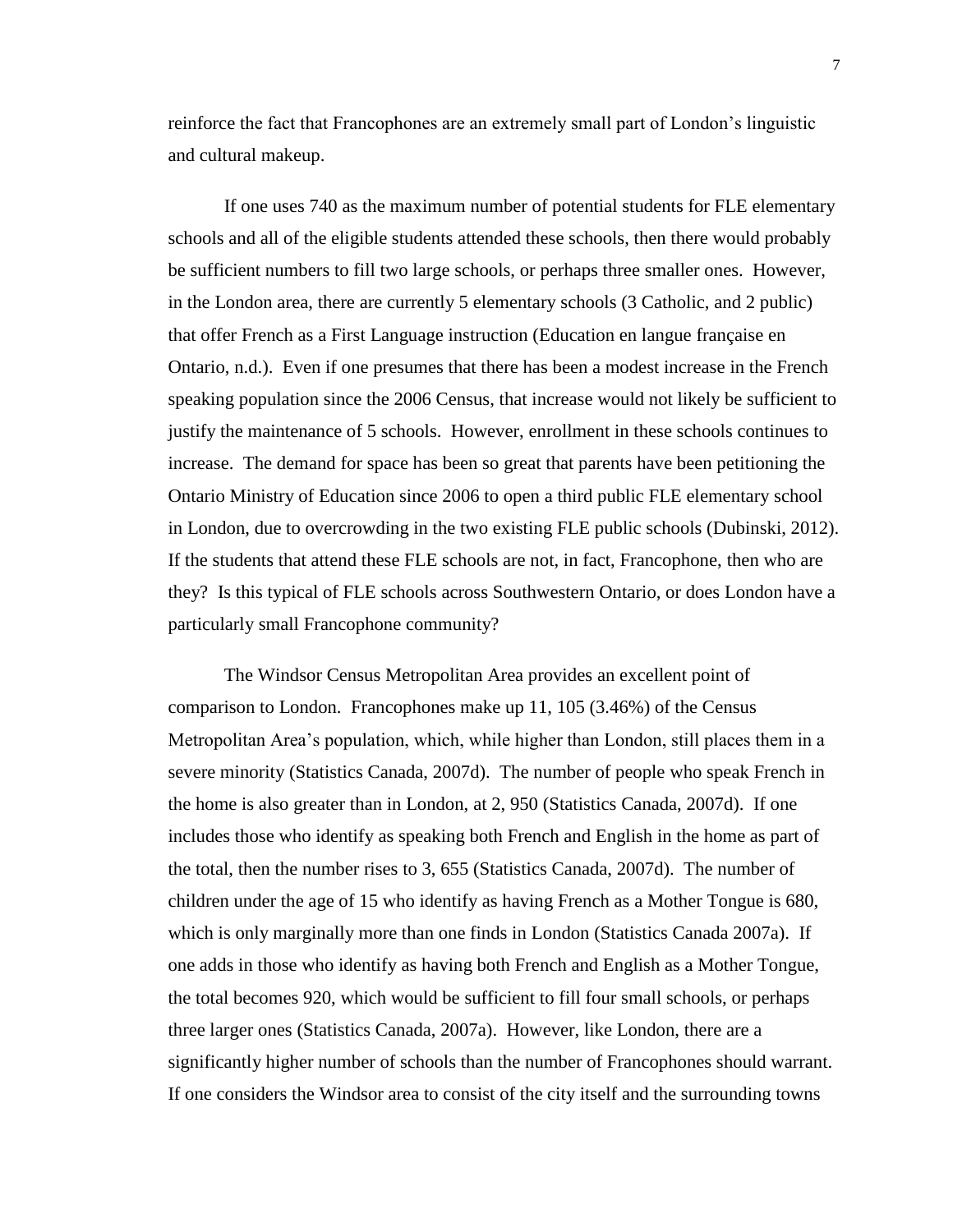reinforce the fact that Francophones are an extremely small part of London's linguistic and cultural makeup.

If one uses 740 as the maximum number of potential students for FLE elementary schools and all of the eligible students attended these schools, then there would probably be sufficient numbers to fill two large schools, or perhaps three smaller ones. However, in the London area, there are currently 5 elementary schools (3 Catholic, and 2 public) that offer French as a First Language instruction (Education en langue française en Ontario, n.d.). Even if one presumes that there has been a modest increase in the French speaking population since the 2006 Census, that increase would not likely be sufficient to justify the maintenance of 5 schools. However, enrollment in these schools continues to increase. The demand for space has been so great that parents have been petitioning the Ontario Ministry of Education since 2006 to open a third public FLE elementary school in London, due to overcrowding in the two existing FLE public schools (Dubinski, 2012). If the students that attend these FLE schools are not, in fact, Francophone, then who are they? Is this typical of FLE schools across Southwestern Ontario, or does London have a particularly small Francophone community?

The Windsor Census Metropolitan Area provides an excellent point of comparison to London. Francophones make up 11, 105 (3.46%) of the Census Metropolitan Area's population, which, while higher than London, still places them in a severe minority (Statistics Canada, 2007d). The number of people who speak French in the home is also greater than in London, at 2, 950 (Statistics Canada, 2007d). If one includes those who identify as speaking both French and English in the home as part of the total, then the number rises to 3, 655 (Statistics Canada, 2007d). The number of children under the age of 15 who identify as having French as a Mother Tongue is 680, which is only marginally more than one finds in London (Statistics Canada 2007a). If one adds in those who identify as having both French and English as a Mother Tongue, the total becomes 920, which would be sufficient to fill four small schools, or perhaps three larger ones (Statistics Canada, 2007a). However, like London, there are a significantly higher number of schools than the number of Francophones should warrant. If one considers the Windsor area to consist of the city itself and the surrounding towns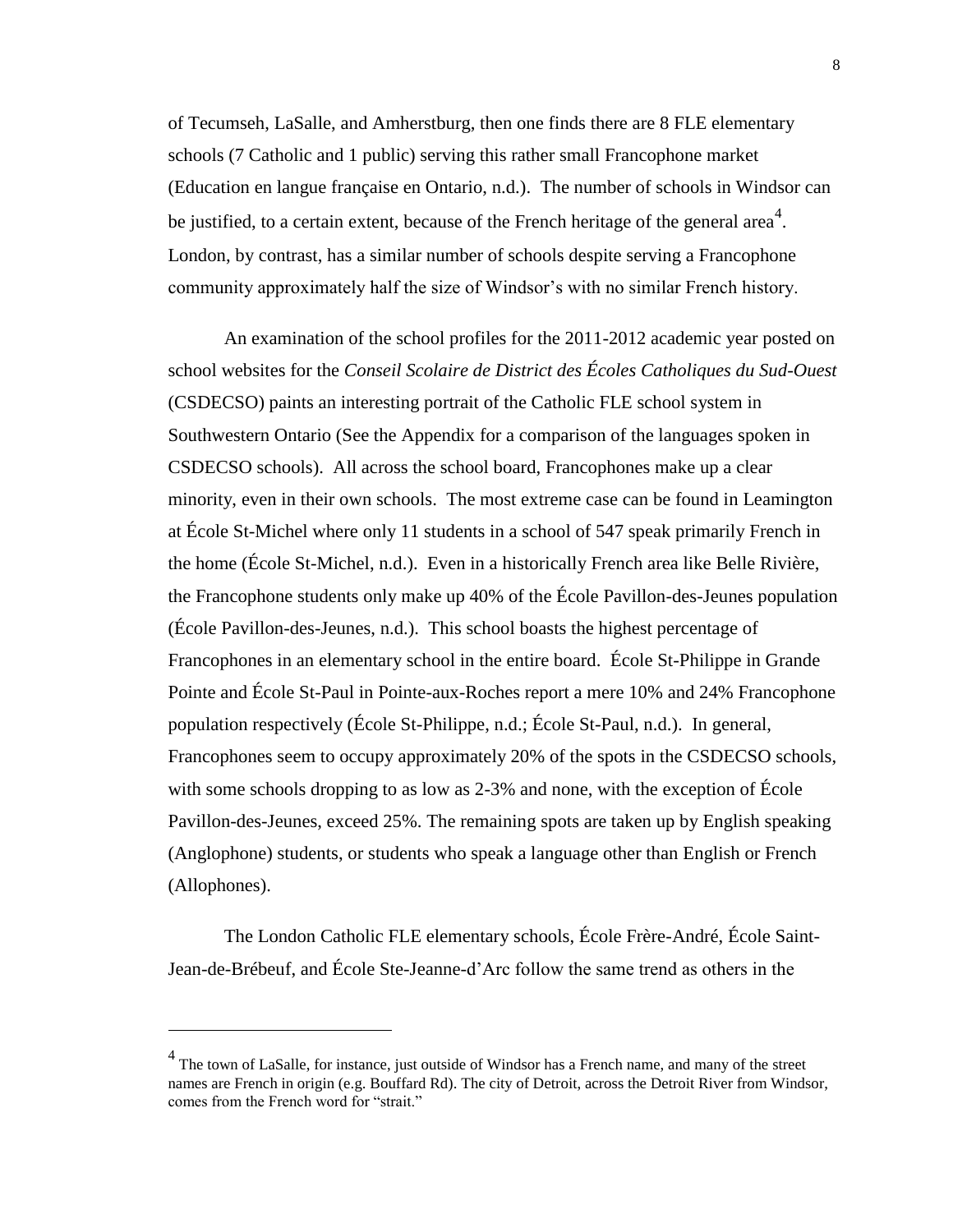of Tecumseh, LaSalle, and Amherstburg, then one finds there are 8 FLE elementary schools (7 Catholic and 1 public) serving this rather small Francophone market (Education en langue française en Ontario, n.d.). The number of schools in Windsor can be justified, to a certain extent, because of the French heritage of the general area[4]. London, by contrast, has a similar number of schools despite serving a Francophone community approximately half the size of Windsor's with no similar French history.

An examination of the school profiles for the 2011-2012 academic year posted on school websites for the *Conseil Scolaire de District des Écoles Catholiques du Sud-Ouest* (CSDECSO) paints an interesting portrait of the Catholic FLE school system in Southwestern Ontario (See the Appendix for a comparison of the languages spoken in CSDECSO schools). All across the school board, Francophones make up a clear minority, even in their own schools. The most extreme case can be found in Leamington at École St-Michel where only 11 students in a school of 547 speak primarily French in the home (École St-Michel, n.d.). Even in a historically French area like Belle Rivière, the Francophone students only make up 40% of the École Pavillon-des-Jeunes population (École Pavillon-des-Jeunes, n.d.). This school boasts the highest percentage of Francophones in an elementary school in the entire board. École St-Philippe in Grande Pointe and École St-Paul in Pointe-aux-Roches report a mere 10% and 24% Francophone population respectively (École St-Philippe, n.d.; École St-Paul, n.d.). In general, Francophones seem to occupy approximately 20% of the spots in the CSDECSO schools, with some schools dropping to as low as 2-3% and none, with the exception of École Pavillon-des-Jeunes, exceed 25%. The remaining spots are taken up by English speaking (Anglophone) students, or students who speak a language other than English or French (Allophones).

The London Catholic FLE elementary schools, École Frère-André, École Saint-Jean-de-Brébeuf, and École Ste-Jeanne-d'Arc follow the same trend as others in the

---

[4] The town of LaSalle, for instance, just outside of Windsor has a French name, and many of the street names are French in origin (e.g. Bouffard Rd). The city of Detroit, across the Detroit River from Windsor, comes from the French word for "strait."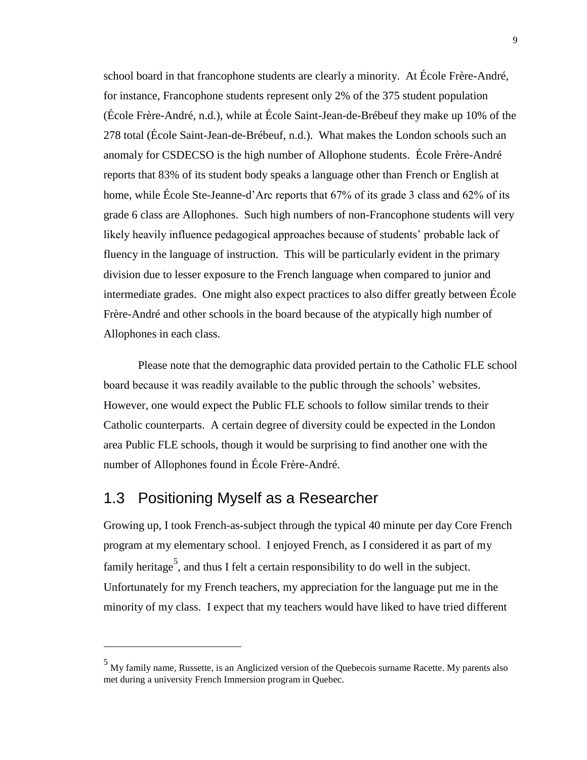school board in that francophone students are clearly a minority. At École Frère-André, for instance, Francophone students represent only 2% of the 375 student population (École Frère-André, n.d.), while at École Saint-Jean-de-Brébeuf they make up 10% of the 278 total (École Saint-Jean-de-Brébeuf, n.d.). What makes the London schools such an anomaly for CSDECSO is the high number of Allophone students. École Frère-André reports that 83% of its student body speaks a language other than French or English at home, while École Ste-Jeanne-d'Arc reports that 67% of its grade 3 class and 62% of its grade 6 class are Allophones. Such high numbers of non-Francophone students will very likely heavily influence pedagogical approaches because of students' probable lack of fluency in the language of instruction. This will be particularly evident in the primary division due to lesser exposure to the French language when compared to junior and intermediate grades. One might also expect practices to also differ greatly between École Frère-André and other schools in the board because of the atypically high number of Allophones in each class.

Please note that the demographic data provided pertain to the Catholic FLE school board because it was readily available to the public through the schools' websites. However, one would expect the Public FLE schools to follow similar trends to their Catholic counterparts. A certain degree of diversity could be expected in the London area Public FLE schools, though it would be surprising to find another one with the number of Allophones found in École Frère-André.

## 1.3 Positioning Myself as a Researcher

Growing up, I took French-as-subject through the typical 40 minute per day Core French program at my elementary school. I enjoyed French, as I considered it as part of my family heritage[5], and thus I felt a certain responsibility to do well in the subject. Unfortunately for my French teachers, my appreciation for the language put me in the minority of my class. I expect that my teachers would have liked to have tried different

---

[5] My family name, Russette, is an Anglicized version of the Quebecois surname Racette. My parents also met during a university French Immersion program in Quebec.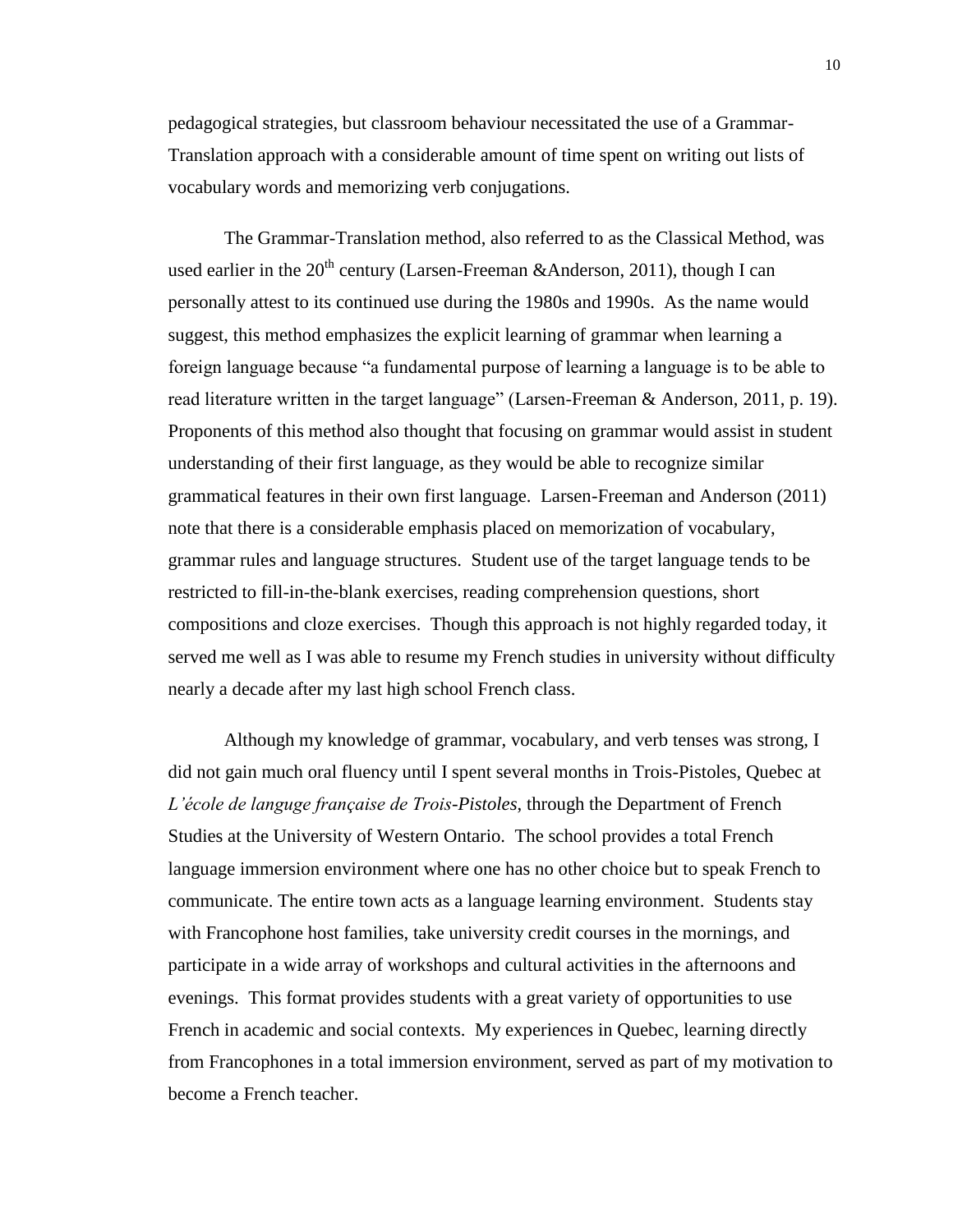pedagogical strategies, but classroom behaviour necessitated the use of a Grammar-Translation approach with a considerable amount of time spent on writing out lists of vocabulary words and memorizing verb conjugations.

The Grammar-Translation method, also referred to as the Classical Method, was used earlier in the 20th century (Larsen-Freeman &Anderson, 2011), though I can personally attest to its continued use during the 1980s and 1990s. As the name would suggest, this method emphasizes the explicit learning of grammar when learning a foreign language because "a fundamental purpose of learning a language is to be able to read literature written in the target language" (Larsen-Freeman & Anderson, 2011, p. 19). Proponents of this method also thought that focusing on grammar would assist in student understanding of their first language, as they would be able to recognize similar grammatical features in their own first language. Larsen-Freeman and Anderson (2011) note that there is a considerable emphasis placed on memorization of vocabulary, grammar rules and language structures. Student use of the target language tends to be restricted to fill-in-the-blank exercises, reading comprehension questions, short compositions and cloze exercises. Though this approach is not highly regarded today, it served me well as I was able to resume my French studies in university without difficulty nearly a decade after my last high school French class.

Although my knowledge of grammar, vocabulary, and verb tenses was strong, I did not gain much oral fluency until I spent several months in Trois-Pistoles, Quebec at *L'école de languge française de Trois-Pistoles*, through the Department of French Studies at the University of Western Ontario. The school provides a total French language immersion environment where one has no other choice but to speak French to communicate. The entire town acts as a language learning environment. Students stay with Francophone host families, take university credit courses in the mornings, and participate in a wide array of workshops and cultural activities in the afternoons and evenings. This format provides students with a great variety of opportunities to use French in academic and social contexts. My experiences in Quebec, learning directly from Francophones in a total immersion environment, served as part of my motivation to become a French teacher.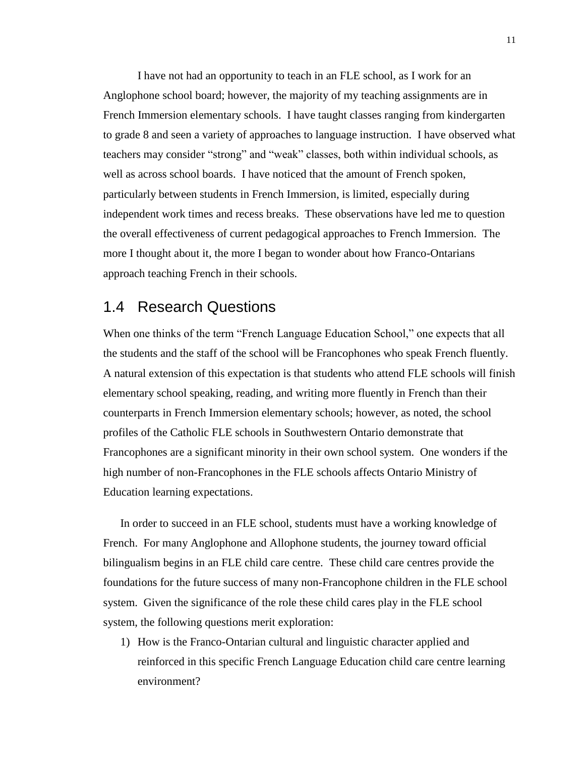I have not had an opportunity to teach in an FLE school, as I work for an Anglophone school board; however, the majority of my teaching assignments are in French Immersion elementary schools. I have taught classes ranging from kindergarten to grade 8 and seen a variety of approaches to language instruction. I have observed what teachers may consider "strong" and "weak" classes, both within individual schools, as well as across school boards. I have noticed that the amount of French spoken, particularly between students in French Immersion, is limited, especially during independent work times and recess breaks. These observations have led me to question the overall effectiveness of current pedagogical approaches to French Immersion. The more I thought about it, the more I began to wonder about how Franco-Ontarians approach teaching French in their schools.

## 1.4 Research Questions

When one thinks of the term "French Language Education School," one expects that all the students and the staff of the school will be Francophones who speak French fluently. A natural extension of this expectation is that students who attend FLE schools will finish elementary school speaking, reading, and writing more fluently in French than their counterparts in French Immersion elementary schools; however, as noted, the school profiles of the Catholic FLE schools in Southwestern Ontario demonstrate that Francophones are a significant minority in their own school system. One wonders if the high number of non-Francophones in the FLE schools affects Ontario Ministry of Education learning expectations.

In order to succeed in an FLE school, students must have a working knowledge of French. For many Anglophone and Allophone students, the journey toward official bilingualism begins in an FLE child care centre. These child care centres provide the foundations for the future success of many non-Francophone children in the FLE school system. Given the significance of the role these child cares play in the FLE school system, the following questions merit exploration:

1) How is the Franco-Ontarian cultural and linguistic character applied and reinforced in this specific French Language Education child care centre learning environment?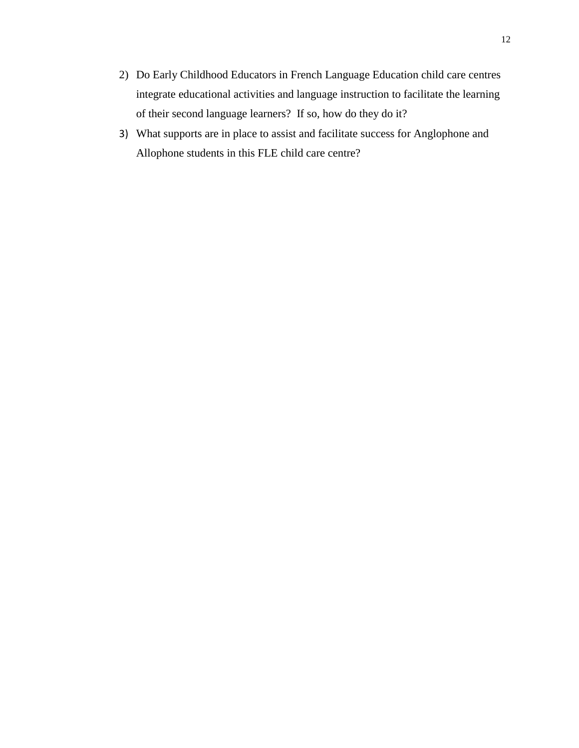2) Do Early Childhood Educators in French Language Education child care centres integrate educational activities and language instruction to facilitate the learning of their second language learners? If so, how do they do it?
3) What supports are in place to assist and facilitate success for Anglophone and Allophone students in this FLE child care centre?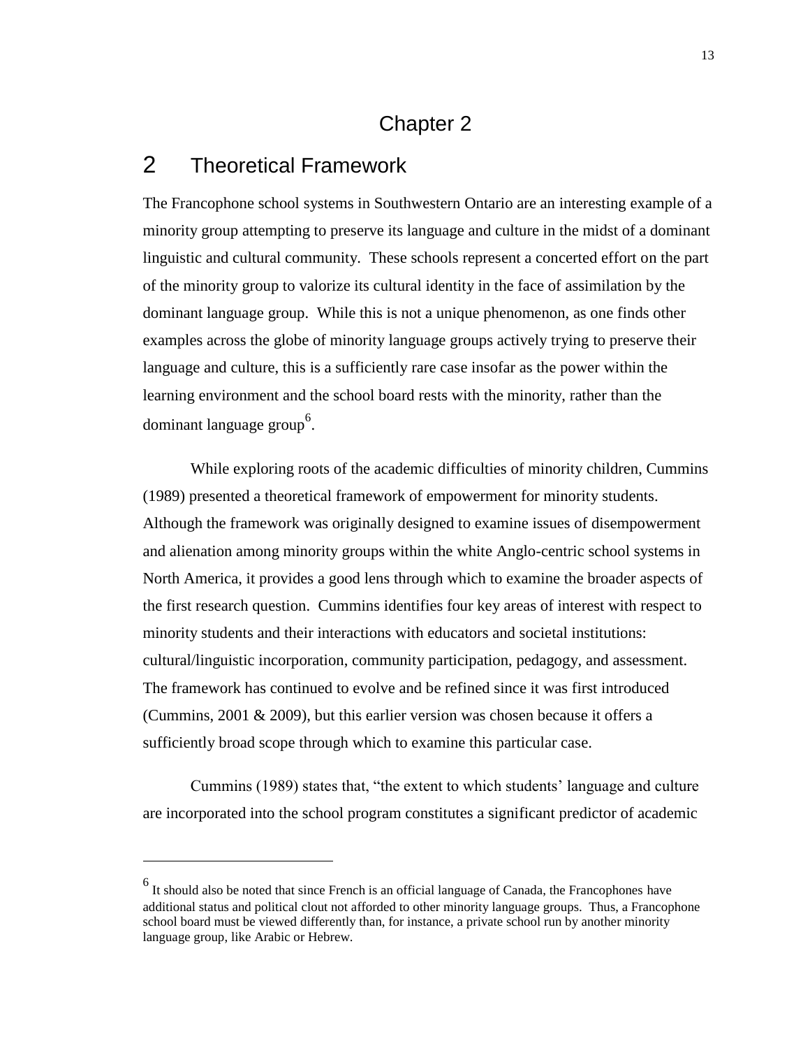# Chapter 2

## 2 Theoretical Framework

The Francophone school systems in Southwestern Ontario are an interesting example of a minority group attempting to preserve its language and culture in the midst of a dominant linguistic and cultural community. These schools represent a concerted effort on the part of the minority group to valorize its cultural identity in the face of assimilation by the dominant language group. While this is not a unique phenomenon, as one finds other examples across the globe of minority language groups actively trying to preserve their language and culture, this is a sufficiently rare case insofar as the power within the learning environment and the school board rests with the minority, rather than the dominant language group[6].

While exploring roots of the academic difficulties of minority children, Cummins (1989) presented a theoretical framework of empowerment for minority students. Although the framework was originally designed to examine issues of disempowerment and alienation among minority groups within the white Anglo-centric school systems in North America, it provides a good lens through which to examine the broader aspects of the first research question. Cummins identifies four key areas of interest with respect to minority students and their interactions with educators and societal institutions: cultural/linguistic incorporation, community participation, pedagogy, and assessment. The framework has continued to evolve and be refined since it was first introduced (Cummins, 2001 & 2009), but this earlier version was chosen because it offers a sufficiently broad scope through which to examine this particular case.

Cummins (1989) states that, "the extent to which students' language and culture are incorporated into the school program constitutes a significant predictor of academic

---

[6] It should also be noted that since French is an official language of Canada, the Francophones have additional status and political clout not afforded to other minority language groups. Thus, a Francophone school board must be viewed differently than, for instance, a private school run by another minority language group, like Arabic or Hebrew.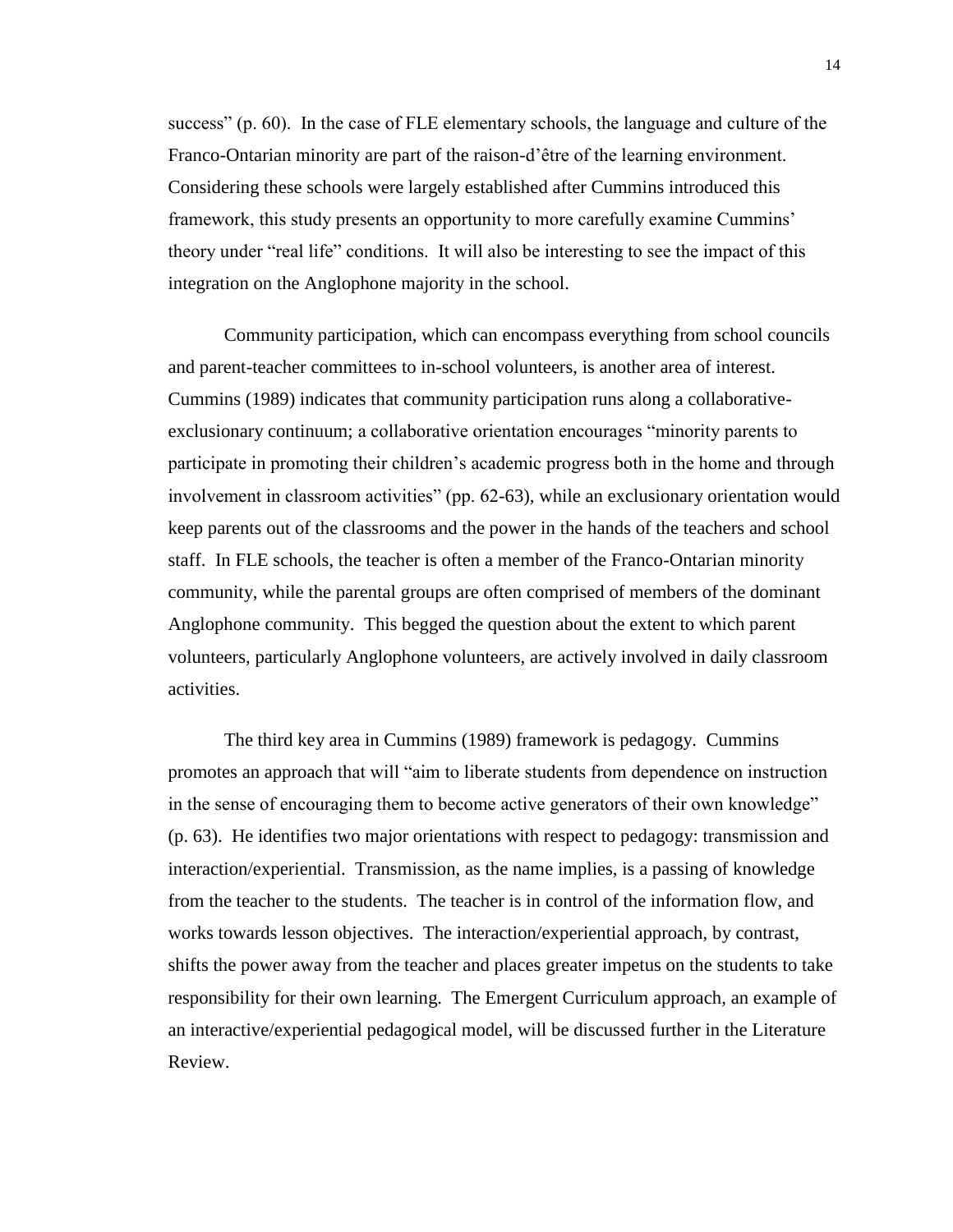success" (p. 60). In the case of FLE elementary schools, the language and culture of the Franco-Ontarian minority are part of the raison-d'être of the learning environment. Considering these schools were largely established after Cummins introduced this framework, this study presents an opportunity to more carefully examine Cummins' theory under "real life" conditions. It will also be interesting to see the impact of this integration on the Anglophone majority in the school.

Community participation, which can encompass everything from school councils and parent-teacher committees to in-school volunteers, is another area of interest. Cummins (1989) indicates that community participation runs along a collaborative-exclusionary continuum; a collaborative orientation encourages "minority parents to participate in promoting their children's academic progress both in the home and through involvement in classroom activities" (pp. 62-63), while an exclusionary orientation would keep parents out of the classrooms and the power in the hands of the teachers and school staff. In FLE schools, the teacher is often a member of the Franco-Ontarian minority community, while the parental groups are often comprised of members of the dominant Anglophone community. This begged the question about the extent to which parent volunteers, particularly Anglophone volunteers, are actively involved in daily classroom activities.

The third key area in Cummins (1989) framework is pedagogy. Cummins promotes an approach that will "aim to liberate students from dependence on instruction in the sense of encouraging them to become active generators of their own knowledge" (p. 63). He identifies two major orientations with respect to pedagogy: transmission and interaction/experiential. Transmission, as the name implies, is a passing of knowledge from the teacher to the students. The teacher is in control of the information flow, and works towards lesson objectives. The interaction/experiential approach, by contrast, shifts the power away from the teacher and places greater impetus on the students to take responsibility for their own learning. The Emergent Curriculum approach, an example of an interactive/experiential pedagogical model, will be discussed further in the Literature Review.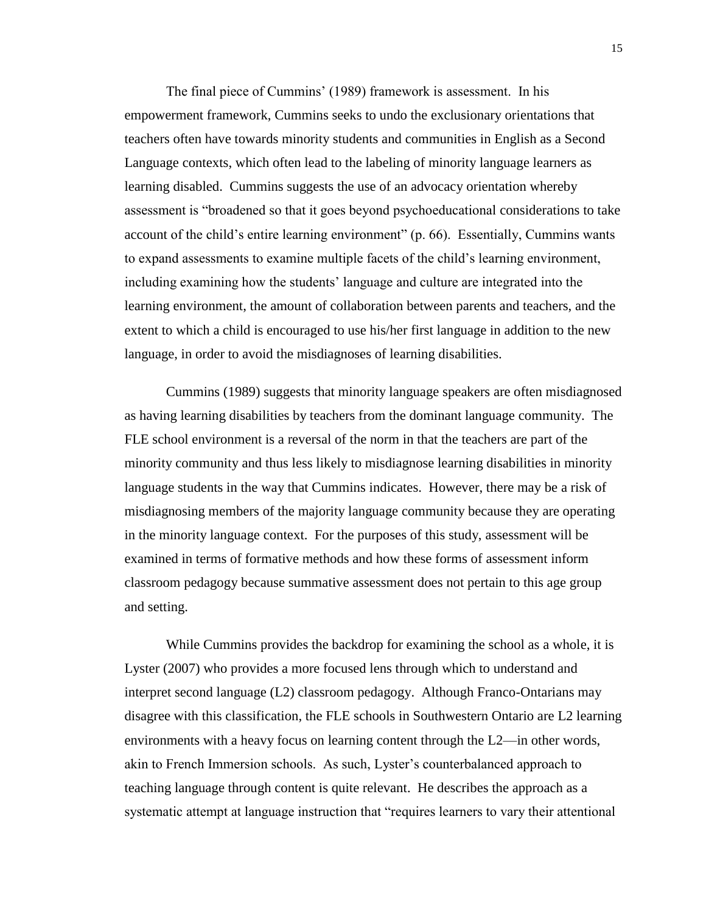The final piece of Cummins' (1989) framework is assessment. In his empowerment framework, Cummins seeks to undo the exclusionary orientations that teachers often have towards minority students and communities in English as a Second Language contexts, which often lead to the labeling of minority language learners as learning disabled. Cummins suggests the use of an advocacy orientation whereby assessment is "broadened so that it goes beyond psychoeducational considerations to take account of the child's entire learning environment" (p. 66). Essentially, Cummins wants to expand assessments to examine multiple facets of the child's learning environment, including examining how the students' language and culture are integrated into the learning environment, the amount of collaboration between parents and teachers, and the extent to which a child is encouraged to use his/her first language in addition to the new language, in order to avoid the misdiagnoses of learning disabilities.

Cummins (1989) suggests that minority language speakers are often misdiagnosed as having learning disabilities by teachers from the dominant language community. The FLE school environment is a reversal of the norm in that the teachers are part of the minority community and thus less likely to misdiagnose learning disabilities in minority language students in the way that Cummins indicates. However, there may be a risk of misdiagnosing members of the majority language community because they are operating in the minority language context. For the purposes of this study, assessment will be examined in terms of formative methods and how these forms of assessment inform classroom pedagogy because summative assessment does not pertain to this age group and setting.

While Cummins provides the backdrop for examining the school as a whole, it is Lyster (2007) who provides a more focused lens through which to understand and interpret second language (L2) classroom pedagogy. Although Franco-Ontarians may disagree with this classification, the FLE schools in Southwestern Ontario are L2 learning environments with a heavy focus on learning content through the L2—in other words, akin to French Immersion schools. As such, Lyster's counterbalanced approach to teaching language through content is quite relevant. He describes the approach as a systematic attempt at language instruction that "requires learners to vary their attentional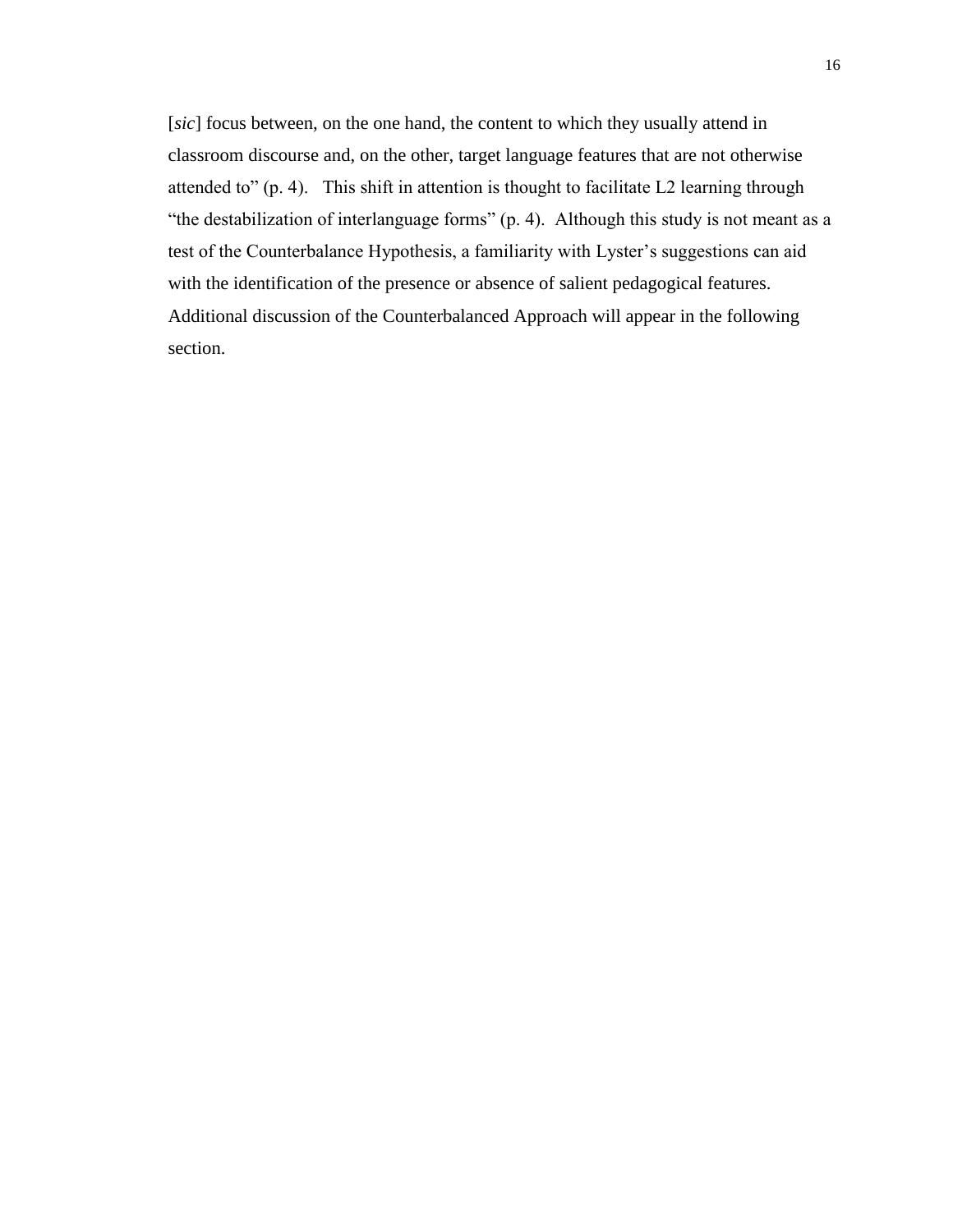[*sic*] focus between, on the one hand, the content to which they usually attend in classroom discourse and, on the other, target language features that are not otherwise attended to" (p. 4). This shift in attention is thought to facilitate L2 learning through "the destabilization of interlanguage forms" (p. 4). Although this study is not meant as a test of the Counterbalance Hypothesis, a familiarity with Lyster's suggestions can aid with the identification of the presence or absence of salient pedagogical features. Additional discussion of the Counterbalanced Approach will appear in the following section.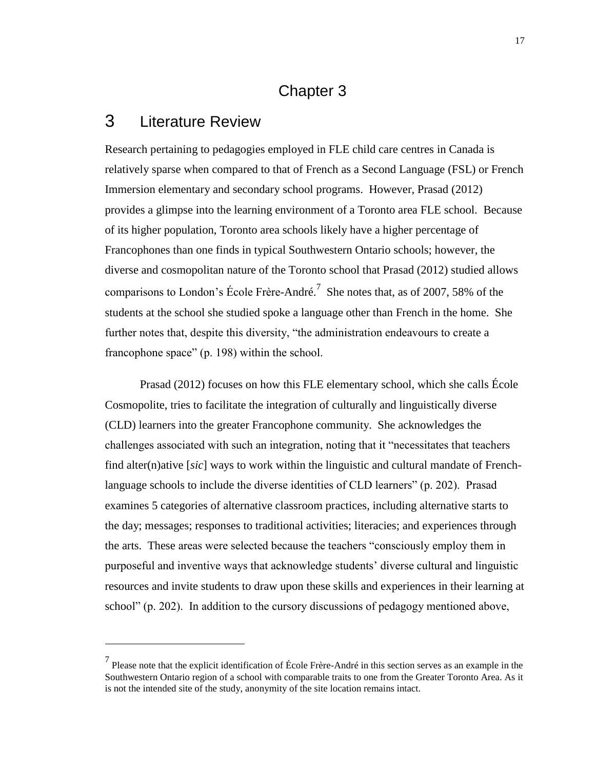# Chapter 3

## 3 Literature Review

Research pertaining to pedagogies employed in FLE child care centres in Canada is relatively sparse when compared to that of French as a Second Language (FSL) or French Immersion elementary and secondary school programs. However, Prasad (2012) provides a glimpse into the learning environment of a Toronto area FLE school. Because of its higher population, Toronto area schools likely have a higher percentage of Francophones than one finds in typical Southwestern Ontario schools; however, the diverse and cosmopolitan nature of the Toronto school that Prasad (2012) studied allows comparisons to London's École Frère-André.[7] She notes that, as of 2007, 58% of the students at the school she studied spoke a language other than French in the home. She further notes that, despite this diversity, "the administration endeavours to create a francophone space" (p. 198) within the school.

Prasad (2012) focuses on how this FLE elementary school, which she calls École Cosmopolite, tries to facilitate the integration of culturally and linguistically diverse (CLD) learners into the greater Francophone community. She acknowledges the challenges associated with such an integration, noting that it "necessitates that teachers find alter(n)ative [*sic*] ways to work within the linguistic and cultural mandate of French-language schools to include the diverse identities of CLD learners" (p. 202). Prasad examines 5 categories of alternative classroom practices, including alternative starts to the day; messages; responses to traditional activities; literacies; and experiences through the arts. These areas were selected because the teachers "consciously employ them in purposeful and inventive ways that acknowledge students' diverse cultural and linguistic resources and invite students to draw upon these skills and experiences in their learning at school" (p. 202). In addition to the cursory discussions of pedagogy mentioned above,

---

[7] Please note that the explicit identification of École Frère-André in this section serves as an example in the Southwestern Ontario region of a school with comparable traits to one from the Greater Toronto Area. As it is not the intended site of the study, anonymity of the site location remains intact.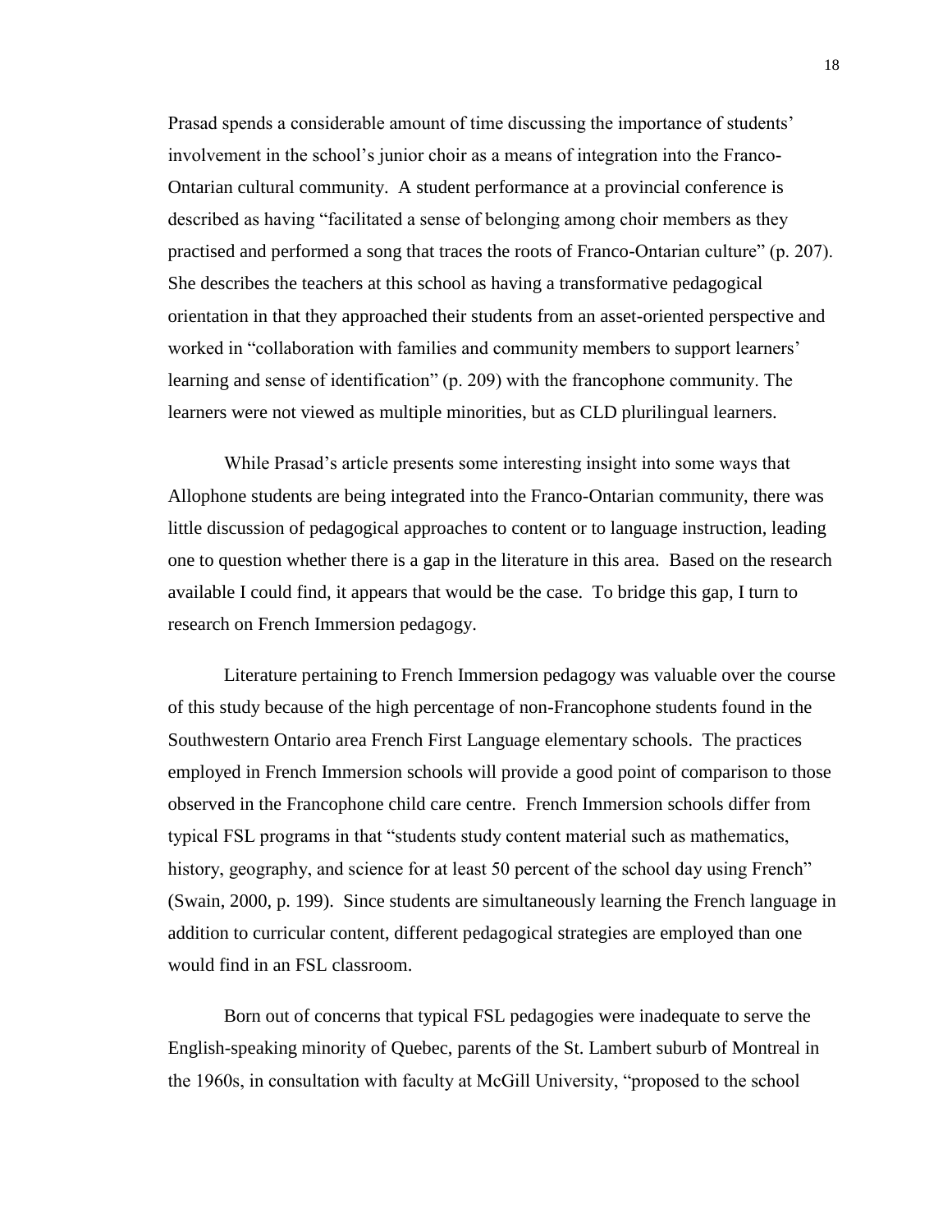Prasad spends a considerable amount of time discussing the importance of students' involvement in the school's junior choir as a means of integration into the Franco-Ontarian cultural community. A student performance at a provincial conference is described as having "facilitated a sense of belonging among choir members as they practised and performed a song that traces the roots of Franco-Ontarian culture" (p. 207). She describes the teachers at this school as having a transformative pedagogical orientation in that they approached their students from an asset-oriented perspective and worked in "collaboration with families and community members to support learners' learning and sense of identification" (p. 209) with the francophone community. The learners were not viewed as multiple minorities, but as CLD plurilingual learners.

While Prasad's article presents some interesting insight into some ways that Allophone students are being integrated into the Franco-Ontarian community, there was little discussion of pedagogical approaches to content or to language instruction, leading one to question whether there is a gap in the literature in this area. Based on the research available I could find, it appears that would be the case. To bridge this gap, I turn to research on French Immersion pedagogy.

Literature pertaining to French Immersion pedagogy was valuable over the course of this study because of the high percentage of non-Francophone students found in the Southwestern Ontario area French First Language elementary schools. The practices employed in French Immersion schools will provide a good point of comparison to those observed in the Francophone child care centre. French Immersion schools differ from typical FSL programs in that "students study content material such as mathematics, history, geography, and science for at least 50 percent of the school day using French" (Swain, 2000, p. 199). Since students are simultaneously learning the French language in addition to curricular content, different pedagogical strategies are employed than one would find in an FSL classroom.

Born out of concerns that typical FSL pedagogies were inadequate to serve the English-speaking minority of Quebec, parents of the St. Lambert suburb of Montreal in the 1960s, in consultation with faculty at McGill University, "proposed to the school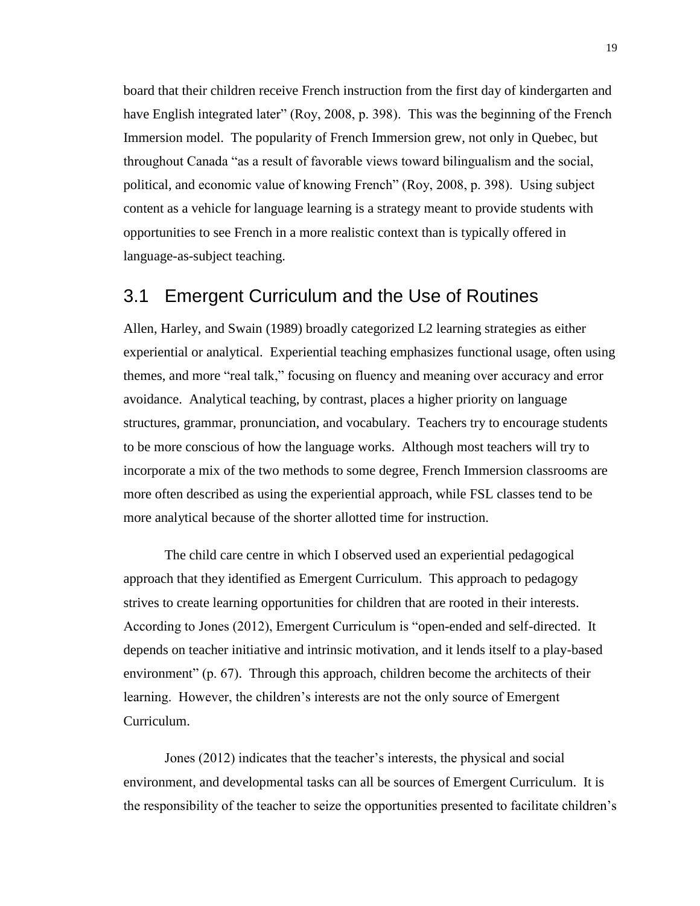board that their children receive French instruction from the first day of kindergarten and have English integrated later" (Roy, 2008, p. 398). This was the beginning of the French Immersion model. The popularity of French Immersion grew, not only in Quebec, but throughout Canada "as a result of favorable views toward bilingualism and the social, political, and economic value of knowing French" (Roy, 2008, p. 398). Using subject content as a vehicle for language learning is a strategy meant to provide students with opportunities to see French in a more realistic context than is typically offered in language-as-subject teaching.

## 3.1 Emergent Curriculum and the Use of Routines

Allen, Harley, and Swain (1989) broadly categorized L2 learning strategies as either experiential or analytical. Experiential teaching emphasizes functional usage, often using themes, and more "real talk," focusing on fluency and meaning over accuracy and error avoidance. Analytical teaching, by contrast, places a higher priority on language structures, grammar, pronunciation, and vocabulary. Teachers try to encourage students to be more conscious of how the language works. Although most teachers will try to incorporate a mix of the two methods to some degree, French Immersion classrooms are more often described as using the experiential approach, while FSL classes tend to be more analytical because of the shorter allotted time for instruction.

The child care centre in which I observed used an experiential pedagogical approach that they identified as Emergent Curriculum. This approach to pedagogy strives to create learning opportunities for children that are rooted in their interests. According to Jones (2012), Emergent Curriculum is "open-ended and self-directed. It depends on teacher initiative and intrinsic motivation, and it lends itself to a play-based environment" (p. 67). Through this approach, children become the architects of their learning. However, the children's interests are not the only source of Emergent Curriculum.

Jones (2012) indicates that the teacher's interests, the physical and social environment, and developmental tasks can all be sources of Emergent Curriculum. It is the responsibility of the teacher to seize the opportunities presented to facilitate children's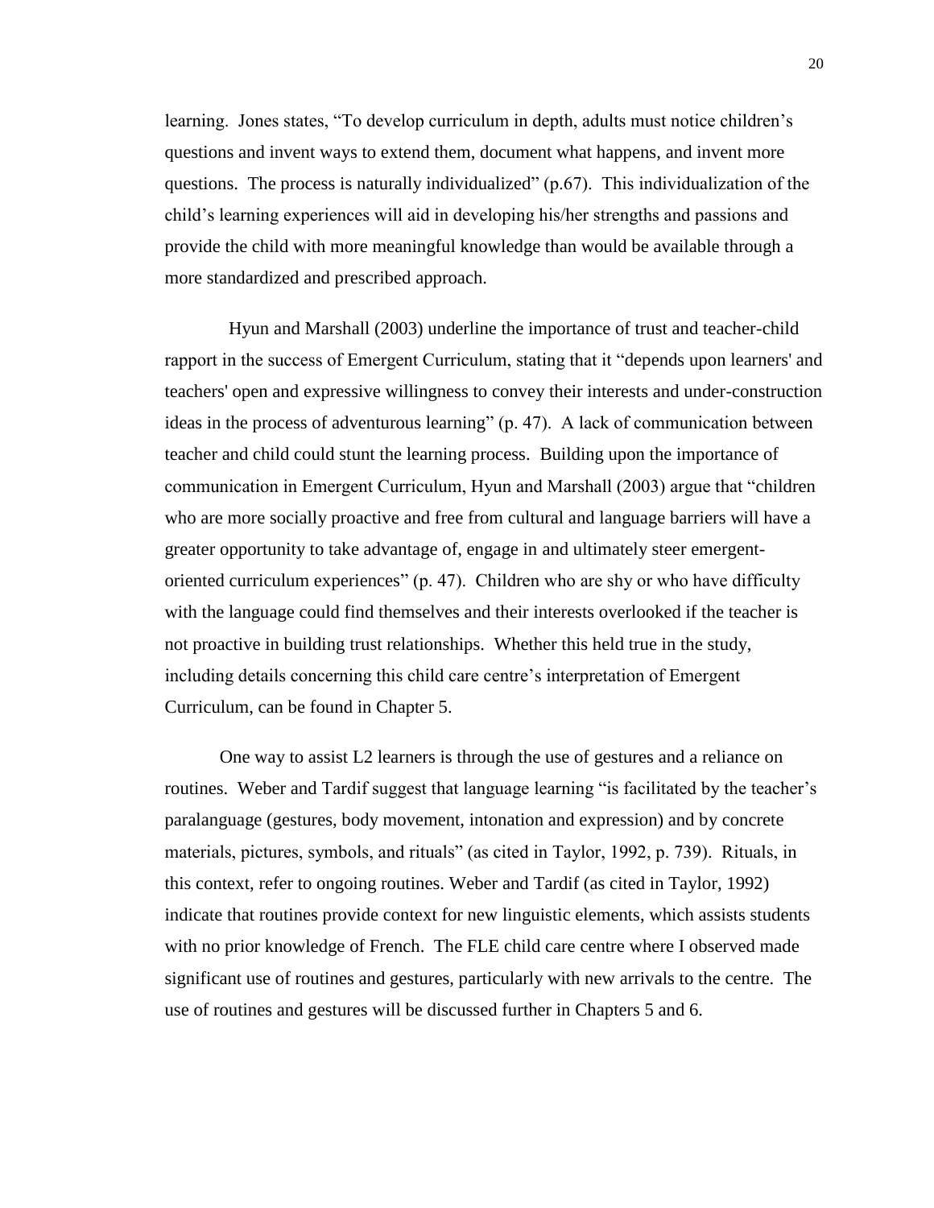learning. Jones states, "To develop curriculum in depth, adults must notice children's questions and invent ways to extend them, document what happens, and invent more questions. The process is naturally individualized" (p.67). This individualization of the child's learning experiences will aid in developing his/her strengths and passions and provide the child with more meaningful knowledge than would be available through a more standardized and prescribed approach.

Hyun and Marshall (2003) underline the importance of trust and teacher-child rapport in the success of Emergent Curriculum, stating that it "depends upon learners' and teachers' open and expressive willingness to convey their interests and under-construction ideas in the process of adventurous learning" (p. 47). A lack of communication between teacher and child could stunt the learning process. Building upon the importance of communication in Emergent Curriculum, Hyun and Marshall (2003) argue that "children who are more socially proactive and free from cultural and language barriers will have a greater opportunity to take advantage of, engage in and ultimately steer emergent-oriented curriculum experiences" (p. 47). Children who are shy or who have difficulty with the language could find themselves and their interests overlooked if the teacher is not proactive in building trust relationships. Whether this held true in the study, including details concerning this child care centre's interpretation of Emergent Curriculum, can be found in Chapter 5.

One way to assist L2 learners is through the use of gestures and a reliance on routines. Weber and Tardif suggest that language learning "is facilitated by the teacher's paralanguage (gestures, body movement, intonation and expression) and by concrete materials, pictures, symbols, and rituals" (as cited in Taylor, 1992, p. 739). Rituals, in this context, refer to ongoing routines. Weber and Tardif (as cited in Taylor, 1992) indicate that routines provide context for new linguistic elements, which assists students with no prior knowledge of French. The FLE child care centre where I observed made significant use of routines and gestures, particularly with new arrivals to the centre. The use of routines and gestures will be discussed further in Chapters 5 and 6.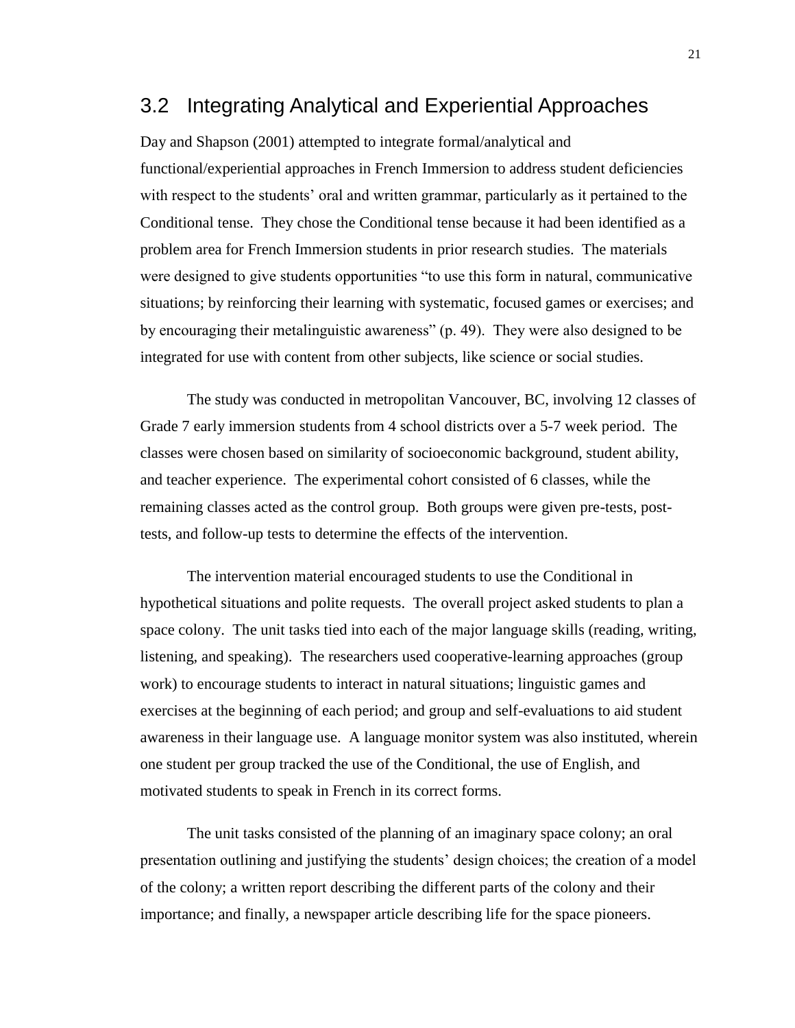## 3.2 Integrating Analytical and Experiential Approaches

Day and Shapson (2001) attempted to integrate formal/analytical and functional/experiential approaches in French Immersion to address student deficiencies with respect to the students' oral and written grammar, particularly as it pertained to the Conditional tense. They chose the Conditional tense because it had been identified as a problem area for French Immersion students in prior research studies. The materials were designed to give students opportunities "to use this form in natural, communicative situations; by reinforcing their learning with systematic, focused games or exercises; and by encouraging their metalinguistic awareness" (p. 49). They were also designed to be integrated for use with content from other subjects, like science or social studies.

The study was conducted in metropolitan Vancouver, BC, involving 12 classes of Grade 7 early immersion students from 4 school districts over a 5-7 week period. The classes were chosen based on similarity of socioeconomic background, student ability, and teacher experience. The experimental cohort consisted of 6 classes, while the remaining classes acted as the control group. Both groups were given pre-tests, post-tests, and follow-up tests to determine the effects of the intervention.

The intervention material encouraged students to use the Conditional in hypothetical situations and polite requests. The overall project asked students to plan a space colony. The unit tasks tied into each of the major language skills (reading, writing, listening, and speaking). The researchers used cooperative-learning approaches (group work) to encourage students to interact in natural situations; linguistic games and exercises at the beginning of each period; and group and self-evaluations to aid student awareness in their language use. A language monitor system was also instituted, wherein one student per group tracked the use of the Conditional, the use of English, and motivated students to speak in French in its correct forms.

The unit tasks consisted of the planning of an imaginary space colony; an oral presentation outlining and justifying the students' design choices; the creation of a model of the colony; a written report describing the different parts of the colony and their importance; and finally, a newspaper article describing life for the space pioneers.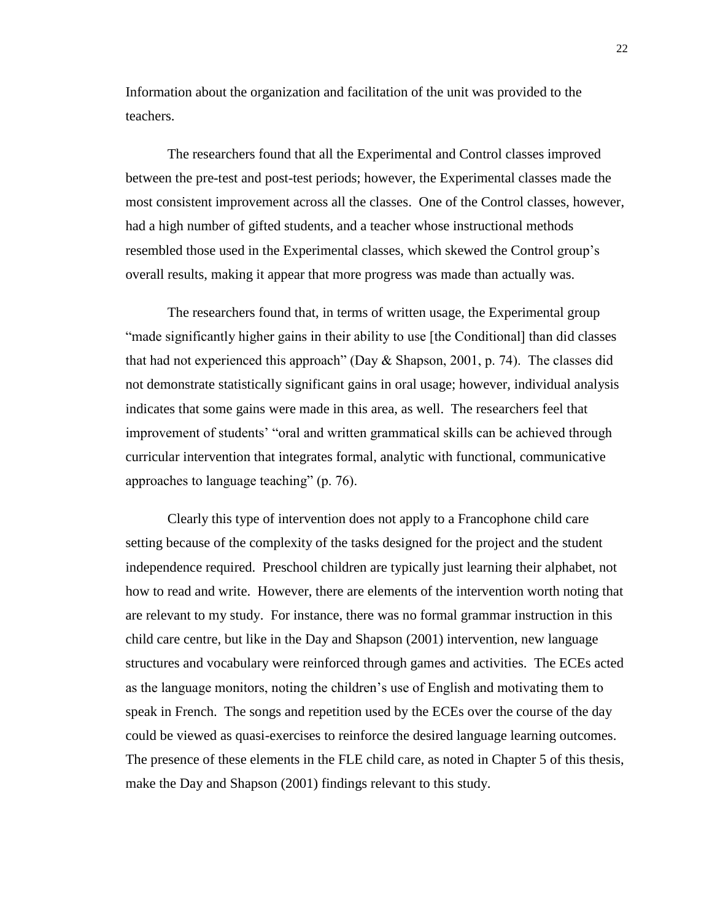Information about the organization and facilitation of the unit was provided to the teachers.

The researchers found that all the Experimental and Control classes improved between the pre-test and post-test periods; however, the Experimental classes made the most consistent improvement across all the classes. One of the Control classes, however, had a high number of gifted students, and a teacher whose instructional methods resembled those used in the Experimental classes, which skewed the Control group's overall results, making it appear that more progress was made than actually was.

The researchers found that, in terms of written usage, the Experimental group "made significantly higher gains in their ability to use [the Conditional] than did classes that had not experienced this approach" (Day & Shapson, 2001, p. 74). The classes did not demonstrate statistically significant gains in oral usage; however, individual analysis indicates that some gains were made in this area, as well. The researchers feel that improvement of students' "oral and written grammatical skills can be achieved through curricular intervention that integrates formal, analytic with functional, communicative approaches to language teaching" (p. 76).

Clearly this type of intervention does not apply to a Francophone child care setting because of the complexity of the tasks designed for the project and the student independence required. Preschool children are typically just learning their alphabet, not how to read and write. However, there are elements of the intervention worth noting that are relevant to my study. For instance, there was no formal grammar instruction in this child care centre, but like in the Day and Shapson (2001) intervention, new language structures and vocabulary were reinforced through games and activities. The ECEs acted as the language monitors, noting the children's use of English and motivating them to speak in French. The songs and repetition used by the ECEs over the course of the day could be viewed as quasi-exercises to reinforce the desired language learning outcomes. The presence of these elements in the FLE child care, as noted in Chapter 5 of this thesis, make the Day and Shapson (2001) findings relevant to this study.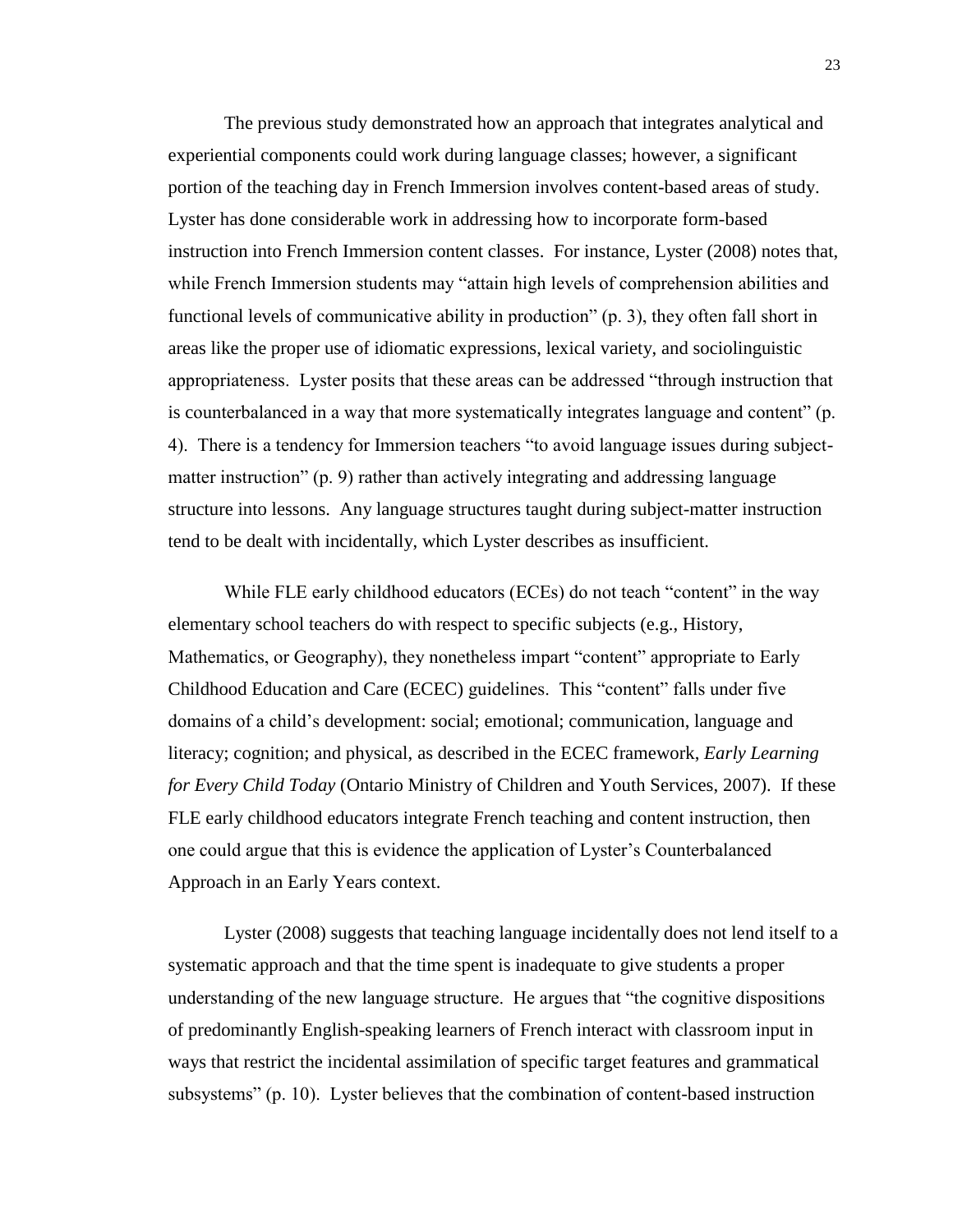The previous study demonstrated how an approach that integrates analytical and experiential components could work during language classes; however, a significant portion of the teaching day in French Immersion involves content-based areas of study. Lyster has done considerable work in addressing how to incorporate form-based instruction into French Immersion content classes. For instance, Lyster (2008) notes that, while French Immersion students may "attain high levels of comprehension abilities and functional levels of communicative ability in production" (p. 3), they often fall short in areas like the proper use of idiomatic expressions, lexical variety, and sociolinguistic appropriateness. Lyster posits that these areas can be addressed "through instruction that is counterbalanced in a way that more systematically integrates language and content" (p. 4). There is a tendency for Immersion teachers "to avoid language issues during subject-matter instruction" (p. 9) rather than actively integrating and addressing language structure into lessons. Any language structures taught during subject-matter instruction tend to be dealt with incidentally, which Lyster describes as insufficient.

While FLE early childhood educators (ECEs) do not teach "content" in the way elementary school teachers do with respect to specific subjects (e.g., History, Mathematics, or Geography), they nonetheless impart "content" appropriate to Early Childhood Education and Care (ECEC) guidelines. This "content" falls under five domains of a child's development: social; emotional; communication, language and literacy; cognition; and physical, as described in the ECEC framework, *Early Learning for Every Child Today* (Ontario Ministry of Children and Youth Services, 2007). If these FLE early childhood educators integrate French teaching and content instruction, then one could argue that this is evidence the application of Lyster's Counterbalanced Approach in an Early Years context.

Lyster (2008) suggests that teaching language incidentally does not lend itself to a systematic approach and that the time spent is inadequate to give students a proper understanding of the new language structure. He argues that "the cognitive dispositions of predominantly English-speaking learners of French interact with classroom input in ways that restrict the incidental assimilation of specific target features and grammatical subsystems" (p. 10). Lyster believes that the combination of content-based instruction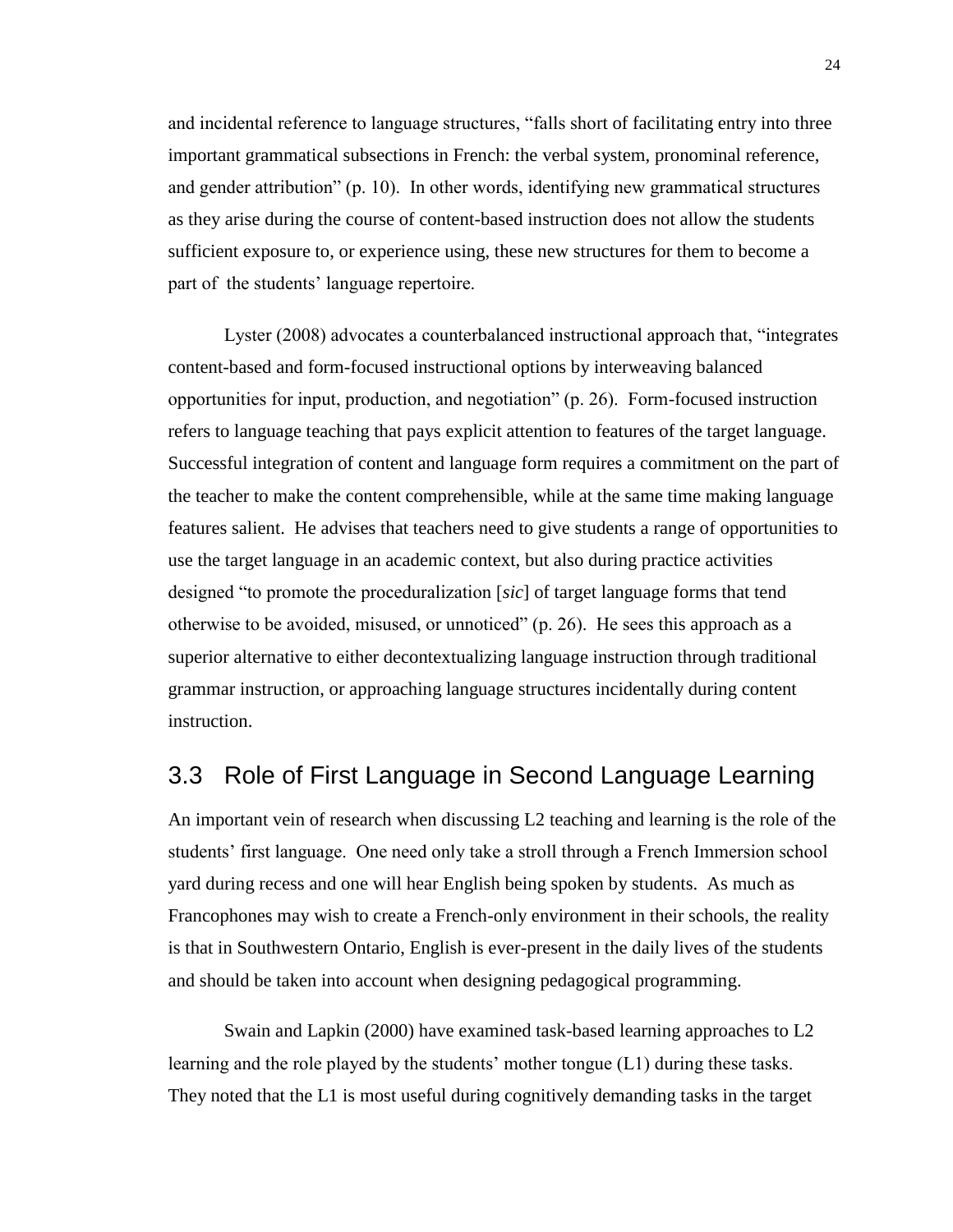and incidental reference to language structures, "falls short of facilitating entry into three important grammatical subsections in French: the verbal system, pronominal reference, and gender attribution" (p. 10). In other words, identifying new grammatical structures as they arise during the course of content-based instruction does not allow the students sufficient exposure to, or experience using, these new structures for them to become a part of the students' language repertoire.

Lyster (2008) advocates a counterbalanced instructional approach that, "integrates content-based and form-focused instructional options by interweaving balanced opportunities for input, production, and negotiation" (p. 26). Form-focused instruction refers to language teaching that pays explicit attention to features of the target language. Successful integration of content and language form requires a commitment on the part of the teacher to make the content comprehensible, while at the same time making language features salient. He advises that teachers need to give students a range of opportunities to use the target language in an academic context, but also during practice activities designed "to promote the proceduralization [*sic*] of target language forms that tend otherwise to be avoided, misused, or unnoticed" (p. 26). He sees this approach as a superior alternative to either decontextualizing language instruction through traditional grammar instruction, or approaching language structures incidentally during content instruction.

## 3.3 Role of First Language in Second Language Learning

An important vein of research when discussing L2 teaching and learning is the role of the students' first language. One need only take a stroll through a French Immersion school yard during recess and one will hear English being spoken by students. As much as Francophones may wish to create a French-only environment in their schools, the reality is that in Southwestern Ontario, English is ever-present in the daily lives of the students and should be taken into account when designing pedagogical programming.

Swain and Lapkin (2000) have examined task-based learning approaches to L2 learning and the role played by the students' mother tongue (L1) during these tasks. They noted that the L1 is most useful during cognitively demanding tasks in the target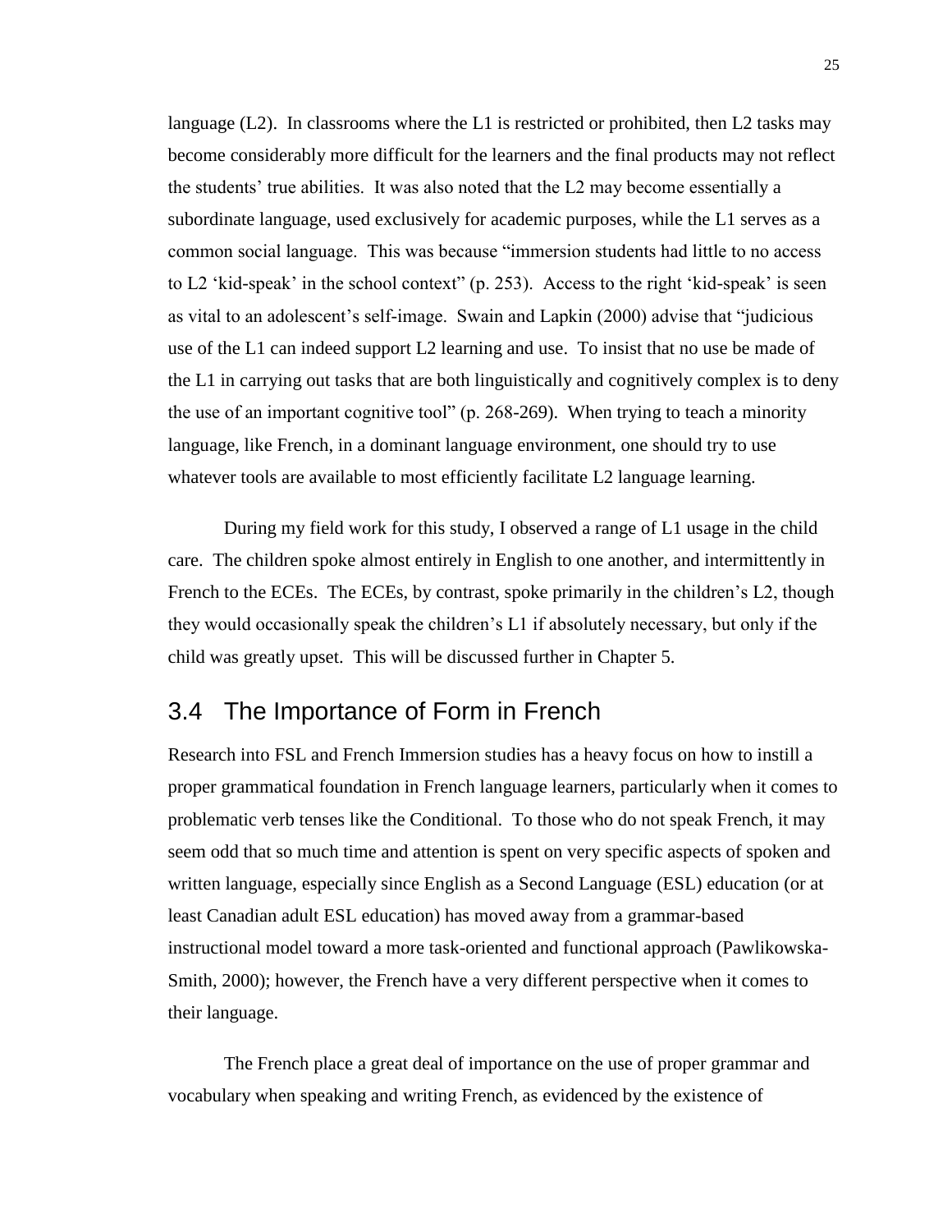language (L2). In classrooms where the L1 is restricted or prohibited, then L2 tasks may become considerably more difficult for the learners and the final products may not reflect the students' true abilities. It was also noted that the L2 may become essentially a subordinate language, used exclusively for academic purposes, while the L1 serves as a common social language. This was because "immersion students had little to no access to L2 'kid-speak' in the school context" (p. 253). Access to the right 'kid-speak' is seen as vital to an adolescent's self-image. Swain and Lapkin (2000) advise that "judicious use of the L1 can indeed support L2 learning and use. To insist that no use be made of the L1 in carrying out tasks that are both linguistically and cognitively complex is to deny the use of an important cognitive tool" (p. 268-269). When trying to teach a minority language, like French, in a dominant language environment, one should try to use whatever tools are available to most efficiently facilitate L2 language learning.

During my field work for this study, I observed a range of L1 usage in the child care. The children spoke almost entirely in English to one another, and intermittently in French to the ECEs. The ECEs, by contrast, spoke primarily in the children's L2, though they would occasionally speak the children's L1 if absolutely necessary, but only if the child was greatly upset. This will be discussed further in Chapter 5.

## 3.4 The Importance of Form in French

Research into FSL and French Immersion studies has a heavy focus on how to instill a proper grammatical foundation in French language learners, particularly when it comes to problematic verb tenses like the Conditional. To those who do not speak French, it may seem odd that so much time and attention is spent on very specific aspects of spoken and written language, especially since English as a Second Language (ESL) education (or at least Canadian adult ESL education) has moved away from a grammar-based instructional model toward a more task-oriented and functional approach (Pawlikowska-Smith, 2000); however, the French have a very different perspective when it comes to their language.

The French place a great deal of importance on the use of proper grammar and vocabulary when speaking and writing French, as evidenced by the existence of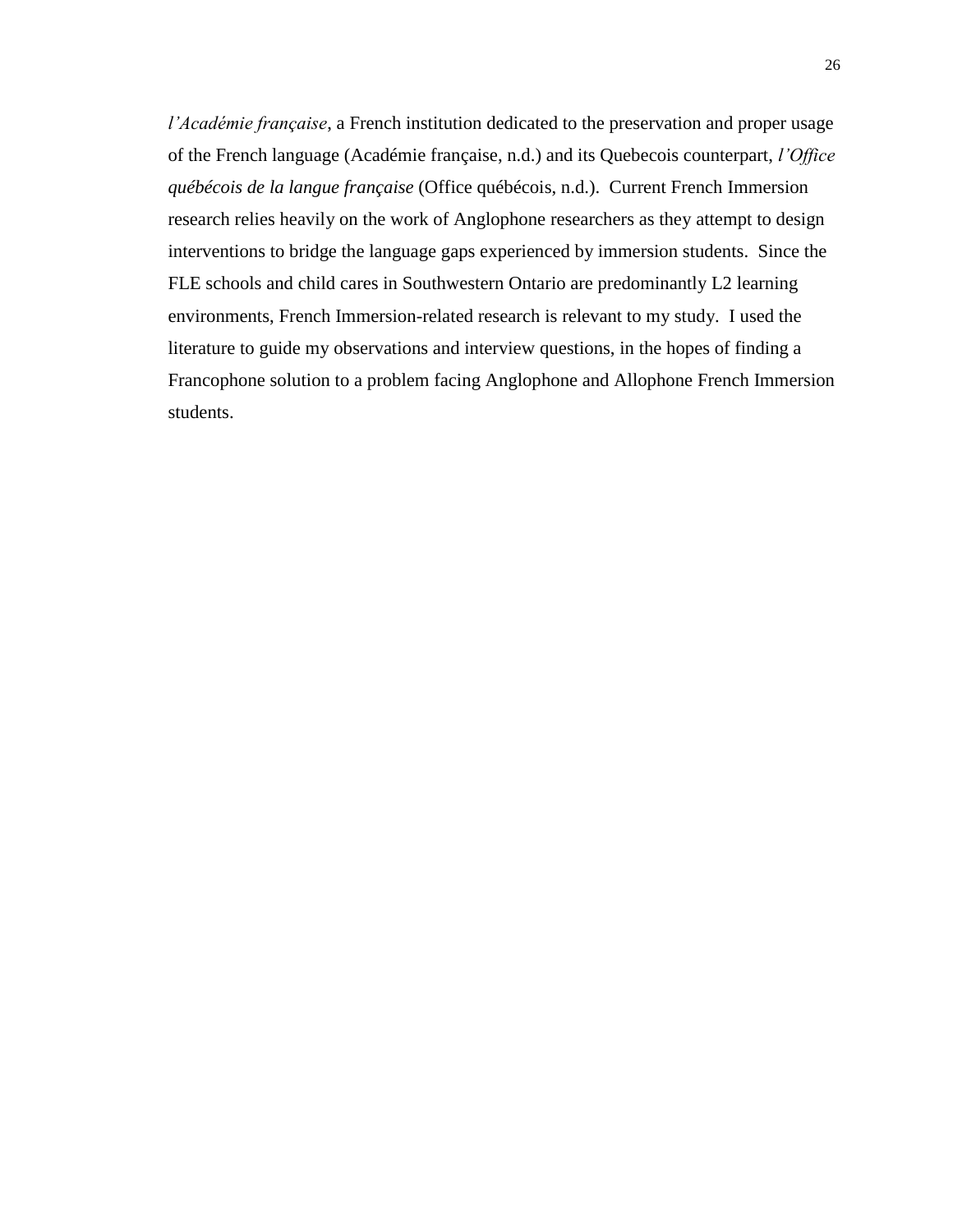*l'Académie française*, a French institution dedicated to the preservation and proper usage of the French language (Académie française, n.d.) and its Quebecois counterpart, *l'Office québécois de la langue française* (Office québécois, n.d.). Current French Immersion research relies heavily on the work of Anglophone researchers as they attempt to design interventions to bridge the language gaps experienced by immersion students. Since the FLE schools and child cares in Southwestern Ontario are predominantly L2 learning environments, French Immersion-related research is relevant to my study. I used the literature to guide my observations and interview questions, in the hopes of finding a Francophone solution to a problem facing Anglophone and Allophone French Immersion students.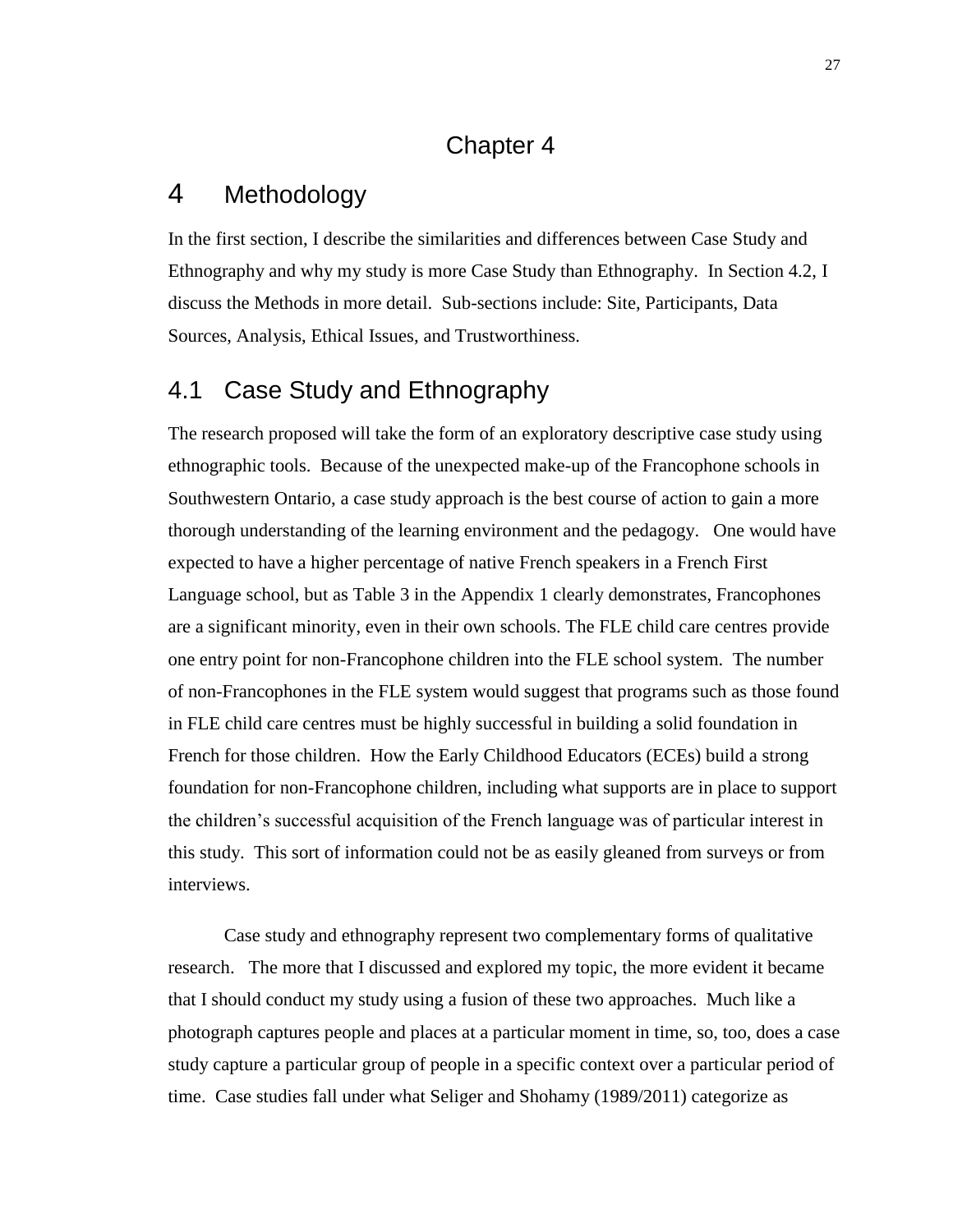# Chapter 4

# 4 Methodology

In the first section, I describe the similarities and differences between Case Study and Ethnography and why my study is more Case Study than Ethnography. In Section 4.2, I discuss the Methods in more detail. Sub-sections include: Site, Participants, Data Sources, Analysis, Ethical Issues, and Trustworthiness.

## 4.1 Case Study and Ethnography

The research proposed will take the form of an exploratory descriptive case study using ethnographic tools. Because of the unexpected make-up of the Francophone schools in Southwestern Ontario, a case study approach is the best course of action to gain a more thorough understanding of the learning environment and the pedagogy. One would have expected to have a higher percentage of native French speakers in a French First Language school, but as Table 3 in the Appendix 1 clearly demonstrates, Francophones are a significant minority, even in their own schools. The FLE child care centres provide one entry point for non-Francophone children into the FLE school system. The number of non-Francophones in the FLE system would suggest that programs such as those found in FLE child care centres must be highly successful in building a solid foundation in French for those children. How the Early Childhood Educators (ECEs) build a strong foundation for non-Francophone children, including what supports are in place to support the children's successful acquisition of the French language was of particular interest in this study. This sort of information could not be as easily gleaned from surveys or from interviews.

Case study and ethnography represent two complementary forms of qualitative research. The more that I discussed and explored my topic, the more evident it became that I should conduct my study using a fusion of these two approaches. Much like a photograph captures people and places at a particular moment in time, so, too, does a case study capture a particular group of people in a specific context over a particular period of time. Case studies fall under what Seliger and Shohamy (1989/2011) categorize as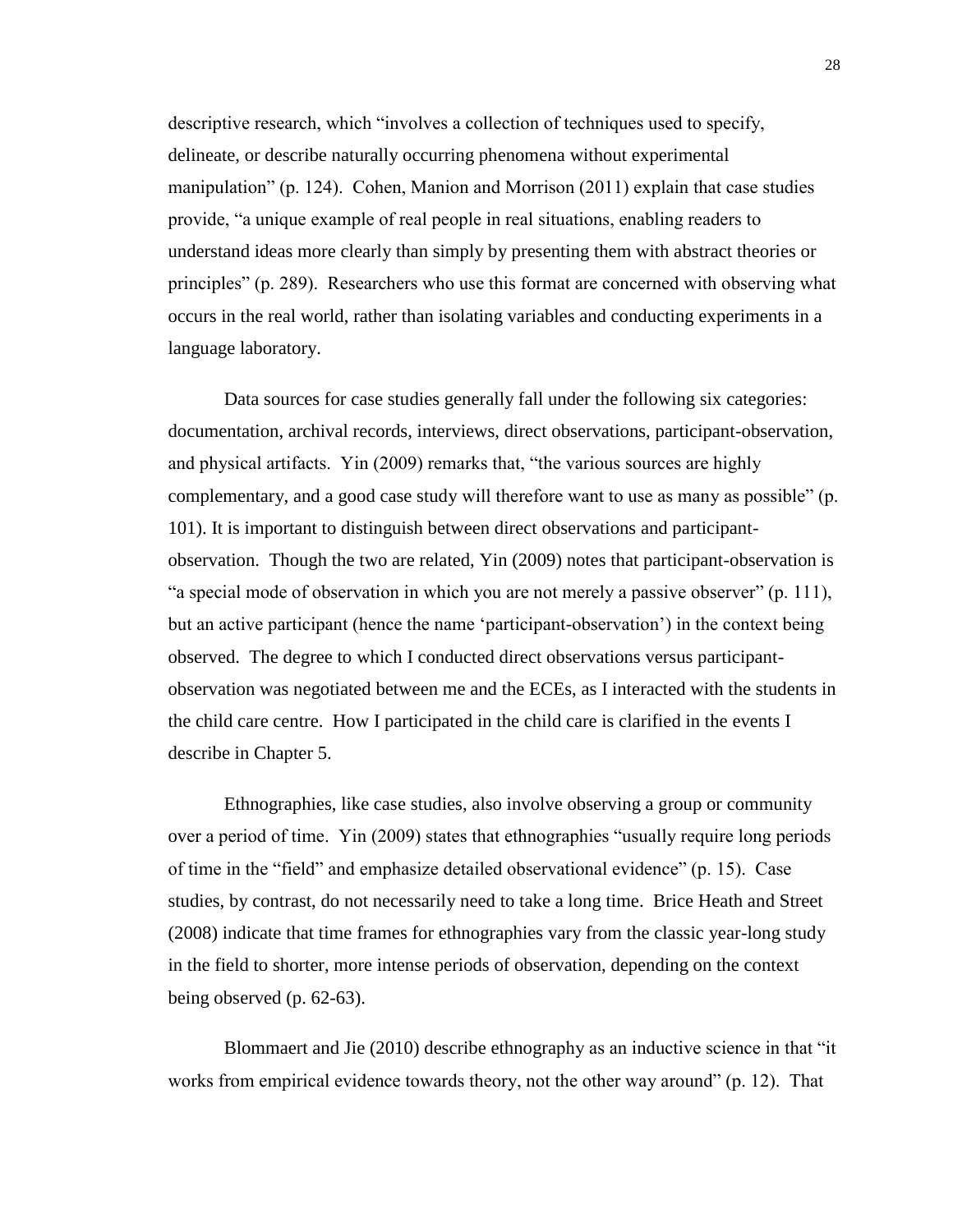descriptive research, which "involves a collection of techniques used to specify, delineate, or describe naturally occurring phenomena without experimental manipulation" (p. 124). Cohen, Manion and Morrison (2011) explain that case studies provide, "a unique example of real people in real situations, enabling readers to understand ideas more clearly than simply by presenting them with abstract theories or principles" (p. 289). Researchers who use this format are concerned with observing what occurs in the real world, rather than isolating variables and conducting experiments in a language laboratory.

Data sources for case studies generally fall under the following six categories: documentation, archival records, interviews, direct observations, participant-observation, and physical artifacts. Yin (2009) remarks that, "the various sources are highly complementary, and a good case study will therefore want to use as many as possible" (p. 101). It is important to distinguish between direct observations and participant-observation. Though the two are related, Yin (2009) notes that participant-observation is "a special mode of observation in which you are not merely a passive observer" (p. 111), but an active participant (hence the name 'participant-observation') in the context being observed. The degree to which I conducted direct observations versus participant-observation was negotiated between me and the ECEs, as I interacted with the students in the child care centre. How I participated in the child care is clarified in the events I describe in Chapter 5.

Ethnographies, like case studies, also involve observing a group or community over a period of time. Yin (2009) states that ethnographies "usually require long periods of time in the "field" and emphasize detailed observational evidence" (p. 15). Case studies, by contrast, do not necessarily need to take a long time. Brice Heath and Street (2008) indicate that time frames for ethnographies vary from the classic year-long study in the field to shorter, more intense periods of observation, depending on the context being observed (p. 62-63).

Blommaert and Jie (2010) describe ethnography as an inductive science in that "it works from empirical evidence towards theory, not the other way around" (p. 12). That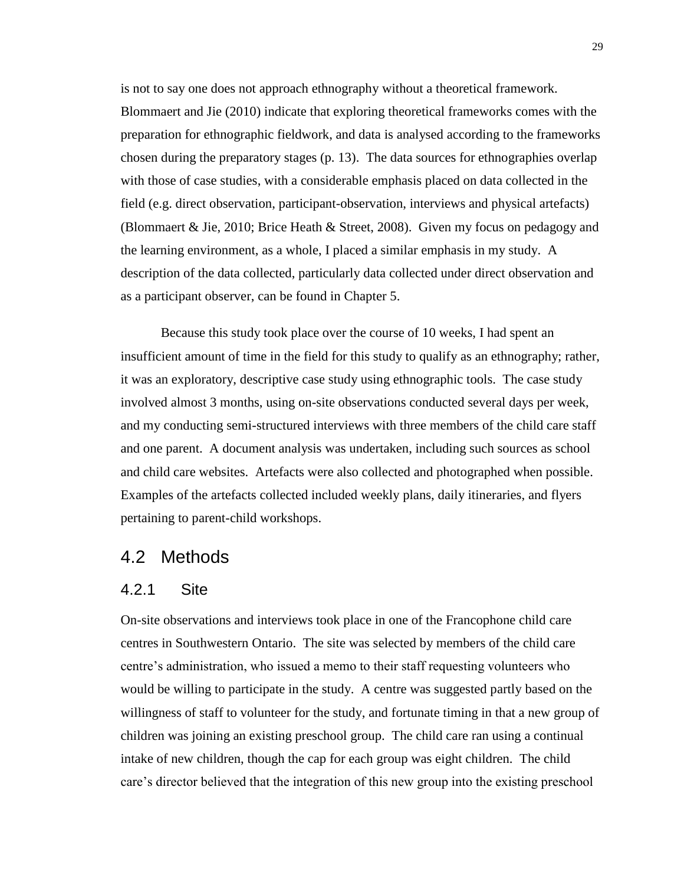is not to say one does not approach ethnography without a theoretical framework. Blommaert and Jie (2010) indicate that exploring theoretical frameworks comes with the preparation for ethnographic fieldwork, and data is analysed according to the frameworks chosen during the preparatory stages (p. 13). The data sources for ethnographies overlap with those of case studies, with a considerable emphasis placed on data collected in the field (e.g. direct observation, participant-observation, interviews and physical artefacts) (Blommaert & Jie, 2010; Brice Heath & Street, 2008). Given my focus on pedagogy and the learning environment, as a whole, I placed a similar emphasis in my study. A description of the data collected, particularly data collected under direct observation and as a participant observer, can be found in Chapter 5.

Because this study took place over the course of 10 weeks, I had spent an insufficient amount of time in the field for this study to qualify as an ethnography; rather, it was an exploratory, descriptive case study using ethnographic tools. The case study involved almost 3 months, using on-site observations conducted several days per week, and my conducting semi-structured interviews with three members of the child care staff and one parent. A document analysis was undertaken, including such sources as school and child care websites. Artefacts were also collected and photographed when possible. Examples of the artefacts collected included weekly plans, daily itineraries, and flyers pertaining to parent-child workshops.

## 4.2 Methods

### 4.2.1 Site

On-site observations and interviews took place in one of the Francophone child care centres in Southwestern Ontario. The site was selected by members of the child care centre's administration, who issued a memo to their staff requesting volunteers who would be willing to participate in the study. A centre was suggested partly based on the willingness of staff to volunteer for the study, and fortunate timing in that a new group of children was joining an existing preschool group. The child care ran using a continual intake of new children, though the cap for each group was eight children. The child care's director believed that the integration of this new group into the existing preschool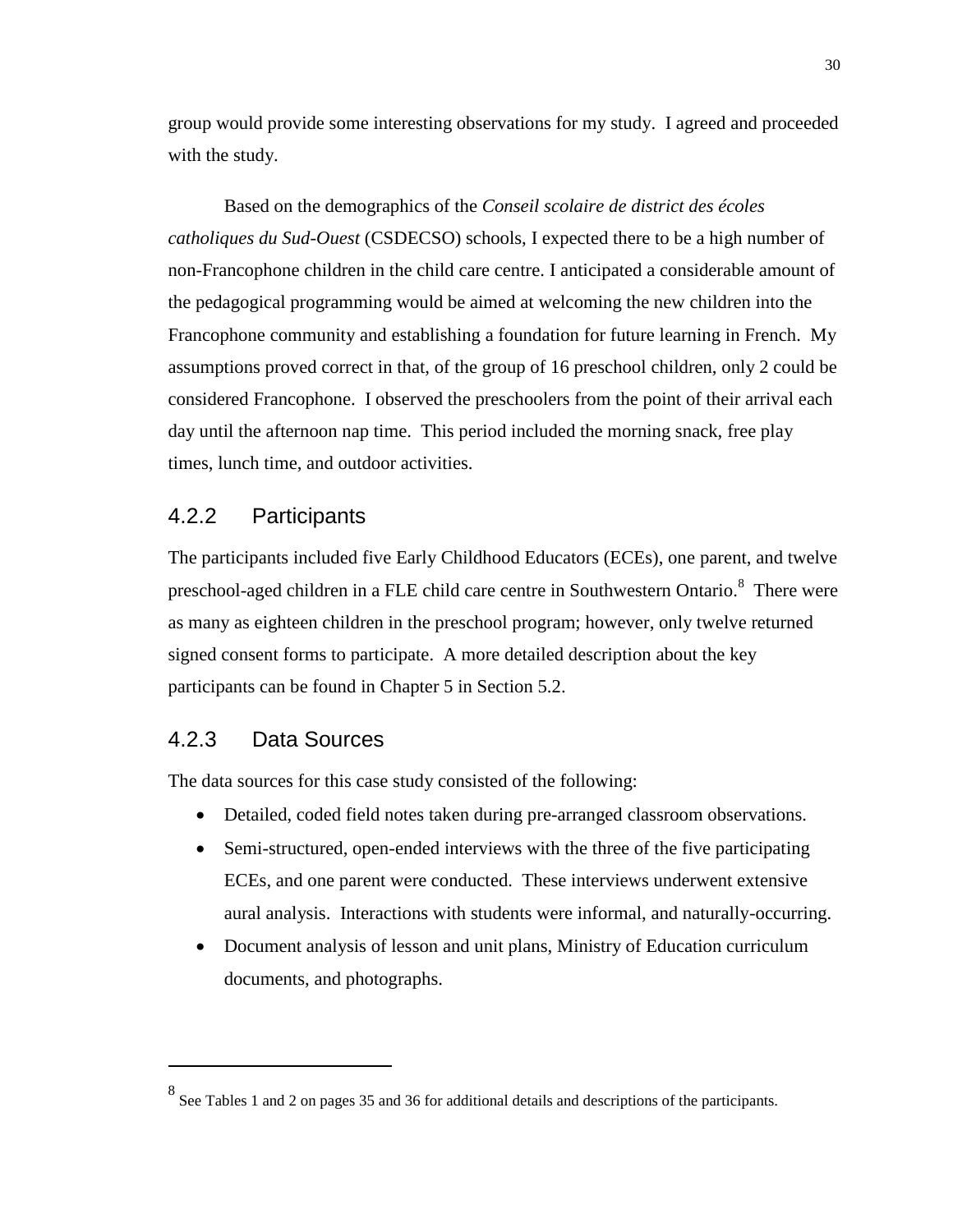group would provide some interesting observations for my study. I agreed and proceeded with the study.

Based on the demographics of the *Conseil scolaire de district des écoles catholiques du Sud-Ouest* (CSDECSO) schools, I expected there to be a high number of non-Francophone children in the child care centre. I anticipated a considerable amount of the pedagogical programming would be aimed at welcoming the new children into the Francophone community and establishing a foundation for future learning in French. My assumptions proved correct in that, of the group of 16 preschool children, only 2 could be considered Francophone. I observed the preschoolers from the point of their arrival each day until the afternoon nap time. This period included the morning snack, free play times, lunch time, and outdoor activities.

### 4.2.2 Participants

The participants included five Early Childhood Educators (ECEs), one parent, and twelve preschool-aged children in a FLE child care centre in Southwestern Ontario.[8] There were as many as eighteen children in the preschool program; however, only twelve returned signed consent forms to participate. A more detailed description about the key participants can be found in Chapter 5 in Section 5.2.

### 4.2.3 Data Sources

The data sources for this case study consisted of the following:

- Detailed, coded field notes taken during pre-arranged classroom observations.
- Semi-structured, open-ended interviews with the three of the five participating ECEs, and one parent were conducted. These interviews underwent extensive aural analysis. Interactions with students were informal, and naturally-occurring.
- Document analysis of lesson and unit plans, Ministry of Education curriculum documents, and photographs.

---

[8] See Tables 1 and 2 on pages 35 and 36 for additional details and descriptions of the participants.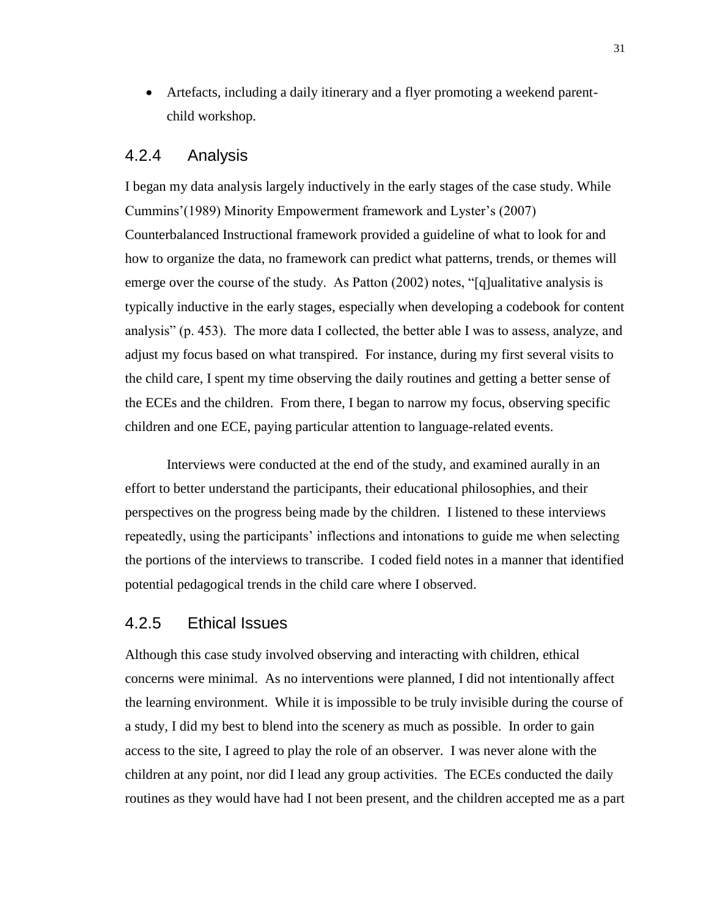- Artefacts, including a daily itinerary and a flyer promoting a weekend parent-child workshop.

### 4.2.4 Analysis

I began my data analysis largely inductively in the early stages of the case study. While Cummins'(1989) Minority Empowerment framework and Lyster's (2007) Counterbalanced Instructional framework provided a guideline of what to look for and how to organize the data, no framework can predict what patterns, trends, or themes will emerge over the course of the study. As Patton (2002) notes, "[q]ualitative analysis is typically inductive in the early stages, especially when developing a codebook for content analysis" (p. 453). The more data I collected, the better able I was to assess, analyze, and adjust my focus based on what transpired. For instance, during my first several visits to the child care, I spent my time observing the daily routines and getting a better sense of the ECEs and the children. From there, I began to narrow my focus, observing specific children and one ECE, paying particular attention to language-related events.

Interviews were conducted at the end of the study, and examined aurally in an effort to better understand the participants, their educational philosophies, and their perspectives on the progress being made by the children. I listened to these interviews repeatedly, using the participants' inflections and intonations to guide me when selecting the portions of the interviews to transcribe. I coded field notes in a manner that identified potential pedagogical trends in the child care where I observed.

### 4.2.5 Ethical Issues

Although this case study involved observing and interacting with children, ethical concerns were minimal. As no interventions were planned, I did not intentionally affect the learning environment. While it is impossible to be truly invisible during the course of a study, I did my best to blend into the scenery as much as possible. In order to gain access to the site, I agreed to play the role of an observer. I was never alone with the children at any point, nor did I lead any group activities. The ECEs conducted the daily routines as they would have had I not been present, and the children accepted me as a part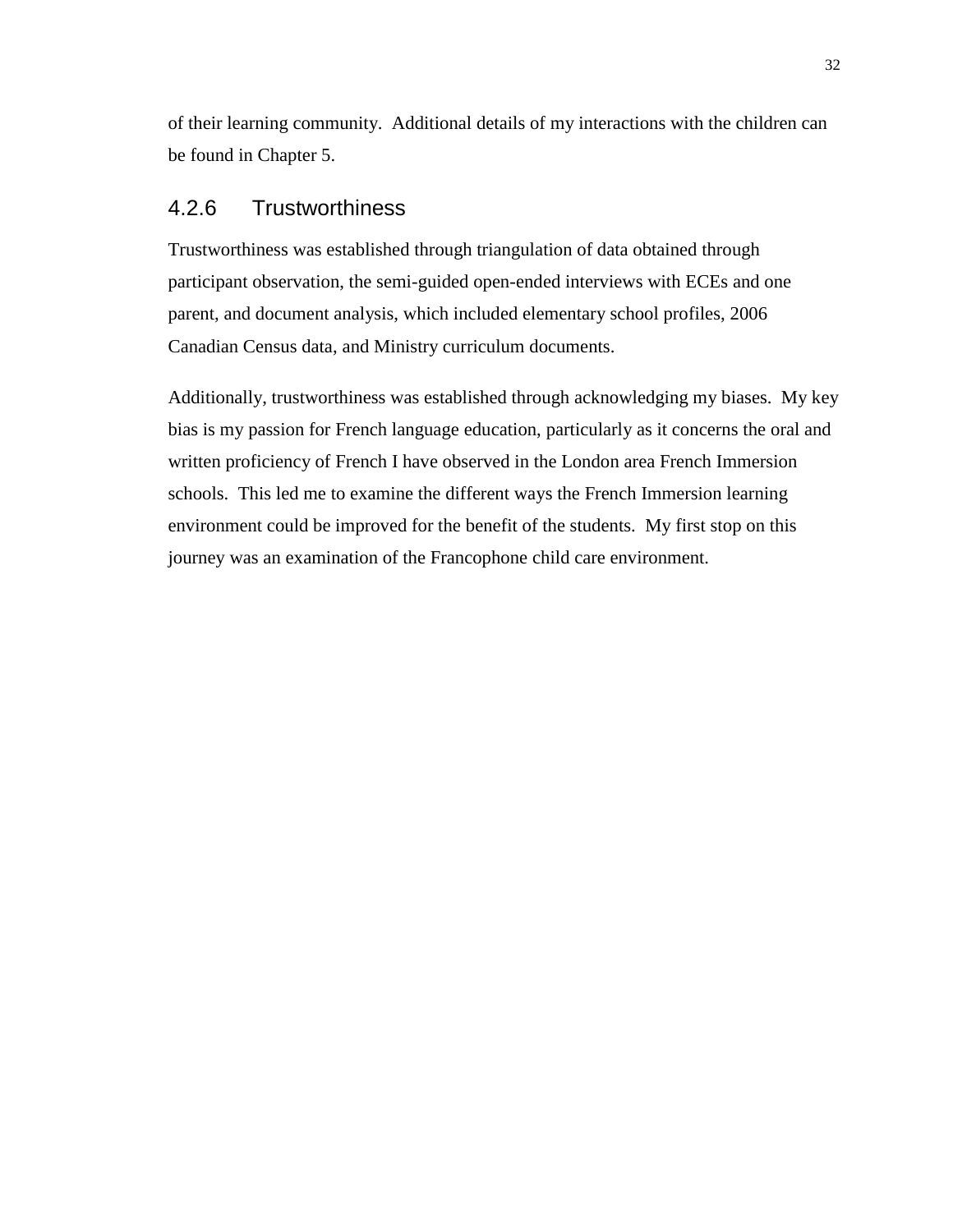of their learning community. Additional details of my interactions with the children can be found in Chapter 5.

### 4.2.6 Trustworthiness

Trustworthiness was established through triangulation of data obtained through participant observation, the semi-guided open-ended interviews with ECEs and one parent, and document analysis, which included elementary school profiles, 2006 Canadian Census data, and Ministry curriculum documents.

Additionally, trustworthiness was established through acknowledging my biases. My key bias is my passion for French language education, particularly as it concerns the oral and written proficiency of French I have observed in the London area French Immersion schools. This led me to examine the different ways the French Immersion learning environment could be improved for the benefit of the students. My first stop on this journey was an examination of the Francophone child care environment.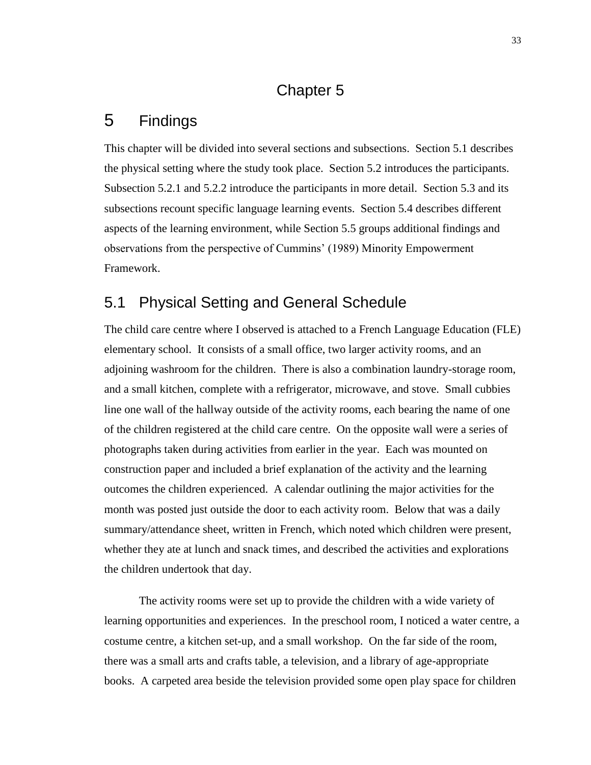# Chapter 5

# 5 Findings

This chapter will be divided into several sections and subsections. Section 5.1 describes the physical setting where the study took place. Section 5.2 introduces the participants. Subsection 5.2.1 and 5.2.2 introduce the participants in more detail. Section 5.3 and its subsections recount specific language learning events. Section 5.4 describes different aspects of the learning environment, while Section 5.5 groups additional findings and observations from the perspective of Cummins' (1989) Minority Empowerment Framework.

## 5.1 Physical Setting and General Schedule

The child care centre where I observed is attached to a French Language Education (FLE) elementary school. It consists of a small office, two larger activity rooms, and an adjoining washroom for the children. There is also a combination laundry-storage room, and a small kitchen, complete with a refrigerator, microwave, and stove. Small cubbies line one wall of the hallway outside of the activity rooms, each bearing the name of one of the children registered at the child care centre. On the opposite wall were a series of photographs taken during activities from earlier in the year. Each was mounted on construction paper and included a brief explanation of the activity and the learning outcomes the children experienced. A calendar outlining the major activities for the month was posted just outside the door to each activity room. Below that was a daily summary/attendance sheet, written in French, which noted which children were present, whether they ate at lunch and snack times, and described the activities and explorations the children undertook that day.

The activity rooms were set up to provide the children with a wide variety of learning opportunities and experiences. In the preschool room, I noticed a water centre, a costume centre, a kitchen set-up, and a small workshop. On the far side of the room, there was a small arts and crafts table, a television, and a library of age-appropriate books. A carpeted area beside the television provided some open play space for children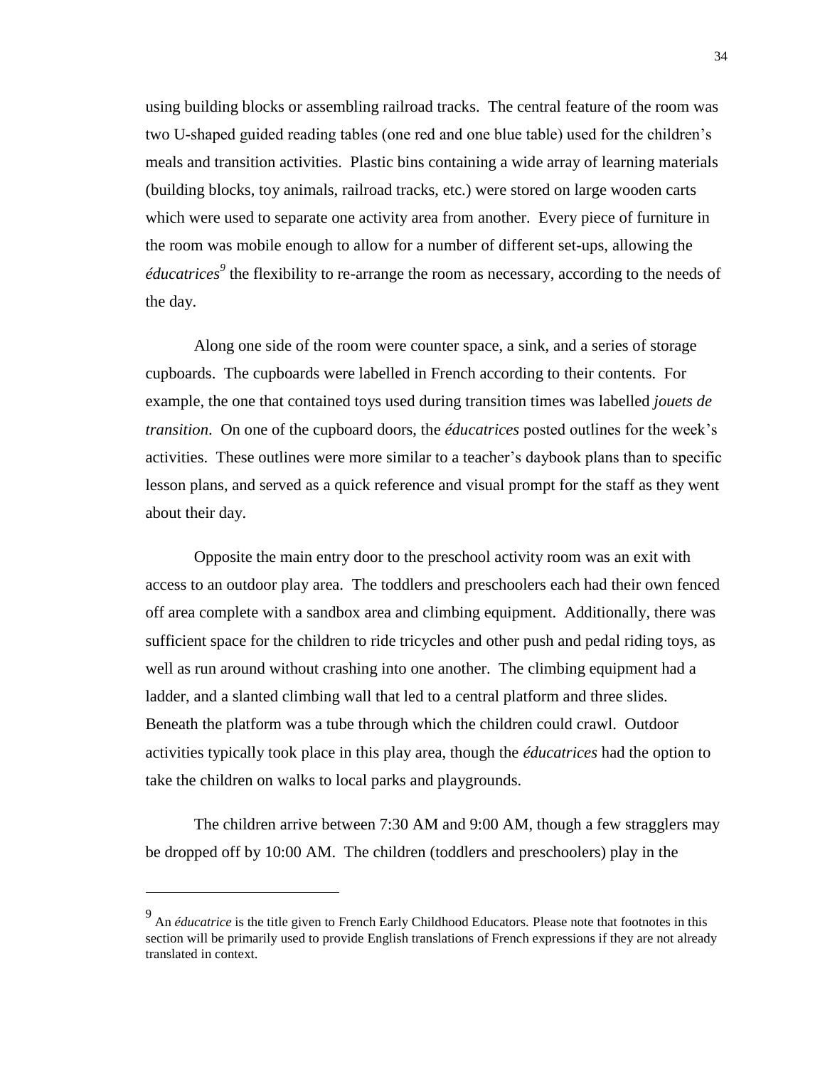using building blocks or assembling railroad tracks. The central feature of the room was two U-shaped guided reading tables (one red and one blue table) used for the children's meals and transition activities. Plastic bins containing a wide array of learning materials (building blocks, toy animals, railroad tracks, etc.) were stored on large wooden carts which were used to separate one activity area from another. Every piece of furniture in the room was mobile enough to allow for a number of different set-ups, allowing the *éducatrices*[9] the flexibility to re-arrange the room as necessary, according to the needs of the day.

Along one side of the room were counter space, a sink, and a series of storage cupboards. The cupboards were labelled in French according to their contents. For example, the one that contained toys used during transition times was labelled *jouets de transition*. On one of the cupboard doors, the *éducatrices* posted outlines for the week's activities. These outlines were more similar to a teacher's daybook plans than to specific lesson plans, and served as a quick reference and visual prompt for the staff as they went about their day.

Opposite the main entry door to the preschool activity room was an exit with access to an outdoor play area. The toddlers and preschoolers each had their own fenced off area complete with a sandbox area and climbing equipment. Additionally, there was sufficient space for the children to ride tricycles and other push and pedal riding toys, as well as run around without crashing into one another. The climbing equipment had a ladder, and a slanted climbing wall that led to a central platform and three slides. Beneath the platform was a tube through which the children could crawl. Outdoor activities typically took place in this play area, though the *éducatrices* had the option to take the children on walks to local parks and playgrounds.

The children arrive between 7:30 AM and 9:00 AM, though a few stragglers may be dropped off by 10:00 AM. The children (toddlers and preschoolers) play in the

---

[9] An *éducatrice* is the title given to French Early Childhood Educators. Please note that footnotes in this section will be primarily used to provide English translations of French expressions if they are not already translated in context.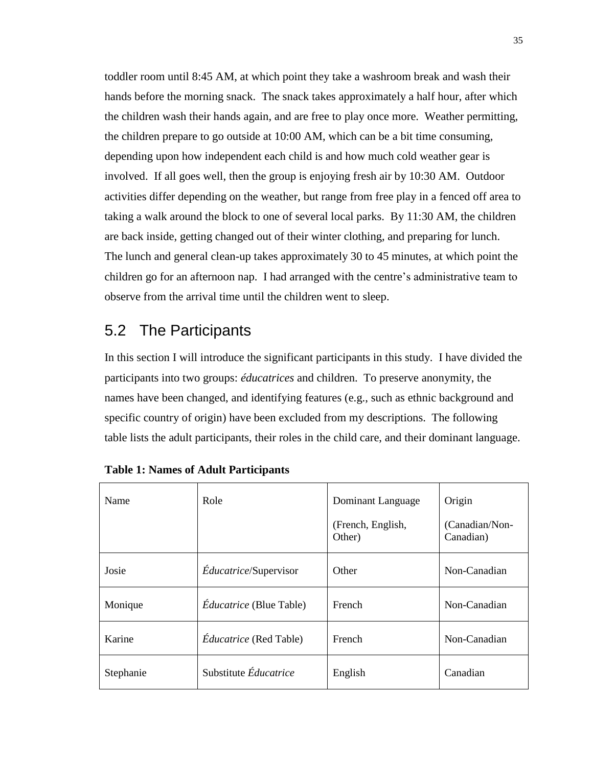toddler room until 8:45 AM, at which point they take a washroom break and wash their hands before the morning snack. The snack takes approximately a half hour, after which the children wash their hands again, and are free to play once more. Weather permitting, the children prepare to go outside at 10:00 AM, which can be a bit time consuming, depending upon how independent each child is and how much cold weather gear is involved. If all goes well, then the group is enjoying fresh air by 10:30 AM. Outdoor activities differ depending on the weather, but range from free play in a fenced off area to taking a walk around the block to one of several local parks. By 11:30 AM, the children are back inside, getting changed out of their winter clothing, and preparing for lunch. The lunch and general clean-up takes approximately 30 to 45 minutes, at which point the children go for an afternoon nap. I had arranged with the centre's administrative team to observe from the arrival time until the children went to sleep.

## 5.2 The Participants

In this section I will introduce the significant participants in this study. I have divided the participants into two groups: *éducatrices* and children. To preserve anonymity, the names have been changed, and identifying features (e.g., such as ethnic background and specific country of origin) have been excluded from my descriptions. The following table lists the adult participants, their roles in the child care, and their dominant language.

**Table 1: Names of Adult Participants**

| Name | Role | Dominant Language (French, English, Other) | Origin (Canadian/Non-Canadian) |
|---|---|---|---|
| Josie | *Éducatrice*/Supervisor | Other | Non-Canadian |
| Monique | *Éducatrice* (Blue Table) | French | Non-Canadian |
| Karine | *Éducatrice* (Red Table) | French | Non-Canadian |
| Stephanie | Substitute *Éducatrice* | English | Canadian |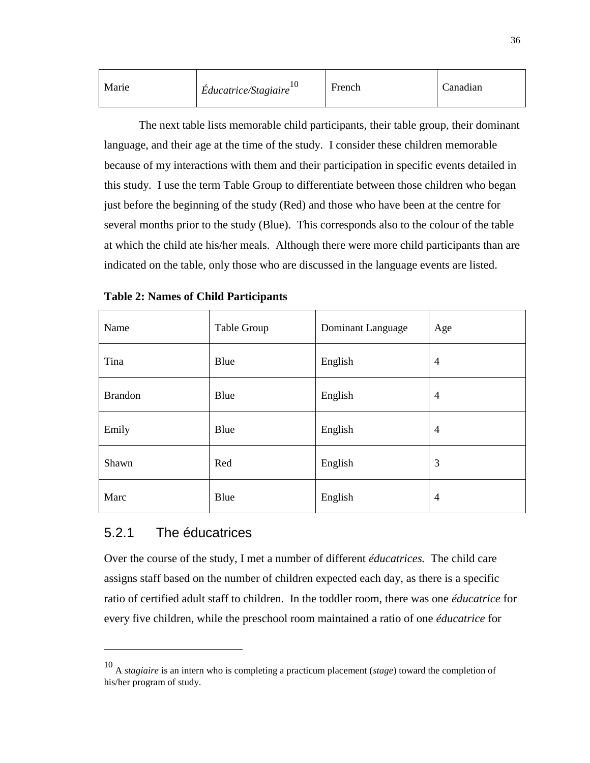| Marie | *Éducatrice/Stagiaire*[10] | French | Canadian |
|---|---|---|---|

The next table lists memorable child participants, their table group, their dominant language, and their age at the time of the study. I consider these children memorable because of my interactions with them and their participation in specific events detailed in this study. I use the term Table Group to differentiate between those children who began just before the beginning of the study (Red) and those who have been at the centre for several months prior to the study (Blue). This corresponds also to the colour of the table at which the child ate his/her meals. Although there were more child participants than are indicated on the table, only those who are discussed in the language events are listed.

**Table 2: Names of Child Participants**

| Name | Table Group | Dominant Language | Age |
|---|---|---|---|
| Tina | Blue | English | 4 |
| Brandon | Blue | English | 4 |
| Emily | Blue | English | 4 |
| Shawn | Red | English | 3 |
| Marc | Blue | English | 4 |

### 5.2.1 The éducatrices

Over the course of the study, I met a number of different *éducatrices.* The child care assigns staff based on the number of children expected each day, as there is a specific ratio of certified adult staff to children. In the toddler room, there was one *éducatrice* for every five children, while the preschool room maintained a ratio of one *éducatrice* for

---

[10] A *stagiaire* is an intern who is completing a practicum placement (*stage*) toward the completion of his/her program of study.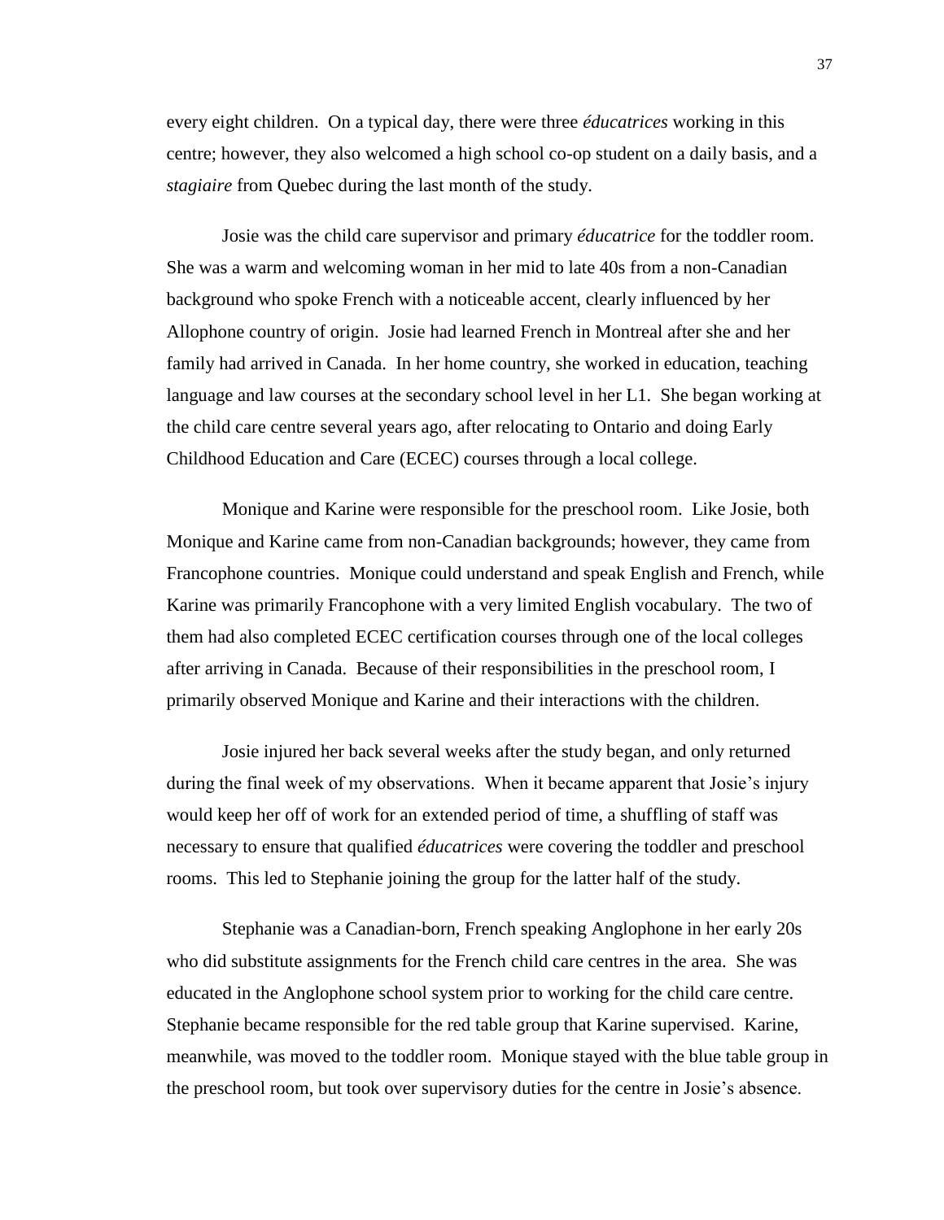every eight children. On a typical day, there were three *éducatrices* working in this centre; however, they also welcomed a high school co-op student on a daily basis, and a *stagiaire* from Quebec during the last month of the study.

Josie was the child care supervisor and primary *éducatrice* for the toddler room. She was a warm and welcoming woman in her mid to late 40s from a non-Canadian background who spoke French with a noticeable accent, clearly influenced by her Allophone country of origin. Josie had learned French in Montreal after she and her family had arrived in Canada. In her home country, she worked in education, teaching language and law courses at the secondary school level in her L1. She began working at the child care centre several years ago, after relocating to Ontario and doing Early Childhood Education and Care (ECEC) courses through a local college.

Monique and Karine were responsible for the preschool room. Like Josie, both Monique and Karine came from non-Canadian backgrounds; however, they came from Francophone countries. Monique could understand and speak English and French, while Karine was primarily Francophone with a very limited English vocabulary. The two of them had also completed ECEC certification courses through one of the local colleges after arriving in Canada. Because of their responsibilities in the preschool room, I primarily observed Monique and Karine and their interactions with the children.

Josie injured her back several weeks after the study began, and only returned during the final week of my observations. When it became apparent that Josie's injury would keep her off of work for an extended period of time, a shuffling of staff was necessary to ensure that qualified *éducatrices* were covering the toddler and preschool rooms. This led to Stephanie joining the group for the latter half of the study.

Stephanie was a Canadian-born, French speaking Anglophone in her early 20s who did substitute assignments for the French child care centres in the area. She was educated in the Anglophone school system prior to working for the child care centre. Stephanie became responsible for the red table group that Karine supervised. Karine, meanwhile, was moved to the toddler room. Monique stayed with the blue table group in the preschool room, but took over supervisory duties for the centre in Josie's absence.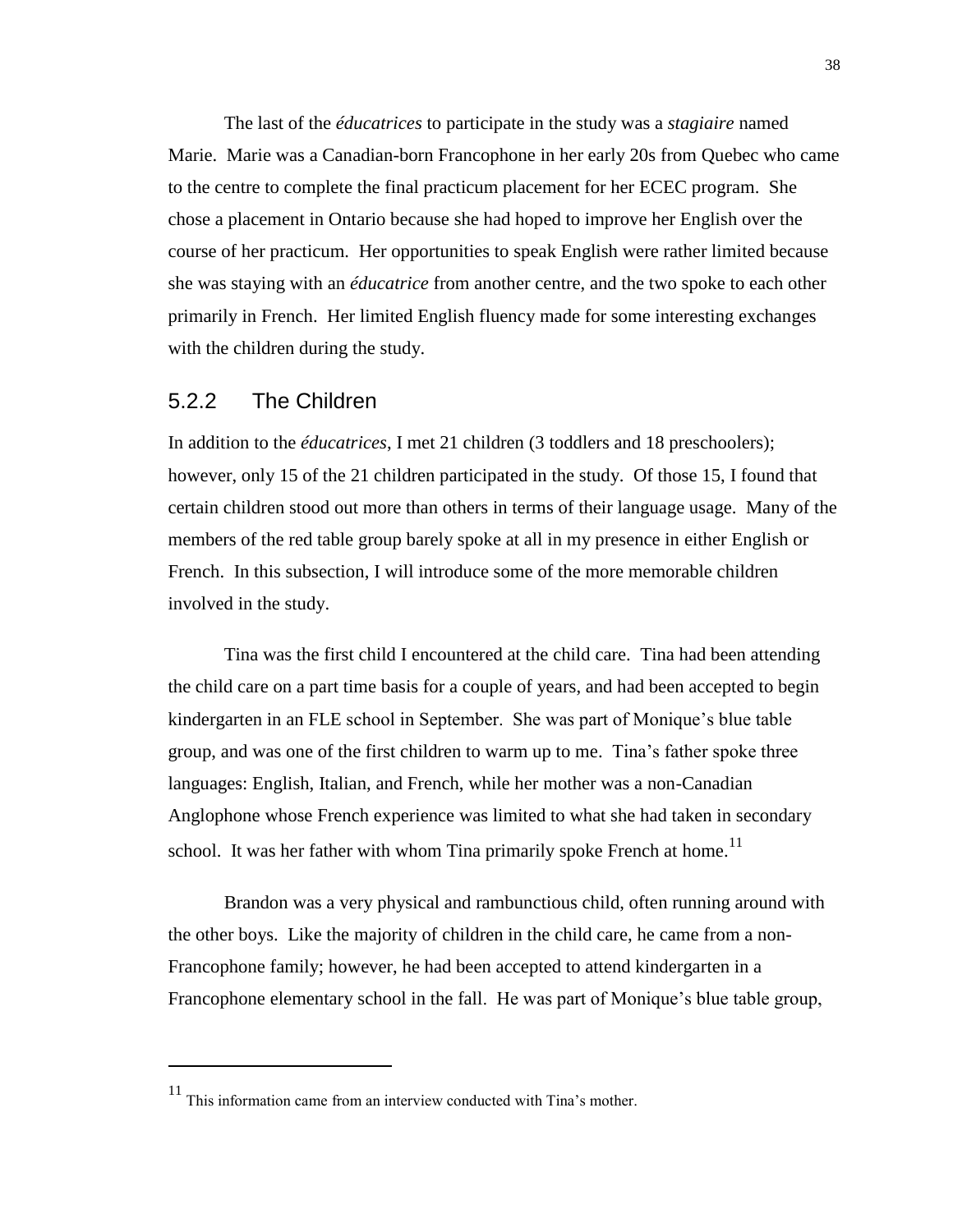The last of the *éducatrices* to participate in the study was a *stagiaire* named Marie. Marie was a Canadian-born Francophone in her early 20s from Quebec who came to the centre to complete the final practicum placement for her ECEC program. She chose a placement in Ontario because she had hoped to improve her English over the course of her practicum. Her opportunities to speak English were rather limited because she was staying with an *éducatrice* from another centre, and the two spoke to each other primarily in French. Her limited English fluency made for some interesting exchanges with the children during the study.

### 5.2.2 The Children

In addition to the *éducatrices*, I met 21 children (3 toddlers and 18 preschoolers); however, only 15 of the 21 children participated in the study. Of those 15, I found that certain children stood out more than others in terms of their language usage. Many of the members of the red table group barely spoke at all in my presence in either English or French. In this subsection, I will introduce some of the more memorable children involved in the study.

Tina was the first child I encountered at the child care. Tina had been attending the child care on a part time basis for a couple of years, and had been accepted to begin kindergarten in an FLE school in September. She was part of Monique's blue table group, and was one of the first children to warm up to me. Tina's father spoke three languages: English, Italian, and French, while her mother was a non-Canadian Anglophone whose French experience was limited to what she had taken in secondary school. It was her father with whom Tina primarily spoke French at home.[11]

Brandon was a very physical and rambunctious child, often running around with the other boys. Like the majority of children in the child care, he came from a non-Francophone family; however, he had been accepted to attend kindergarten in a Francophone elementary school in the fall. He was part of Monique's blue table group,

[11] This information came from an interview conducted with Tina's mother.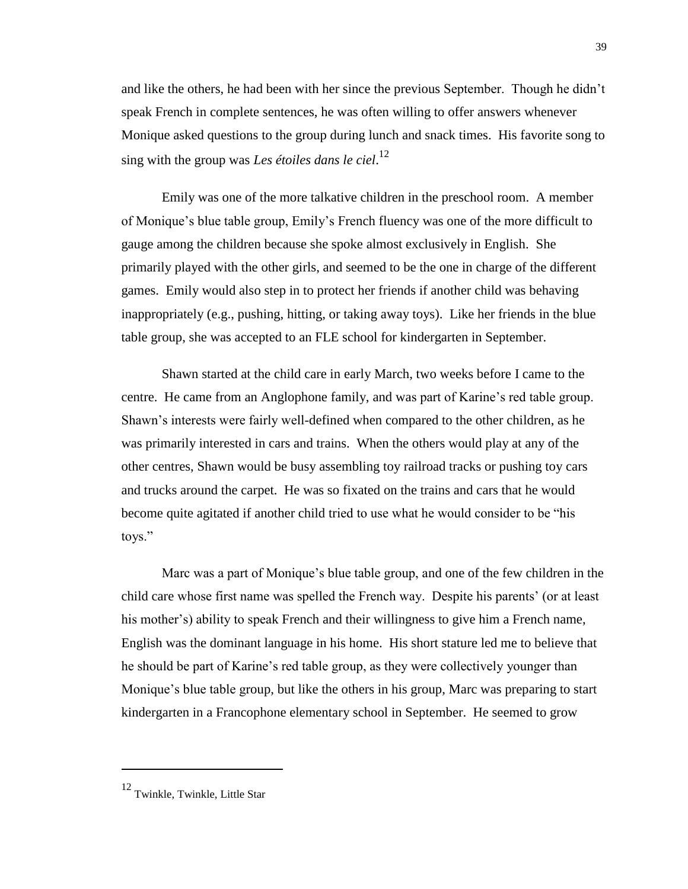and like the others, he had been with her since the previous September. Though he didn't speak French in complete sentences, he was often willing to offer answers whenever Monique asked questions to the group during lunch and snack times. His favorite song to sing with the group was *Les étoiles dans le ciel*.[12]

Emily was one of the more talkative children in the preschool room. A member of Monique's blue table group, Emily's French fluency was one of the more difficult to gauge among the children because she spoke almost exclusively in English. She primarily played with the other girls, and seemed to be the one in charge of the different games. Emily would also step in to protect her friends if another child was behaving inappropriately (e.g., pushing, hitting, or taking away toys). Like her friends in the blue table group, she was accepted to an FLE school for kindergarten in September.

Shawn started at the child care in early March, two weeks before I came to the centre. He came from an Anglophone family, and was part of Karine's red table group. Shawn's interests were fairly well-defined when compared to the other children, as he was primarily interested in cars and trains. When the others would play at any of the other centres, Shawn would be busy assembling toy railroad tracks or pushing toy cars and trucks around the carpet. He was so fixated on the trains and cars that he would become quite agitated if another child tried to use what he would consider to be "his toys."

Marc was a part of Monique's blue table group, and one of the few children in the child care whose first name was spelled the French way. Despite his parents' (or at least his mother's) ability to speak French and their willingness to give him a French name, English was the dominant language in his home. His short stature led me to believe that he should be part of Karine's red table group, as they were collectively younger than Monique's blue table group, but like the others in his group, Marc was preparing to start kindergarten in a Francophone elementary school in September. He seemed to grow

---

[12] Twinkle, Twinkle, Little Star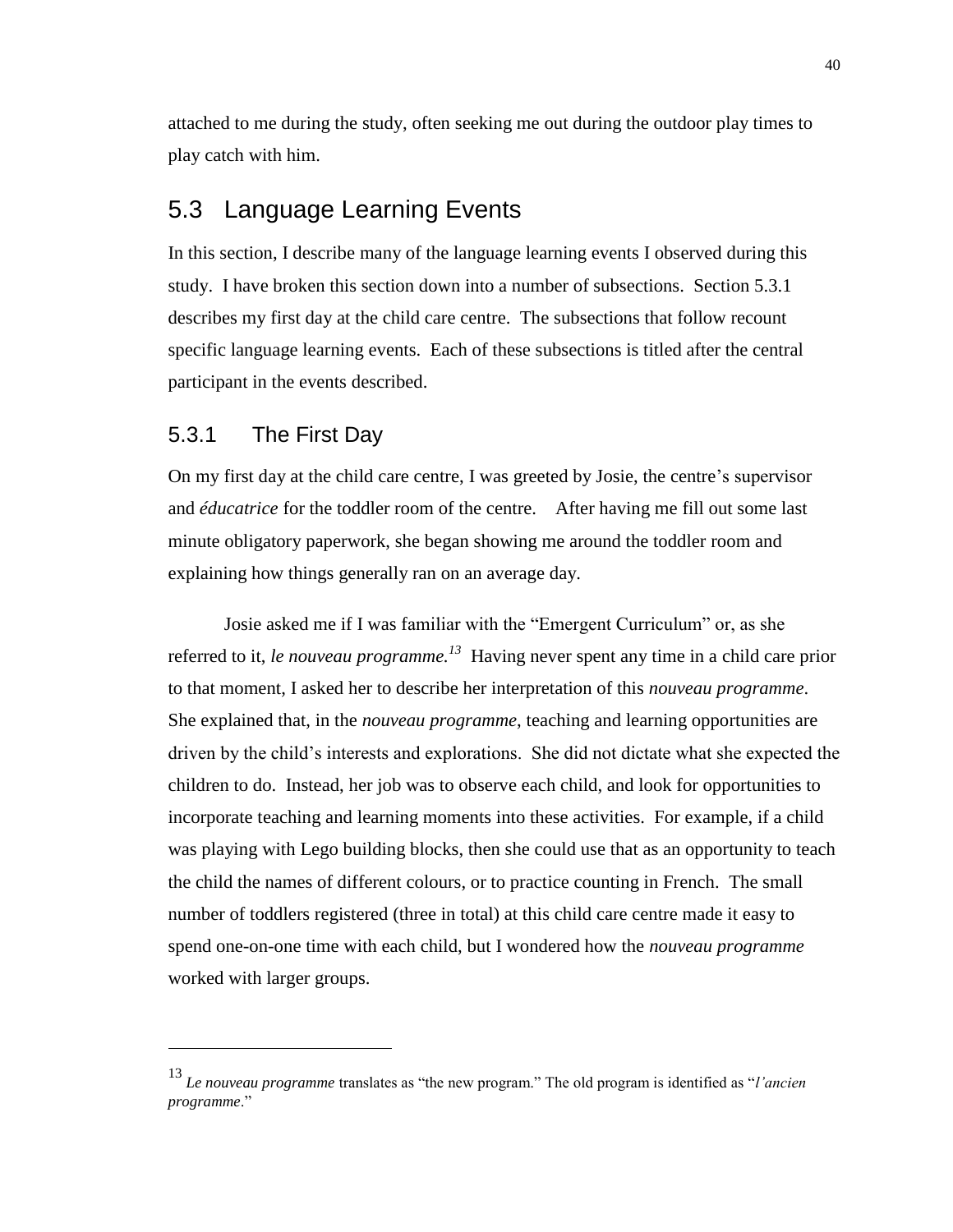attached to me during the study, often seeking me out during the outdoor play times to play catch with him.

## 5.3 Language Learning Events

In this section, I describe many of the language learning events I observed during this study. I have broken this section down into a number of subsections. Section 5.3.1 describes my first day at the child care centre. The subsections that follow recount specific language learning events. Each of these subsections is titled after the central participant in the events described.

### 5.3.1 The First Day

On my first day at the child care centre, I was greeted by Josie, the centre's supervisor and *éducatrice* for the toddler room of the centre. After having me fill out some last minute obligatory paperwork, she began showing me around the toddler room and explaining how things generally ran on an average day.

Josie asked me if I was familiar with the "Emergent Curriculum" or, as she referred to it, *le nouveau programme.*[13] Having never spent any time in a child care prior to that moment, I asked her to describe her interpretation of this *nouveau programme*. She explained that, in the *nouveau programme*, teaching and learning opportunities are driven by the child's interests and explorations. She did not dictate what she expected the children to do. Instead, her job was to observe each child, and look for opportunities to incorporate teaching and learning moments into these activities. For example, if a child was playing with Lego building blocks, then she could use that as an opportunity to teach the child the names of different colours, or to practice counting in French. The small number of toddlers registered (three in total) at this child care centre made it easy to spend one-on-one time with each child, but I wondered how the *nouveau programme* worked with larger groups.

---

[13] *Le nouveau programme* translates as "the new program." The old program is identified as "*l'ancien programme*."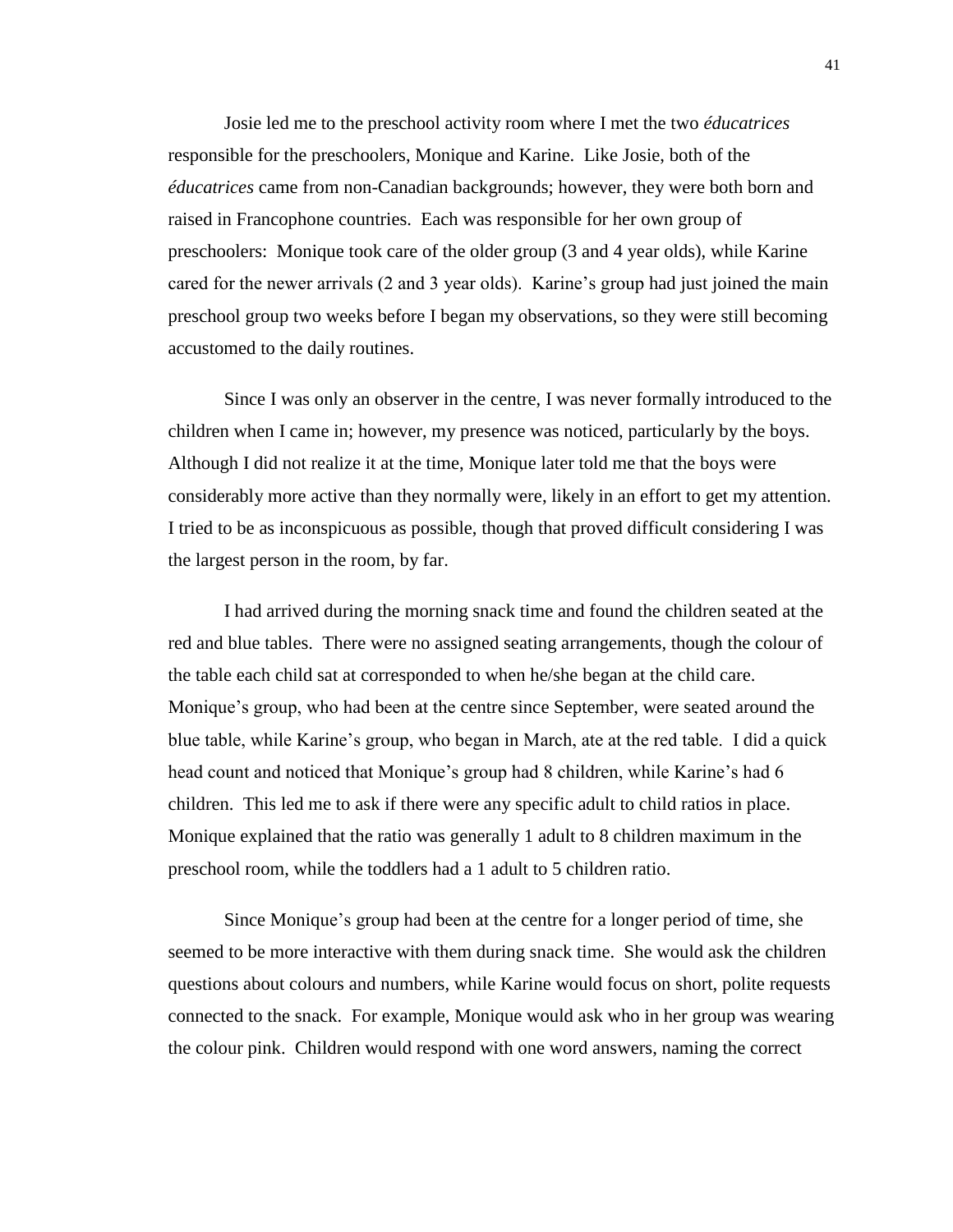Josie led me to the preschool activity room where I met the two *éducatrices* responsible for the preschoolers, Monique and Karine. Like Josie, both of the *éducatrices* came from non-Canadian backgrounds; however, they were both born and raised in Francophone countries. Each was responsible for her own group of preschoolers: Monique took care of the older group (3 and 4 year olds), while Karine cared for the newer arrivals (2 and 3 year olds). Karine's group had just joined the main preschool group two weeks before I began my observations, so they were still becoming accustomed to the daily routines.

Since I was only an observer in the centre, I was never formally introduced to the children when I came in; however, my presence was noticed, particularly by the boys. Although I did not realize it at the time, Monique later told me that the boys were considerably more active than they normally were, likely in an effort to get my attention. I tried to be as inconspicuous as possible, though that proved difficult considering I was the largest person in the room, by far.

I had arrived during the morning snack time and found the children seated at the red and blue tables. There were no assigned seating arrangements, though the colour of the table each child sat at corresponded to when he/she began at the child care. Monique's group, who had been at the centre since September, were seated around the blue table, while Karine's group, who began in March, ate at the red table. I did a quick head count and noticed that Monique's group had 8 children, while Karine's had 6 children. This led me to ask if there were any specific adult to child ratios in place. Monique explained that the ratio was generally 1 adult to 8 children maximum in the preschool room, while the toddlers had a 1 adult to 5 children ratio.

Since Monique's group had been at the centre for a longer period of time, she seemed to be more interactive with them during snack time. She would ask the children questions about colours and numbers, while Karine would focus on short, polite requests connected to the snack. For example, Monique would ask who in her group was wearing the colour pink. Children would respond with one word answers, naming the correct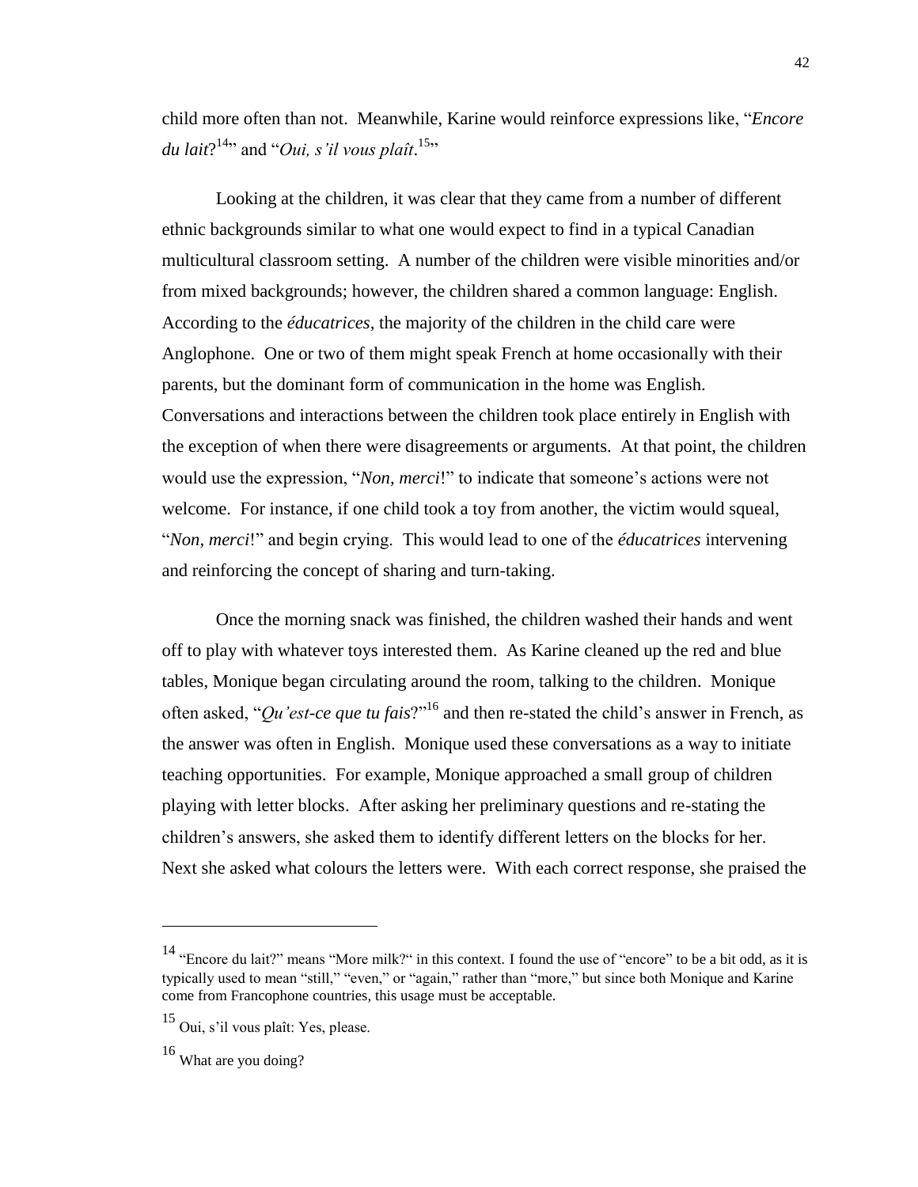child more often than not. Meanwhile, Karine would reinforce expressions like, "*Encore du lait*?[14]" and "*Oui, s'il vous plaît*.[15]"

Looking at the children, it was clear that they came from a number of different ethnic backgrounds similar to what one would expect to find in a typical Canadian multicultural classroom setting. A number of the children were visible minorities and/or from mixed backgrounds; however, the children shared a common language: English. According to the *éducatrices*, the majority of the children in the child care were Anglophone. One or two of them might speak French at home occasionally with their parents, but the dominant form of communication in the home was English. Conversations and interactions between the children took place entirely in English with the exception of when there were disagreements or arguments. At that point, the children would use the expression, "*Non, merci*!" to indicate that someone's actions were not welcome. For instance, if one child took a toy from another, the victim would squeal, "*Non, merci*!" and begin crying. This would lead to one of the *éducatrices* intervening and reinforcing the concept of sharing and turn-taking.

Once the morning snack was finished, the children washed their hands and went off to play with whatever toys interested them. As Karine cleaned up the red and blue tables, Monique began circulating around the room, talking to the children. Monique often asked, "*Qu'est-ce que tu fais*?"[16] and then re-stated the child's answer in French, as the answer was often in English. Monique used these conversations as a way to initiate teaching opportunities. For example, Monique approached a small group of children playing with letter blocks. After asking her preliminary questions and re-stating the children's answers, she asked them to identify different letters on the blocks for her. Next she asked what colours the letters were. With each correct response, she praised the

---

[14] "Encore du lait?" means "More milk?" in this context. I found the use of "encore" to be a bit odd, as it is typically used to mean "still," "even," or "again," rather than "more," but since both Monique and Karine come from Francophone countries, this usage must be acceptable.

[15] Oui, s'il vous plaît: Yes, please.

[16] What are you doing?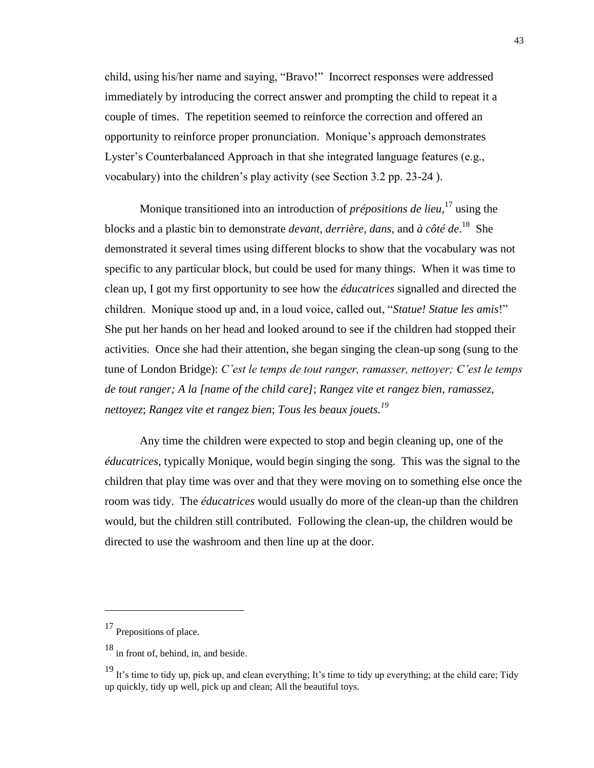child, using his/her name and saying, "Bravo!" Incorrect responses were addressed immediately by introducing the correct answer and prompting the child to repeat it a couple of times. The repetition seemed to reinforce the correction and offered an opportunity to reinforce proper pronunciation. Monique's approach demonstrates Lyster's Counterbalanced Approach in that she integrated language features (e.g., vocabulary) into the children's play activity (see Section 3.2 pp. 23-24 ).

Monique transitioned into an introduction of *prépositions de lieu*,[17] using the blocks and a plastic bin to demonstrate *devant, derrière, dans*, and *à côté de*.[18] She demonstrated it several times using different blocks to show that the vocabulary was not specific to any particular block, but could be used for many things. When it was time to clean up, I got my first opportunity to see how the *éducatrices* signalled and directed the children. Monique stood up and, in a loud voice, called out, "*Statue! Statue les amis*!" She put her hands on her head and looked around to see if the children had stopped their activities. Once she had their attention, she began singing the clean-up song (sung to the tune of London Bridge): *C'est le temps de tout ranger, ramasser, nettoyer; C'est le temps de tout ranger; A la [name of the child care]*; *Rangez vite et rangez bien, ramassez, nettoyez*; *Rangez vite et rangez bien*; *Tous les beaux jouets.*[19]

Any time the children were expected to stop and begin cleaning up, one of the *éducatrices*, typically Monique, would begin singing the song. This was the signal to the children that play time was over and that they were moving on to something else once the room was tidy. The *éducatrices* would usually do more of the clean-up than the children would, but the children still contributed. Following the clean-up, the children would be directed to use the washroom and then line up at the door.

---

[17] Prepositions of place.

[18] in front of, behind, in, and beside.

[19] It's time to tidy up, pick up, and clean everything; It's time to tidy up everything; at the child care; Tidy up quickly, tidy up well, pick up and clean; All the beautiful toys.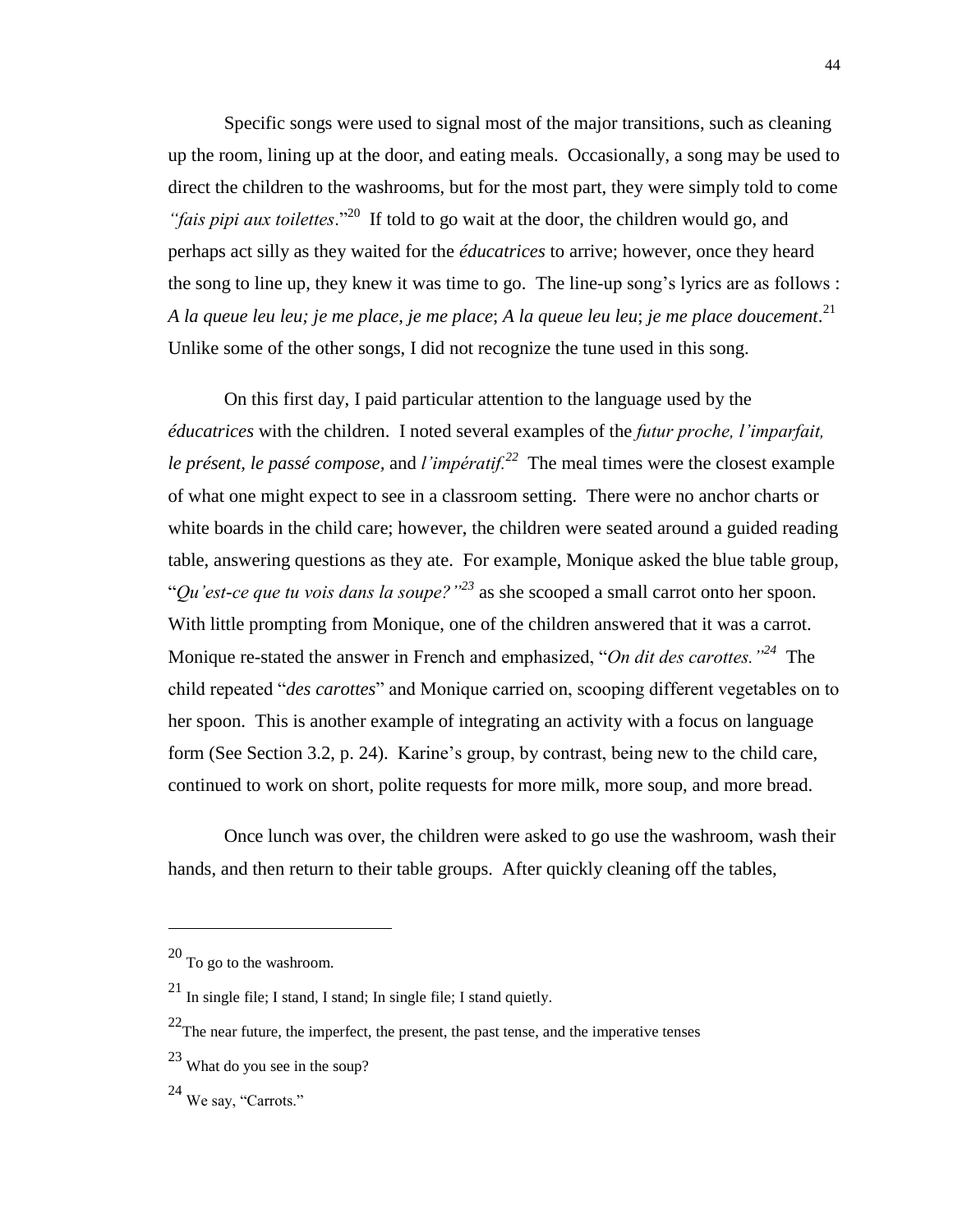Specific songs were used to signal most of the major transitions, such as cleaning up the room, lining up at the door, and eating meals. Occasionally, a song may be used to direct the children to the washrooms, but for the most part, they were simply told to come *"fais pipi aux toilettes*."[20] If told to go wait at the door, the children would go, and perhaps act silly as they waited for the *éducatrices* to arrive; however, once they heard the song to line up, they knew it was time to go. The line-up song's lyrics are as follows : *A la queue leu leu; je me place, je me place*; *A la queue leu leu*; *je me place doucement*.[21] Unlike some of the other songs, I did not recognize the tune used in this song.

On this first day, I paid particular attention to the language used by the *éducatrices* with the children. I noted several examples of the *futur proche, l'imparfait, le présent, le passé compose,* and *l'impératif.*[22] The meal times were the closest example of what one might expect to see in a classroom setting. There were no anchor charts or white boards in the child care; however, the children were seated around a guided reading table, answering questions as they ate. For example, Monique asked the blue table group, "*Qu'est-ce que tu vois dans la soupe?"*[23] as she scooped a small carrot onto her spoon. With little prompting from Monique, one of the children answered that it was a carrot. Monique re-stated the answer in French and emphasized, "*On dit des carottes."*[24] The child repeated "*des carottes*" and Monique carried on, scooping different vegetables on to her spoon. This is another example of integrating an activity with a focus on language form (See Section 3.2, p. 24). Karine's group, by contrast, being new to the child care, continued to work on short, polite requests for more milk, more soup, and more bread.

Once lunch was over, the children were asked to go use the washroom, wash their hands, and then return to their table groups. After quickly cleaning off the tables,

---

[20] To go to the washroom.

[21] In single file; I stand, I stand; In single file; I stand quietly.

[22] The near future, the imperfect, the present, the past tense, and the imperative tenses

[23] What do you see in the soup?

[24] We say, "Carrots."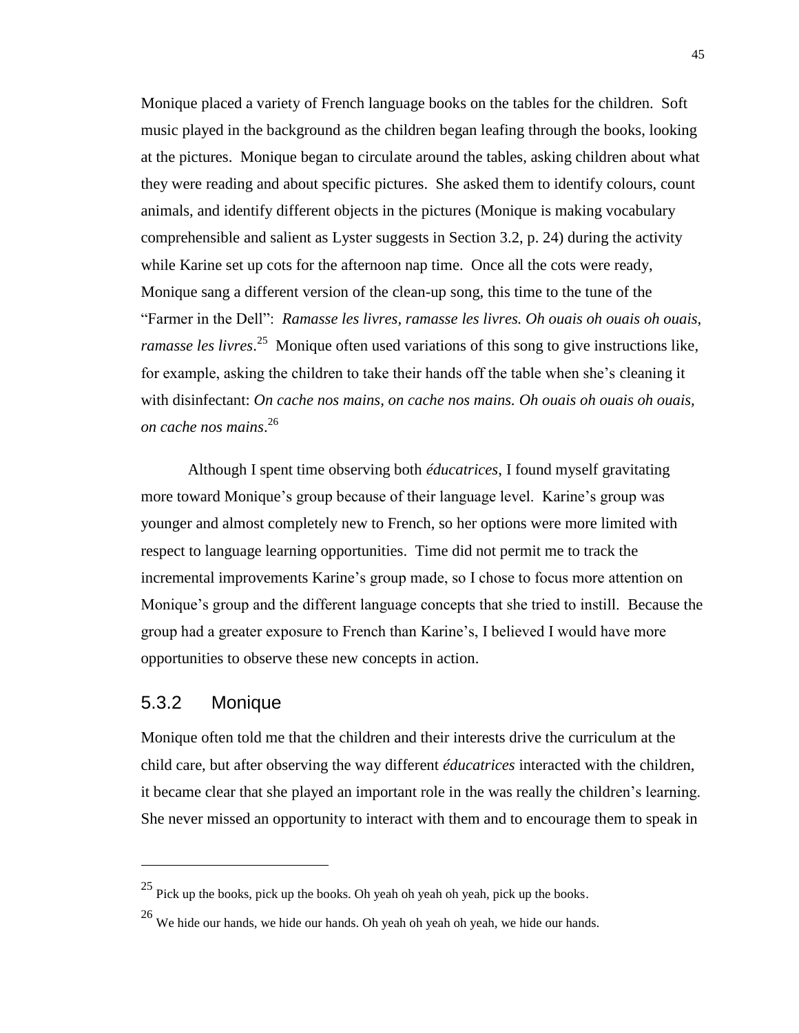Monique placed a variety of French language books on the tables for the children. Soft music played in the background as the children began leafing through the books, looking at the pictures. Monique began to circulate around the tables, asking children about what they were reading and about specific pictures. She asked them to identify colours, count animals, and identify different objects in the pictures (Monique is making vocabulary comprehensible and salient as Lyster suggests in Section 3.2, p. 24) during the activity while Karine set up cots for the afternoon nap time. Once all the cots were ready, Monique sang a different version of the clean-up song, this time to the tune of the "Farmer in the Dell": *Ramasse les livres, ramasse les livres. Oh ouais oh ouais oh ouais, ramasse les livres*.[25] Monique often used variations of this song to give instructions like, for example, asking the children to take their hands off the table when she's cleaning it with disinfectant: *On cache nos mains, on cache nos mains. Oh ouais oh ouais oh ouais, on cache nos mains*.[26]

Although I spent time observing both *éducatrices*, I found myself gravitating more toward Monique's group because of their language level. Karine's group was younger and almost completely new to French, so her options were more limited with respect to language learning opportunities. Time did not permit me to track the incremental improvements Karine's group made, so I chose to focus more attention on Monique's group and the different language concepts that she tried to instill. Because the group had a greater exposure to French than Karine's, I believed I would have more opportunities to observe these new concepts in action.

### 5.3.2 Monique

Monique often told me that the children and their interests drive the curriculum at the child care, but after observing the way different *éducatrices* interacted with the children, it became clear that she played an important role in the was really the children's learning. She never missed an opportunity to interact with them and to encourage them to speak in

---

[25] Pick up the books, pick up the books. Oh yeah oh yeah oh yeah, pick up the books.

[26] We hide our hands, we hide our hands. Oh yeah oh yeah oh yeah, we hide our hands.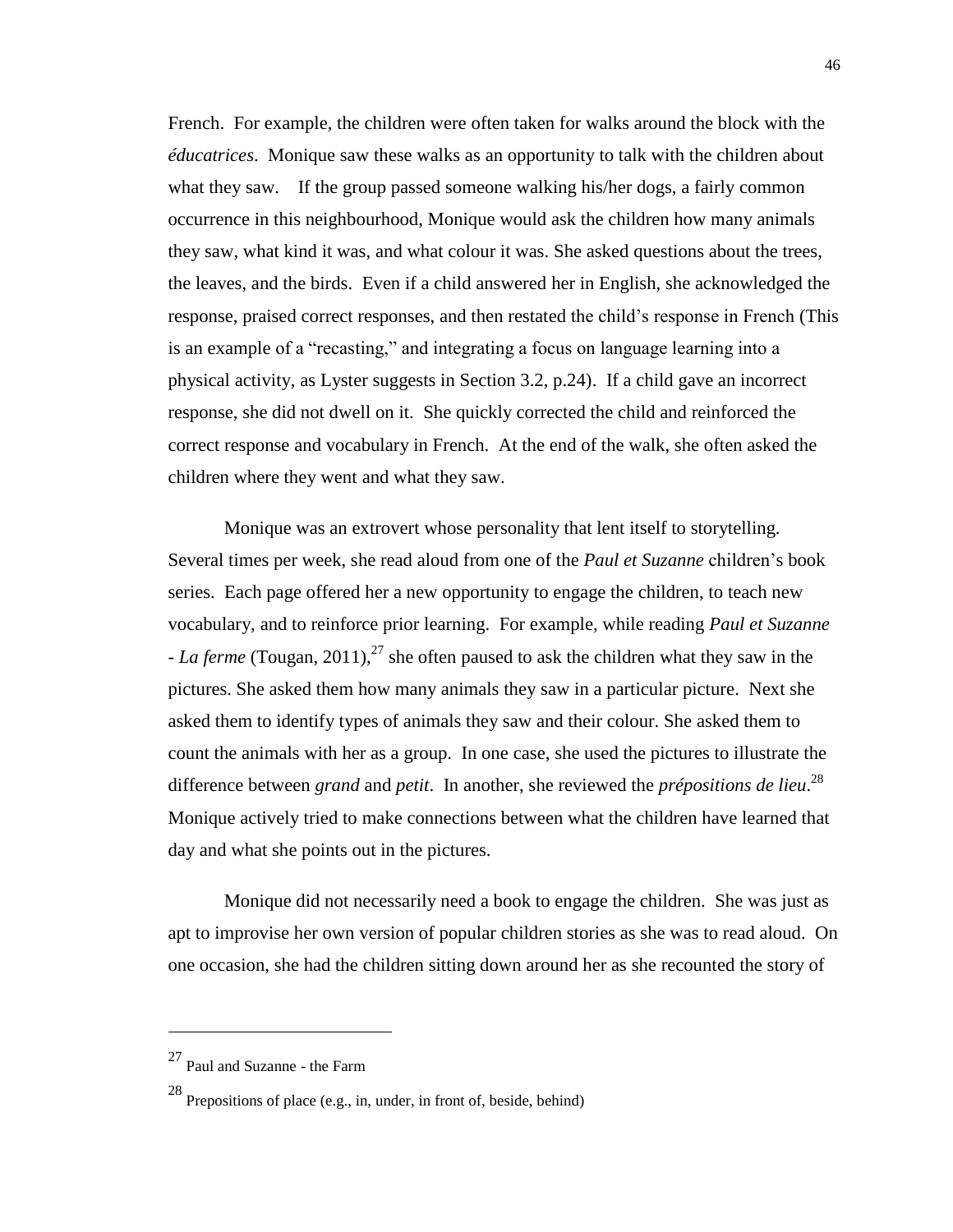French. For example, the children were often taken for walks around the block with the *éducatrices*. Monique saw these walks as an opportunity to talk with the children about what they saw. If the group passed someone walking his/her dogs, a fairly common occurrence in this neighbourhood, Monique would ask the children how many animals they saw, what kind it was, and what colour it was. She asked questions about the trees, the leaves, and the birds. Even if a child answered her in English, she acknowledged the response, praised correct responses, and then restated the child's response in French (This is an example of a "recasting," and integrating a focus on language learning into a physical activity, as Lyster suggests in Section 3.2, p.24). If a child gave an incorrect response, she did not dwell on it. She quickly corrected the child and reinforced the correct response and vocabulary in French. At the end of the walk, she often asked the children where they went and what they saw.

Monique was an extrovert whose personality that lent itself to storytelling. Several times per week, she read aloud from one of the *Paul et Suzanne* children's book series. Each page offered her a new opportunity to engage the children, to teach new vocabulary, and to reinforce prior learning. For example, while reading *Paul et Suzanne - La ferme* (Tougan, 2011),[27] she often paused to ask the children what they saw in the pictures. She asked them how many animals they saw in a particular picture. Next she asked them to identify types of animals they saw and their colour. She asked them to count the animals with her as a group. In one case, she used the pictures to illustrate the difference between *grand* and *petit*. In another, she reviewed the *prépositions de lieu*.[28] Monique actively tried to make connections between what the children have learned that day and what she points out in the pictures.

Monique did not necessarily need a book to engage the children. She was just as apt to improvise her own version of popular children stories as she was to read aloud. On one occasion, she had the children sitting down around her as she recounted the story of

---

[27] Paul and Suzanne - the Farm

[28] Prepositions of place (e.g., in, under, in front of, beside, behind)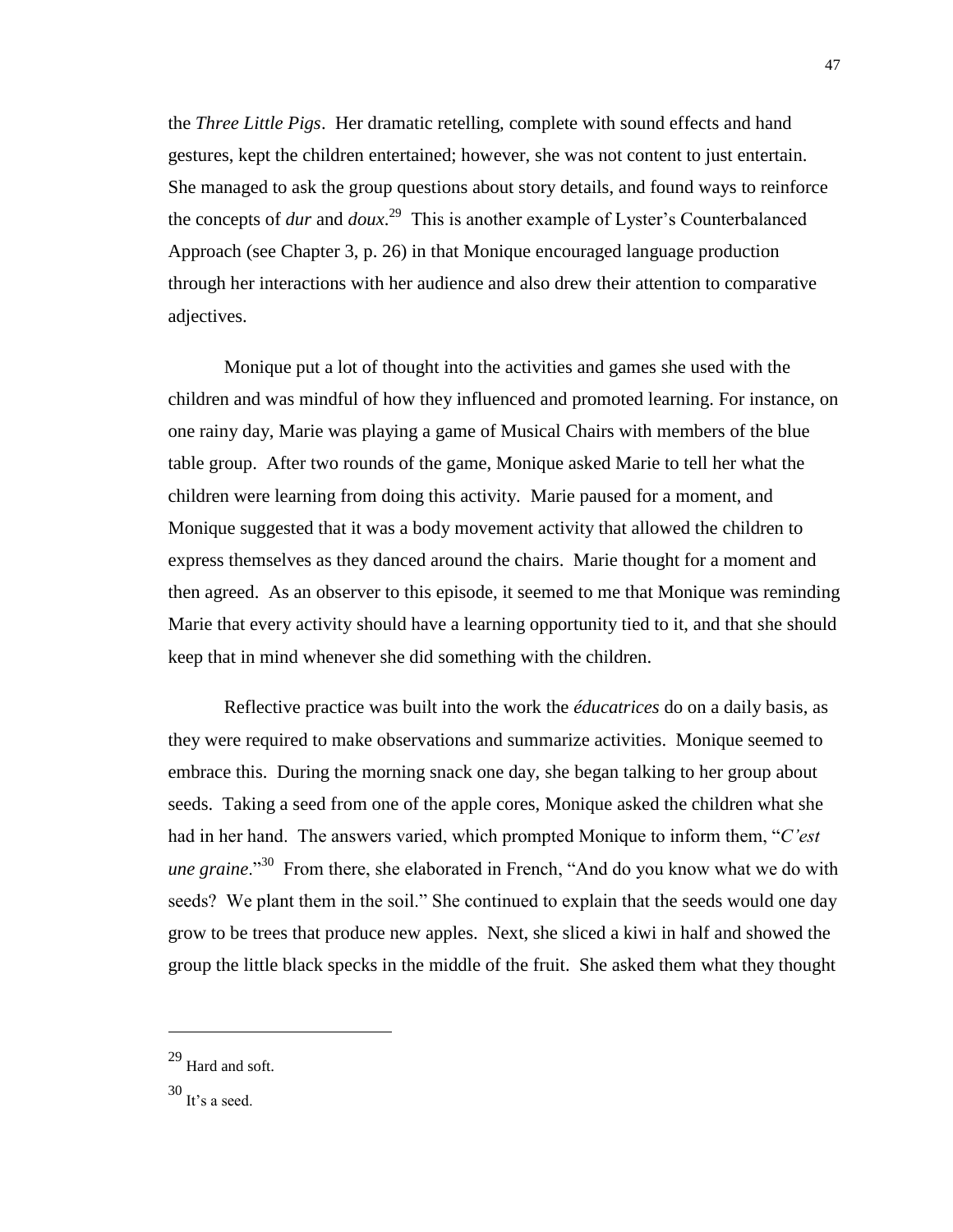the *Three Little Pigs*. Her dramatic retelling, complete with sound effects and hand gestures, kept the children entertained; however, she was not content to just entertain. She managed to ask the group questions about story details, and found ways to reinforce the concepts of *dur* and *doux*.[29] This is another example of Lyster's Counterbalanced Approach (see Chapter 3, p. 26) in that Monique encouraged language production through her interactions with her audience and also drew their attention to comparative adjectives.

Monique put a lot of thought into the activities and games she used with the children and was mindful of how they influenced and promoted learning. For instance, on one rainy day, Marie was playing a game of Musical Chairs with members of the blue table group. After two rounds of the game, Monique asked Marie to tell her what the children were learning from doing this activity. Marie paused for a moment, and Monique suggested that it was a body movement activity that allowed the children to express themselves as they danced around the chairs. Marie thought for a moment and then agreed. As an observer to this episode, it seemed to me that Monique was reminding Marie that every activity should have a learning opportunity tied to it, and that she should keep that in mind whenever she did something with the children.

Reflective practice was built into the work the *éducatrices* do on a daily basis, as they were required to make observations and summarize activities. Monique seemed to embrace this. During the morning snack one day, she began talking to her group about seeds. Taking a seed from one of the apple cores, Monique asked the children what she had in her hand. The answers varied, which prompted Monique to inform them, "*C'est une graine*."[30] From there, she elaborated in French, "And do you know what we do with seeds? We plant them in the soil." She continued to explain that the seeds would one day grow to be trees that produce new apples. Next, she sliced a kiwi in half and showed the group the little black specks in the middle of the fruit. She asked them what they thought

---

[29] Hard and soft.

[30] It's a seed.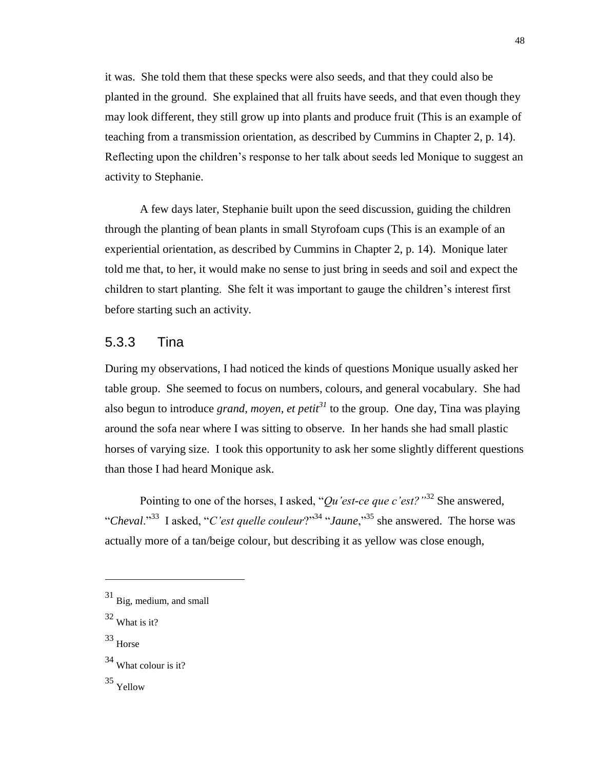it was. She told them that these specks were also seeds, and that they could also be planted in the ground. She explained that all fruits have seeds, and that even though they may look different, they still grow up into plants and produce fruit (This is an example of teaching from a transmission orientation, as described by Cummins in Chapter 2, p. 14). Reflecting upon the children's response to her talk about seeds led Monique to suggest an activity to Stephanie.

A few days later, Stephanie built upon the seed discussion, guiding the children through the planting of bean plants in small Styrofoam cups (This is an example of an experiential orientation, as described by Cummins in Chapter 2, p. 14). Monique later told me that, to her, it would make no sense to just bring in seeds and soil and expect the children to start planting. She felt it was important to gauge the children's interest first before starting such an activity.

### 5.3.3 Tina

During my observations, I had noticed the kinds of questions Monique usually asked her table group. She seemed to focus on numbers, colours, and general vocabulary. She had also begun to introduce *grand, moyen, et petit*[31] to the group. One day, Tina was playing around the sofa near where I was sitting to observe. In her hands she had small plastic horses of varying size. I took this opportunity to ask her some slightly different questions than those I had heard Monique ask.

Pointing to one of the horses, I asked, "*Qu'est-ce que c'est?*"[32] She answered, "*Cheval*."[33] I asked, "*C'est quelle couleur*?"[34] "*Jaune*,"[35] she answered. The horse was actually more of a tan/beige colour, but describing it as yellow was close enough,

---

[31] Big, medium, and small

[32] What is it?

[33] Horse

[34] What colour is it?

[35] Yellow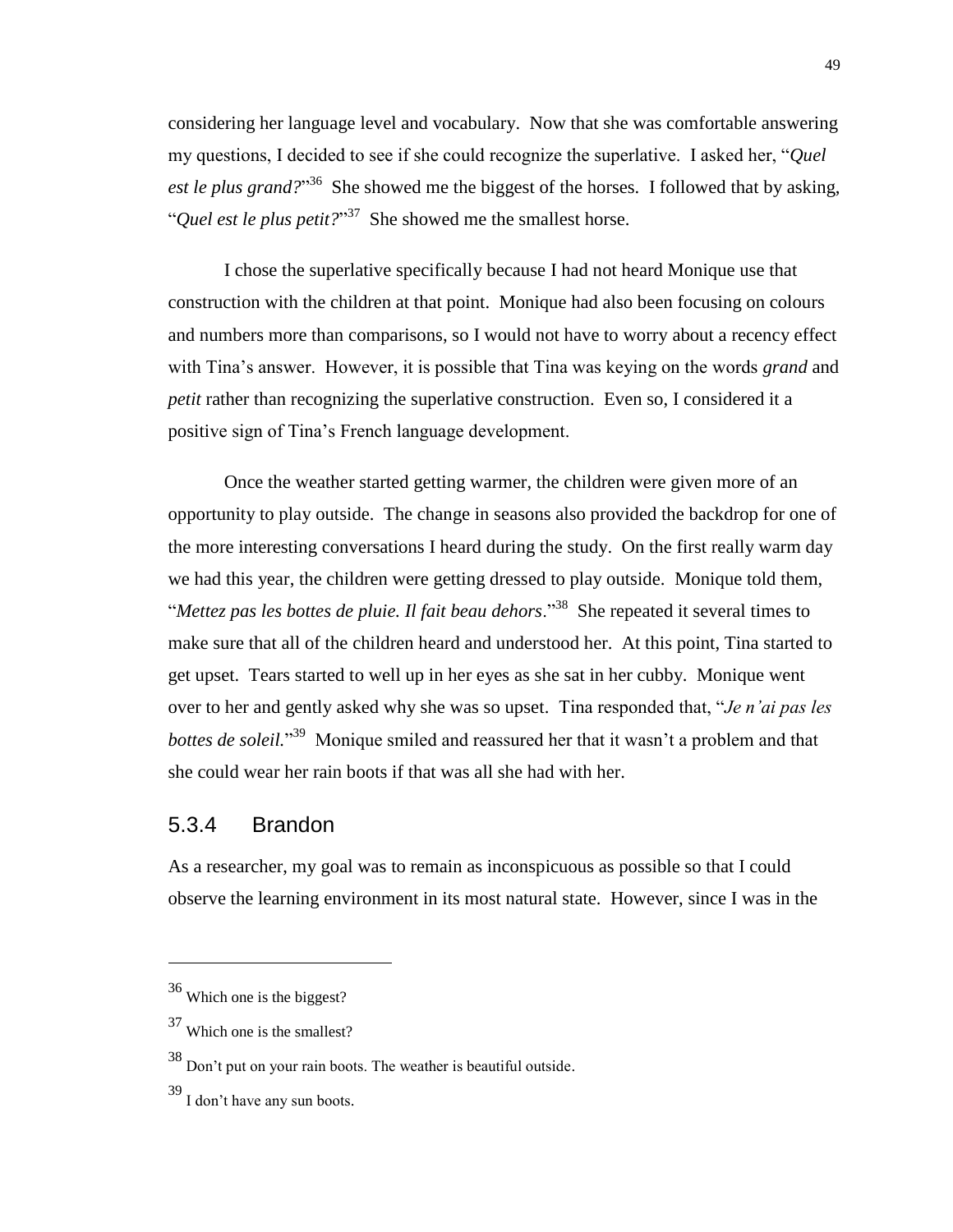considering her language level and vocabulary. Now that she was comfortable answering my questions, I decided to see if she could recognize the superlative. I asked her, "*Quel est le plus grand?*"[36] She showed me the biggest of the horses. I followed that by asking, "*Quel est le plus petit?*"[37] She showed me the smallest horse.

I chose the superlative specifically because I had not heard Monique use that construction with the children at that point. Monique had also been focusing on colours and numbers more than comparisons, so I would not have to worry about a recency effect with Tina's answer. However, it is possible that Tina was keying on the words *grand* and *petit* rather than recognizing the superlative construction. Even so, I considered it a positive sign of Tina's French language development.

Once the weather started getting warmer, the children were given more of an opportunity to play outside. The change in seasons also provided the backdrop for one of the more interesting conversations I heard during the study. On the first really warm day we had this year, the children were getting dressed to play outside. Monique told them, "*Mettez pas les bottes de pluie. Il fait beau dehors*."[38] She repeated it several times to make sure that all of the children heard and understood her. At this point, Tina started to get upset. Tears started to well up in her eyes as she sat in her cubby. Monique went over to her and gently asked why she was so upset. Tina responded that, "*Je n'ai pas les bottes de soleil.*"[39] Monique smiled and reassured her that it wasn't a problem and that she could wear her rain boots if that was all she had with her.

### 5.3.4 Brandon

As a researcher, my goal was to remain as inconspicuous as possible so that I could observe the learning environment in its most natural state. However, since I was in the

---

[36] Which one is the biggest?

[37] Which one is the smallest?

[38] Don't put on your rain boots. The weather is beautiful outside.

[39] I don't have any sun boots.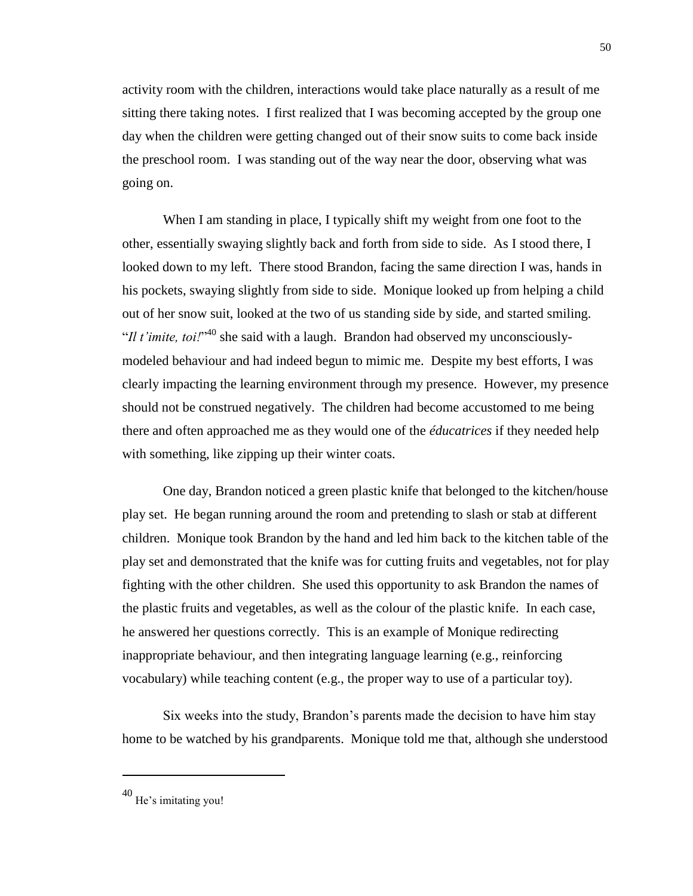activity room with the children, interactions would take place naturally as a result of me sitting there taking notes. I first realized that I was becoming accepted by the group one day when the children were getting changed out of their snow suits to come back inside the preschool room. I was standing out of the way near the door, observing what was going on.

When I am standing in place, I typically shift my weight from one foot to the other, essentially swaying slightly back and forth from side to side. As I stood there, I looked down to my left. There stood Brandon, facing the same direction I was, hands in his pockets, swaying slightly from side to side. Monique looked up from helping a child out of her snow suit, looked at the two of us standing side by side, and started smiling. "*Il t'imite, toi!*"[40] she said with a laugh. Brandon had observed my unconsciously-modeled behaviour and had indeed begun to mimic me. Despite my best efforts, I was clearly impacting the learning environment through my presence. However, my presence should not be construed negatively. The children had become accustomed to me being there and often approached me as they would one of the *éducatrices* if they needed help with something, like zipping up their winter coats.

One day, Brandon noticed a green plastic knife that belonged to the kitchen/house play set. He began running around the room and pretending to slash or stab at different children. Monique took Brandon by the hand and led him back to the kitchen table of the play set and demonstrated that the knife was for cutting fruits and vegetables, not for play fighting with the other children. She used this opportunity to ask Brandon the names of the plastic fruits and vegetables, as well as the colour of the plastic knife. In each case, he answered her questions correctly. This is an example of Monique redirecting inappropriate behaviour, and then integrating language learning (e.g., reinforcing vocabulary) while teaching content (e.g., the proper way to use of a particular toy).

Six weeks into the study, Brandon's parents made the decision to have him stay home to be watched by his grandparents. Monique told me that, although she understood

---

[40] He's imitating you!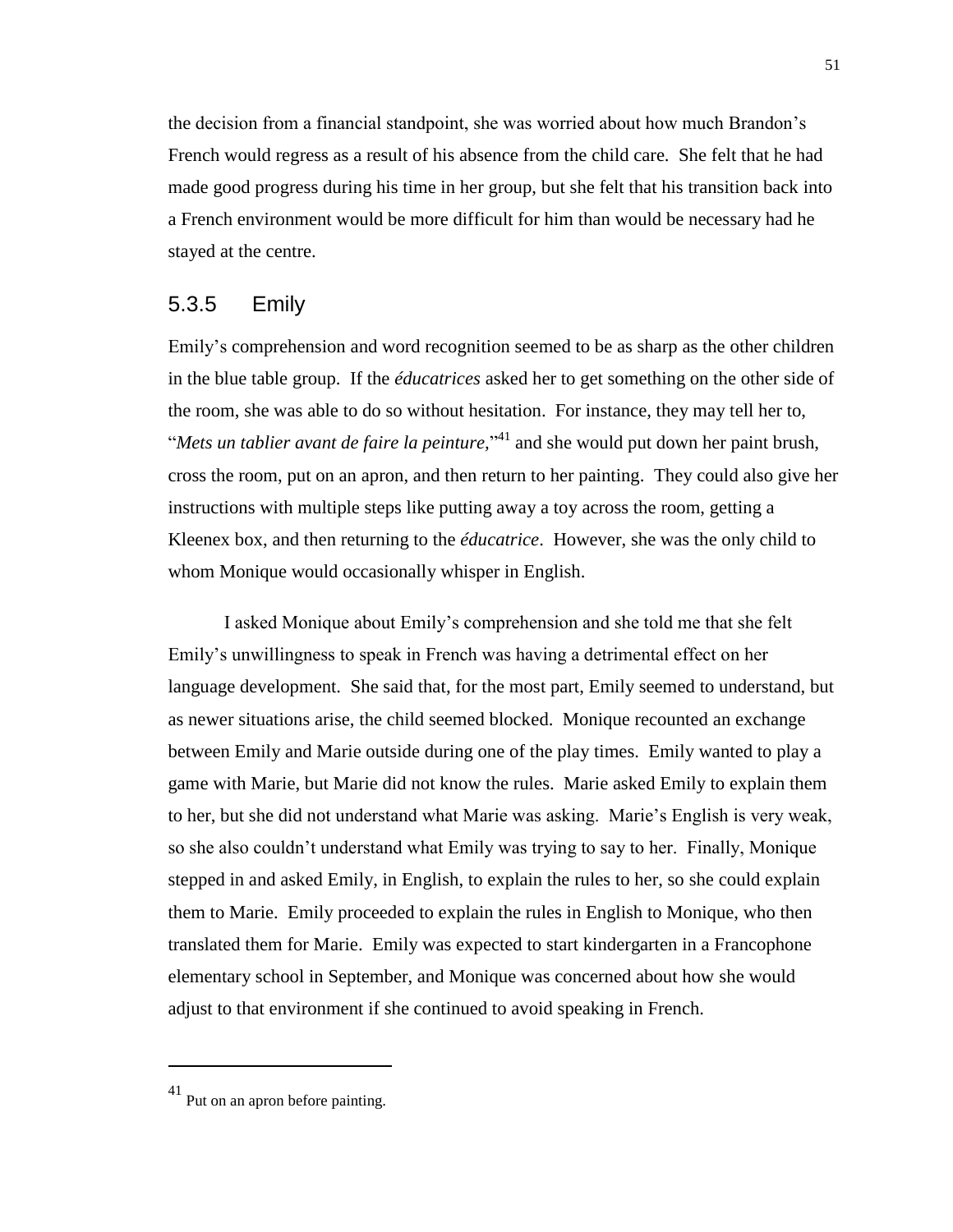the decision from a financial standpoint, she was worried about how much Brandon's French would regress as a result of his absence from the child care. She felt that he had made good progress during his time in her group, but she felt that his transition back into a French environment would be more difficult for him than would be necessary had he stayed at the centre.

### 5.3.5 Emily

Emily's comprehension and word recognition seemed to be as sharp as the other children in the blue table group. If the *éducatrices* asked her to get something on the other side of the room, she was able to do so without hesitation. For instance, they may tell her to, "*Mets un tablier avant de faire la peinture*,"[41] and she would put down her paint brush, cross the room, put on an apron, and then return to her painting. They could also give her instructions with multiple steps like putting away a toy across the room, getting a Kleenex box, and then returning to the *éducatrice*. However, she was the only child to whom Monique would occasionally whisper in English.

I asked Monique about Emily's comprehension and she told me that she felt Emily's unwillingness to speak in French was having a detrimental effect on her language development. She said that, for the most part, Emily seemed to understand, but as newer situations arise, the child seemed blocked. Monique recounted an exchange between Emily and Marie outside during one of the play times. Emily wanted to play a game with Marie, but Marie did not know the rules. Marie asked Emily to explain them to her, but she did not understand what Marie was asking. Marie's English is very weak, so she also couldn't understand what Emily was trying to say to her. Finally, Monique stepped in and asked Emily, in English, to explain the rules to her, so she could explain them to Marie. Emily proceeded to explain the rules in English to Monique, who then translated them for Marie. Emily was expected to start kindergarten in a Francophone elementary school in September, and Monique was concerned about how she would adjust to that environment if she continued to avoid speaking in French.

---

[41] Put on an apron before painting.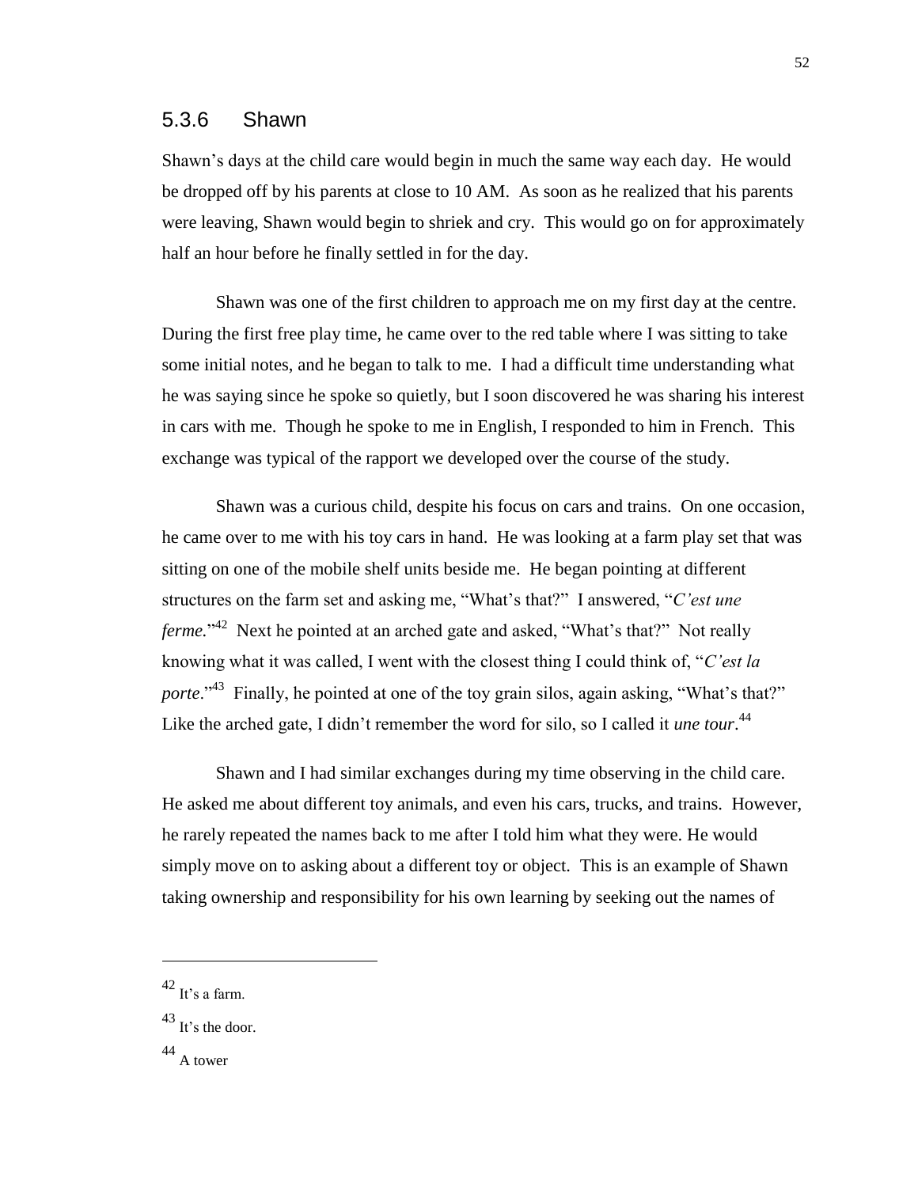### 5.3.6 Shawn

Shawn's days at the child care would begin in much the same way each day. He would be dropped off by his parents at close to 10 AM. As soon as he realized that his parents were leaving, Shawn would begin to shriek and cry. This would go on for approximately half an hour before he finally settled in for the day.

Shawn was one of the first children to approach me on my first day at the centre. During the first free play time, he came over to the red table where I was sitting to take some initial notes, and he began to talk to me. I had a difficult time understanding what he was saying since he spoke so quietly, but I soon discovered he was sharing his interest in cars with me. Though he spoke to me in English, I responded to him in French. This exchange was typical of the rapport we developed over the course of the study.

Shawn was a curious child, despite his focus on cars and trains. On one occasion, he came over to me with his toy cars in hand. He was looking at a farm play set that was sitting on one of the mobile shelf units beside me. He began pointing at different structures on the farm set and asking me, "What's that?" I answered, "*C'est une ferme.*"[42] Next he pointed at an arched gate and asked, "What's that?" Not really knowing what it was called, I went with the closest thing I could think of, "*C'est la porte*."[43] Finally, he pointed at one of the toy grain silos, again asking, "What's that?" Like the arched gate, I didn't remember the word for silo, so I called it *une tour*.[44]

Shawn and I had similar exchanges during my time observing in the child care. He asked me about different toy animals, and even his cars, trucks, and trains. However, he rarely repeated the names back to me after I told him what they were. He would simply move on to asking about a different toy or object. This is an example of Shawn taking ownership and responsibility for his own learning by seeking out the names of

---

[42] It's a farm.

[43] It's the door.

[44] A tower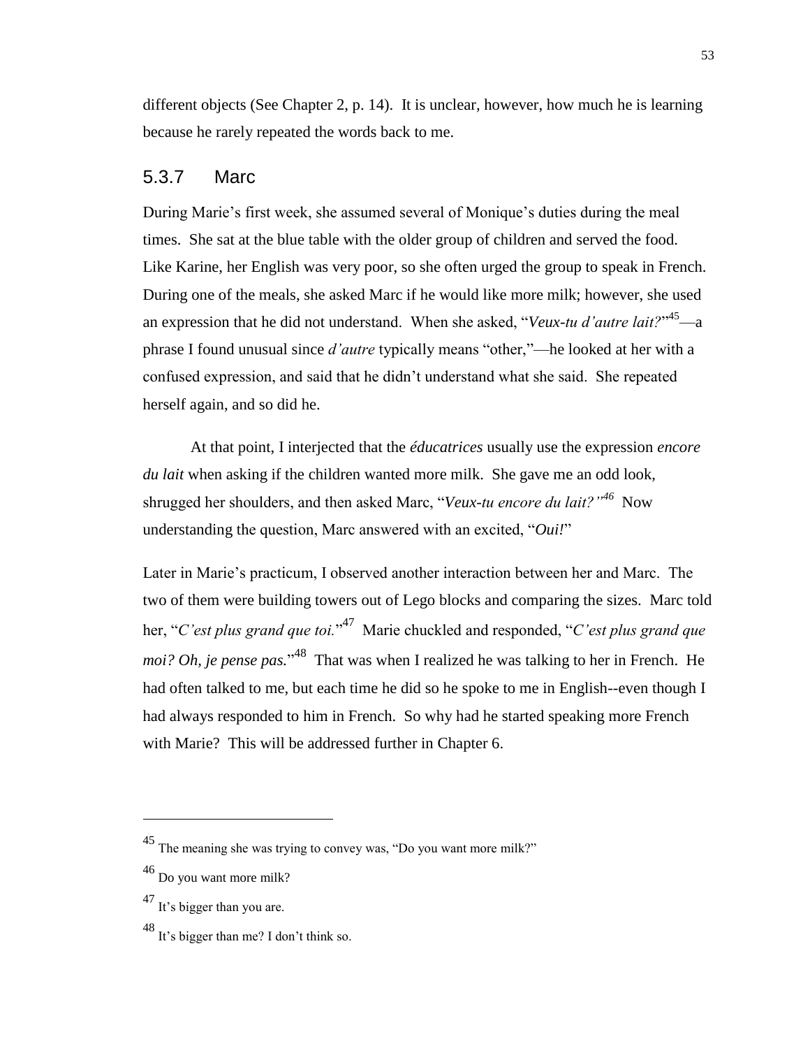different objects (See Chapter 2, p. 14). It is unclear, however, how much he is learning because he rarely repeated the words back to me.

### 5.3.7 Marc

During Marie's first week, she assumed several of Monique's duties during the meal times. She sat at the blue table with the older group of children and served the food. Like Karine, her English was very poor, so she often urged the group to speak in French. During one of the meals, she asked Marc if he would like more milk; however, she used an expression that he did not understand. When she asked, "*Veux-tu d'autre lait?*"[45]—a phrase I found unusual since *d'autre* typically means "other,"—he looked at her with a confused expression, and said that he didn't understand what she said. She repeated herself again, and so did he.

At that point, I interjected that the *éducatrices* usually use the expression *encore du lait* when asking if the children wanted more milk. She gave me an odd look, shrugged her shoulders, and then asked Marc, "*Veux-tu encore du lait?*"[46] Now understanding the question, Marc answered with an excited, "*Oui!*"

Later in Marie's practicum, I observed another interaction between her and Marc. The two of them were building towers out of Lego blocks and comparing the sizes. Marc told her, "*C'est plus grand que toi.*"[47] Marie chuckled and responded, "*C'est plus grand que moi? Oh, je pense pas.*"[48] That was when I realized he was talking to her in French. He had often talked to me, but each time he did so he spoke to me in English--even though I had always responded to him in French. So why had he started speaking more French with Marie? This will be addressed further in Chapter 6.

---

[45] The meaning she was trying to convey was, "Do you want more milk?"

[46] Do you want more milk?

[47] It's bigger than you are.

[48] It's bigger than me? I don't think so.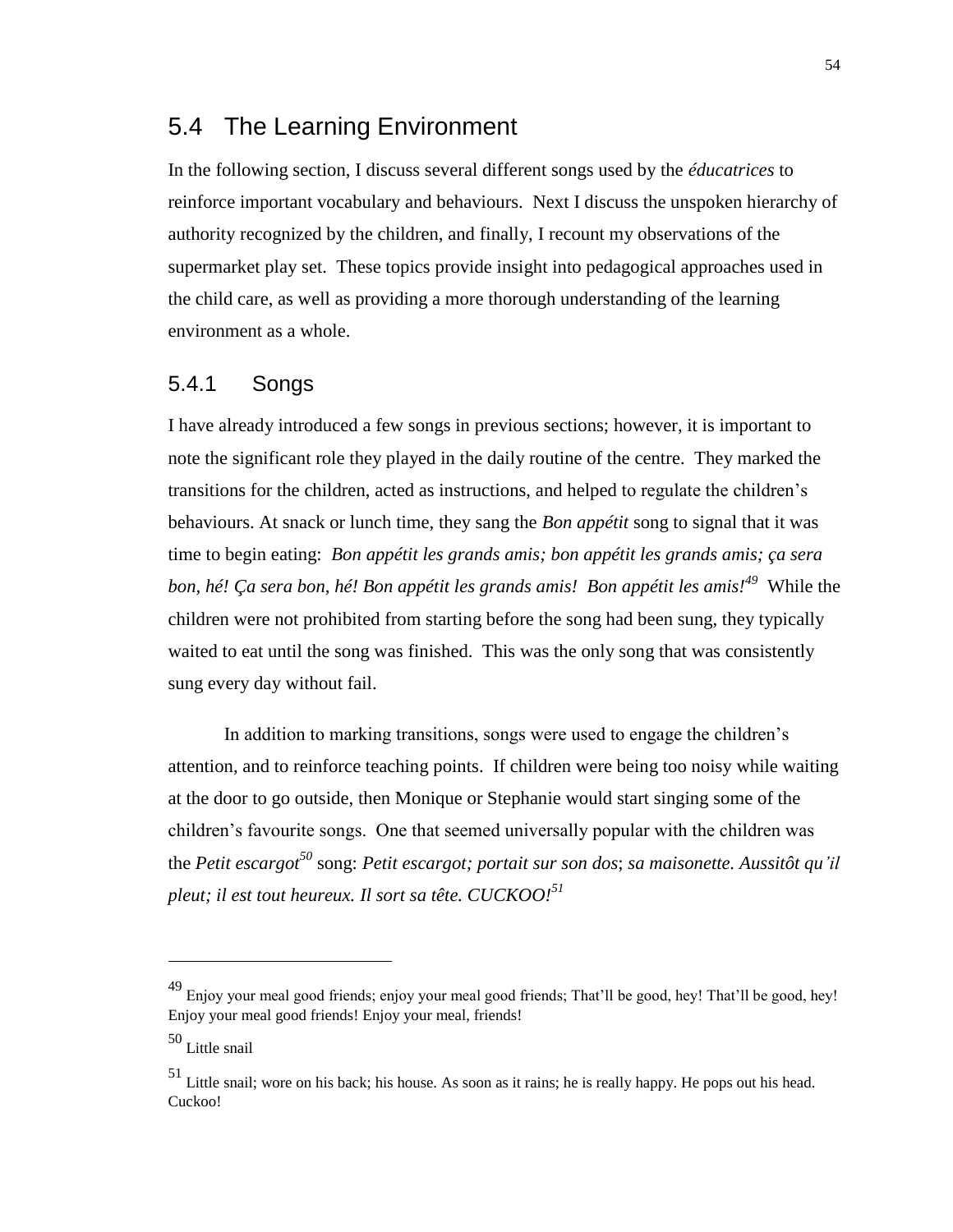## 5.4 The Learning Environment

In the following section, I discuss several different songs used by the *éducatrices* to reinforce important vocabulary and behaviours. Next I discuss the unspoken hierarchy of authority recognized by the children, and finally, I recount my observations of the supermarket play set. These topics provide insight into pedagogical approaches used in the child care, as well as providing a more thorough understanding of the learning environment as a whole.

### 5.4.1 Songs

I have already introduced a few songs in previous sections; however, it is important to note the significant role they played in the daily routine of the centre. They marked the transitions for the children, acted as instructions, and helped to regulate the children's behaviours. At snack or lunch time, they sang the *Bon appétit* song to signal that it was time to begin eating: *Bon appétit les grands amis; bon appétit les grands amis; ça sera bon, hé! Ça sera bon, hé! Bon appétit les grands amis! Bon appétit les amis!*[49] While the children were not prohibited from starting before the song had been sung, they typically waited to eat until the song was finished. This was the only song that was consistently sung every day without fail.

In addition to marking transitions, songs were used to engage the children's attention, and to reinforce teaching points. If children were being too noisy while waiting at the door to go outside, then Monique or Stephanie would start singing some of the children's favourite songs. One that seemed universally popular with the children was the *Petit escargot*[50] song: *Petit escargot; portait sur son dos*; *sa maisonette. Aussitôt qu'il pleut; il est tout heureux. Il sort sa tête. CUCKOO!*[51]

---

[49] Enjoy your meal good friends; enjoy your meal good friends; That'll be good, hey! That'll be good, hey! Enjoy your meal good friends! Enjoy your meal, friends!

[50] Little snail

[51] Little snail; wore on his back; his house. As soon as it rains; he is really happy. He pops out his head. Cuckoo!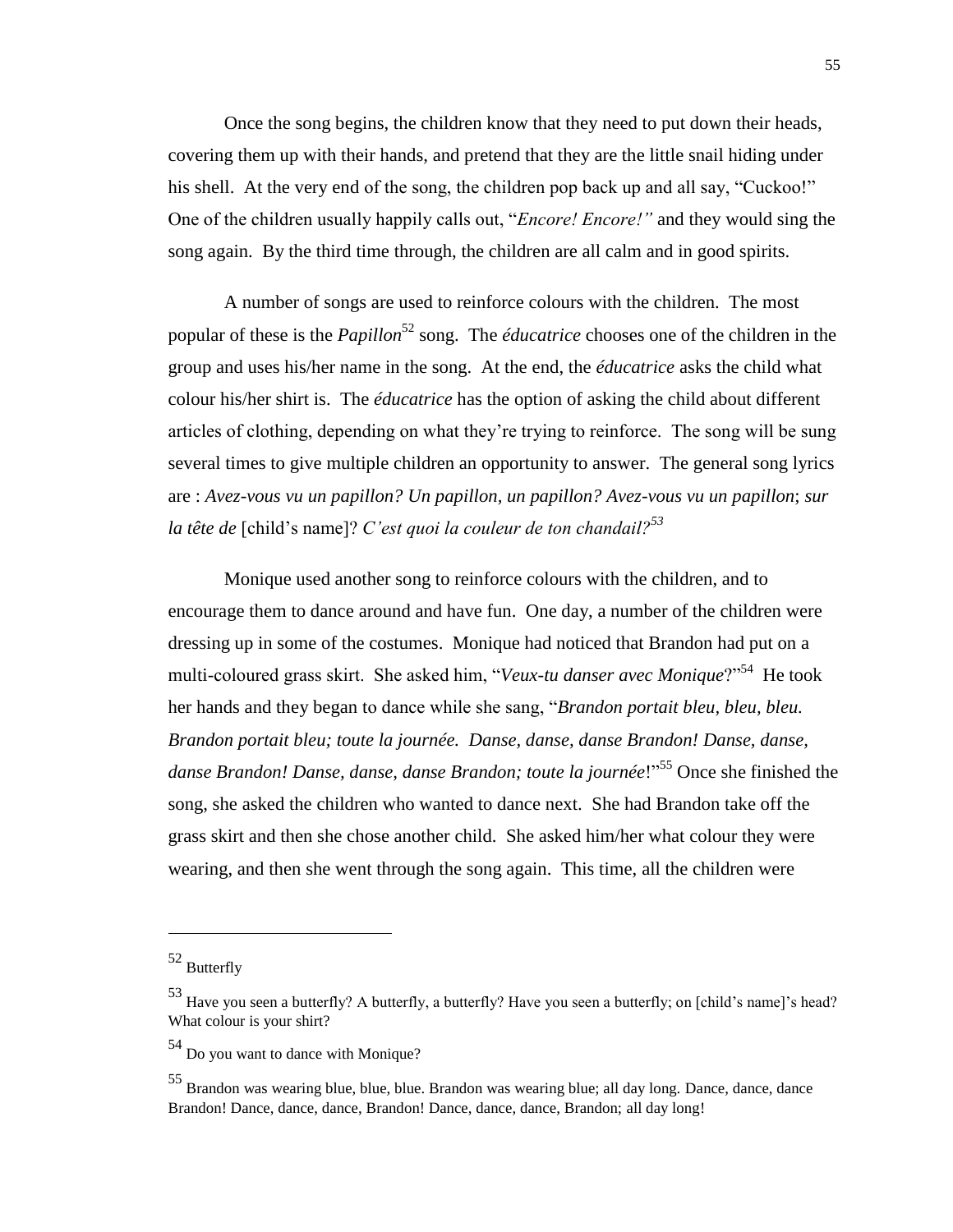Once the song begins, the children know that they need to put down their heads, covering them up with their hands, and pretend that they are the little snail hiding under his shell. At the very end of the song, the children pop back up and all say, "Cuckoo!" One of the children usually happily calls out, "*Encore! Encore!"* and they would sing the song again. By the third time through, the children are all calm and in good spirits.

A number of songs are used to reinforce colours with the children. The most popular of these is the *Papillon*[52] song. The *éducatrice* chooses one of the children in the group and uses his/her name in the song. At the end, the *éducatrice* asks the child what colour his/her shirt is. The *éducatrice* has the option of asking the child about different articles of clothing, depending on what they're trying to reinforce. The song will be sung several times to give multiple children an opportunity to answer. The general song lyrics are : *Avez-vous vu un papillon? Un papillon, un papillon? Avez-vous vu un papillon*; *sur la tête de* [child's name]? *C'est quoi la couleur de ton chandail?*[53]

Monique used another song to reinforce colours with the children, and to encourage them to dance around and have fun. One day, a number of the children were dressing up in some of the costumes. Monique had noticed that Brandon had put on a multi-coloured grass skirt. She asked him, "*Veux-tu danser avec Monique*?"[54] He took her hands and they began to dance while she sang, "*Brandon portait bleu, bleu, bleu. Brandon portait bleu; toute la journée. Danse, danse, danse Brandon! Danse, danse, danse Brandon! Danse, danse, danse Brandon; toute la journée*!"[55] Once she finished the song, she asked the children who wanted to dance next. She had Brandon take off the grass skirt and then she chose another child. She asked him/her what colour they were wearing, and then she went through the song again. This time, all the children were

---

[52] Butterfly

[53] Have you seen a butterfly? A butterfly, a butterfly? Have you seen a butterfly; on [child's name]'s head? What colour is your shirt?

[54] Do you want to dance with Monique?

[55] Brandon was wearing blue, blue, blue. Brandon was wearing blue; all day long. Dance, dance, dance Brandon! Dance, dance, dance, Brandon! Dance, dance, dance, Brandon; all day long!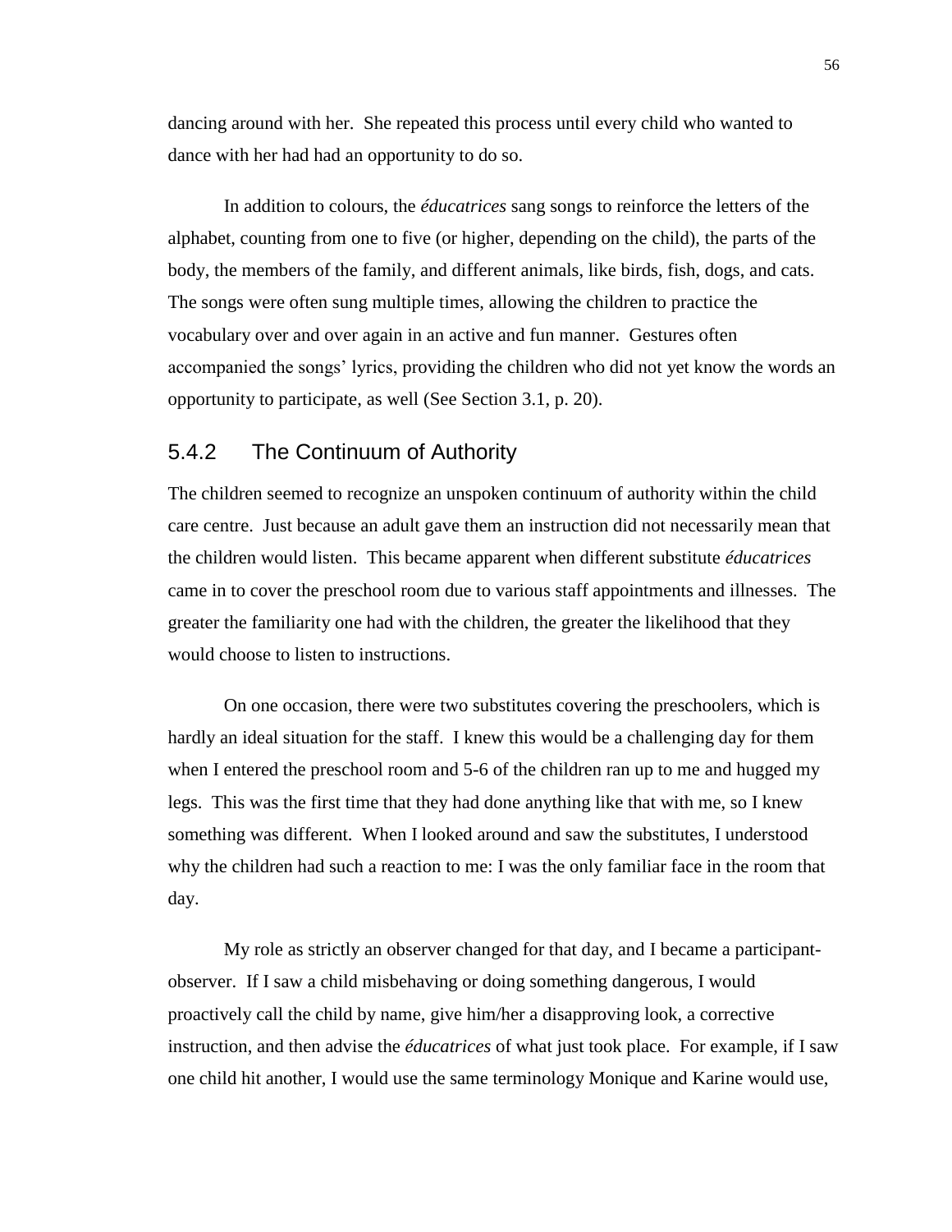dancing around with her. She repeated this process until every child who wanted to dance with her had had an opportunity to do so.

In addition to colours, the *éducatrices* sang songs to reinforce the letters of the alphabet, counting from one to five (or higher, depending on the child), the parts of the body, the members of the family, and different animals, like birds, fish, dogs, and cats. The songs were often sung multiple times, allowing the children to practice the vocabulary over and over again in an active and fun manner. Gestures often accompanied the songs' lyrics, providing the children who did not yet know the words an opportunity to participate, as well (See Section 3.1, p. 20).

### 5.4.2 The Continuum of Authority

The children seemed to recognize an unspoken continuum of authority within the child care centre. Just because an adult gave them an instruction did not necessarily mean that the children would listen. This became apparent when different substitute *éducatrices* came in to cover the preschool room due to various staff appointments and illnesses. The greater the familiarity one had with the children, the greater the likelihood that they would choose to listen to instructions.

On one occasion, there were two substitutes covering the preschoolers, which is hardly an ideal situation for the staff. I knew this would be a challenging day for them when I entered the preschool room and 5-6 of the children ran up to me and hugged my legs. This was the first time that they had done anything like that with me, so I knew something was different. When I looked around and saw the substitutes, I understood why the children had such a reaction to me: I was the only familiar face in the room that day.

My role as strictly an observer changed for that day, and I became a participant-observer. If I saw a child misbehaving or doing something dangerous, I would proactively call the child by name, give him/her a disapproving look, a corrective instruction, and then advise the *éducatrices* of what just took place. For example, if I saw one child hit another, I would use the same terminology Monique and Karine would use,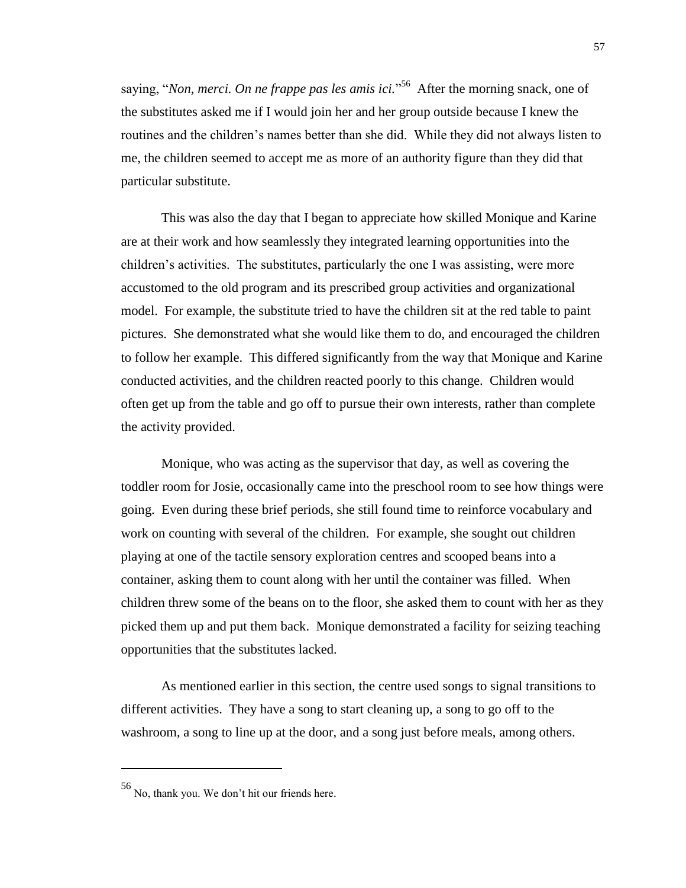saying, "*Non, merci. On ne frappe pas les amis ici.*"[56] After the morning snack, one of the substitutes asked me if I would join her and her group outside because I knew the routines and the children's names better than she did. While they did not always listen to me, the children seemed to accept me as more of an authority figure than they did that particular substitute.

This was also the day that I began to appreciate how skilled Monique and Karine are at their work and how seamlessly they integrated learning opportunities into the children's activities. The substitutes, particularly the one I was assisting, were more accustomed to the old program and its prescribed group activities and organizational model. For example, the substitute tried to have the children sit at the red table to paint pictures. She demonstrated what she would like them to do, and encouraged the children to follow her example. This differed significantly from the way that Monique and Karine conducted activities, and the children reacted poorly to this change. Children would often get up from the table and go off to pursue their own interests, rather than complete the activity provided.

Monique, who was acting as the supervisor that day, as well as covering the toddler room for Josie, occasionally came into the preschool room to see how things were going. Even during these brief periods, she still found time to reinforce vocabulary and work on counting with several of the children. For example, she sought out children playing at one of the tactile sensory exploration centres and scooped beans into a container, asking them to count along with her until the container was filled. When children threw some of the beans on to the floor, she asked them to count with her as they picked them up and put them back. Monique demonstrated a facility for seizing teaching opportunities that the substitutes lacked.

As mentioned earlier in this section, the centre used songs to signal transitions to different activities. They have a song to start cleaning up, a song to go off to the washroom, a song to line up at the door, and a song just before meals, among others.

---

[56] No, thank you. We don't hit our friends here.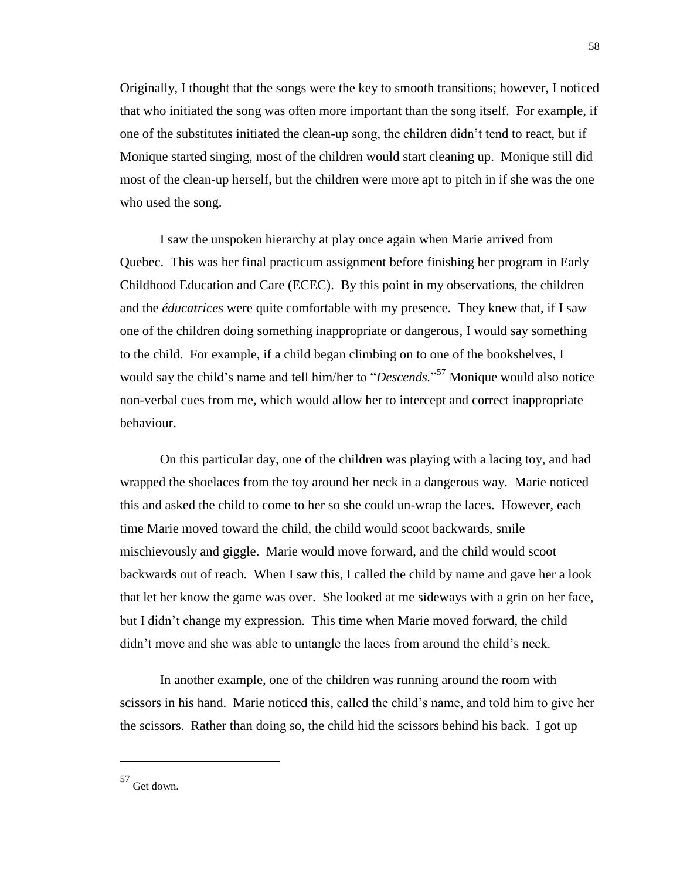Originally, I thought that the songs were the key to smooth transitions; however, I noticed that who initiated the song was often more important than the song itself. For example, if one of the substitutes initiated the clean-up song, the children didn't tend to react, but if Monique started singing, most of the children would start cleaning up. Monique still did most of the clean-up herself, but the children were more apt to pitch in if she was the one who used the song.

I saw the unspoken hierarchy at play once again when Marie arrived from Quebec. This was her final practicum assignment before finishing her program in Early Childhood Education and Care (ECEC). By this point in my observations, the children and the *éducatrices* were quite comfortable with my presence. They knew that, if I saw one of the children doing something inappropriate or dangerous, I would say something to the child. For example, if a child began climbing on to one of the bookshelves, I would say the child's name and tell him/her to "*Descends.*"[57] Monique would also notice non-verbal cues from me, which would allow her to intercept and correct inappropriate behaviour.

On this particular day, one of the children was playing with a lacing toy, and had wrapped the shoelaces from the toy around her neck in a dangerous way. Marie noticed this and asked the child to come to her so she could un-wrap the laces. However, each time Marie moved toward the child, the child would scoot backwards, smile mischievously and giggle. Marie would move forward, and the child would scoot backwards out of reach. When I saw this, I called the child by name and gave her a look that let her know the game was over. She looked at me sideways with a grin on her face, but I didn't change my expression. This time when Marie moved forward, the child didn't move and she was able to untangle the laces from around the child's neck.

In another example, one of the children was running around the room with scissors in his hand. Marie noticed this, called the child's name, and told him to give her the scissors. Rather than doing so, the child hid the scissors behind his back. I got up

---

[57] Get down.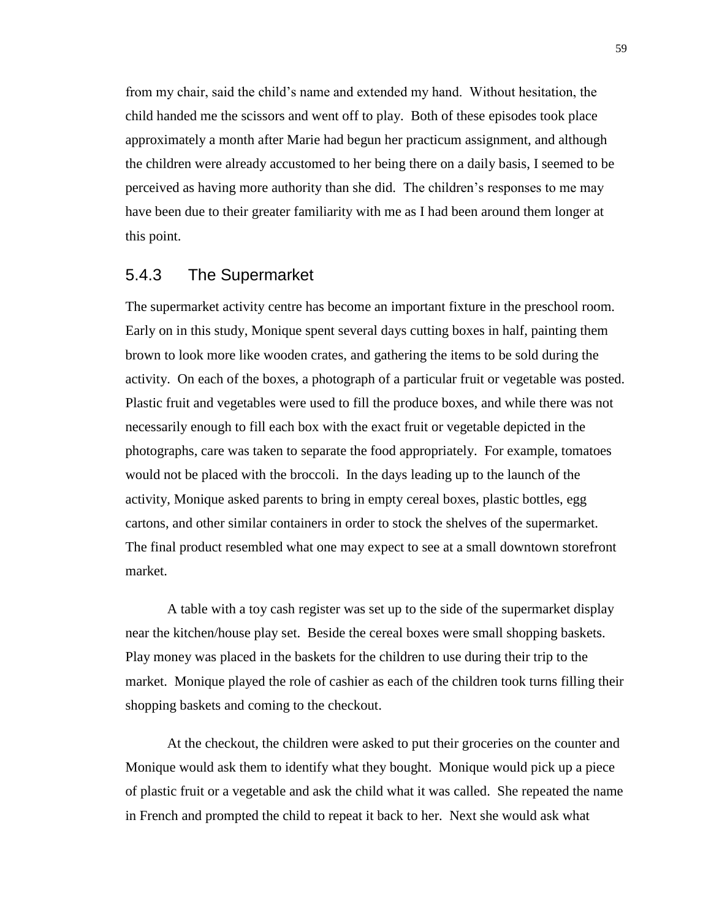from my chair, said the child's name and extended my hand. Without hesitation, the child handed me the scissors and went off to play. Both of these episodes took place approximately a month after Marie had begun her practicum assignment, and although the children were already accustomed to her being there on a daily basis, I seemed to be perceived as having more authority than she did. The children's responses to me may have been due to their greater familiarity with me as I had been around them longer at this point.

### 5.4.3 The Supermarket

The supermarket activity centre has become an important fixture in the preschool room. Early on in this study, Monique spent several days cutting boxes in half, painting them brown to look more like wooden crates, and gathering the items to be sold during the activity. On each of the boxes, a photograph of a particular fruit or vegetable was posted. Plastic fruit and vegetables were used to fill the produce boxes, and while there was not necessarily enough to fill each box with the exact fruit or vegetable depicted in the photographs, care was taken to separate the food appropriately. For example, tomatoes would not be placed with the broccoli. In the days leading up to the launch of the activity, Monique asked parents to bring in empty cereal boxes, plastic bottles, egg cartons, and other similar containers in order to stock the shelves of the supermarket. The final product resembled what one may expect to see at a small downtown storefront market.

A table with a toy cash register was set up to the side of the supermarket display near the kitchen/house play set. Beside the cereal boxes were small shopping baskets. Play money was placed in the baskets for the children to use during their trip to the market. Monique played the role of cashier as each of the children took turns filling their shopping baskets and coming to the checkout.

At the checkout, the children were asked to put their groceries on the counter and Monique would ask them to identify what they bought. Monique would pick up a piece of plastic fruit or a vegetable and ask the child what it was called. She repeated the name in French and prompted the child to repeat it back to her. Next she would ask what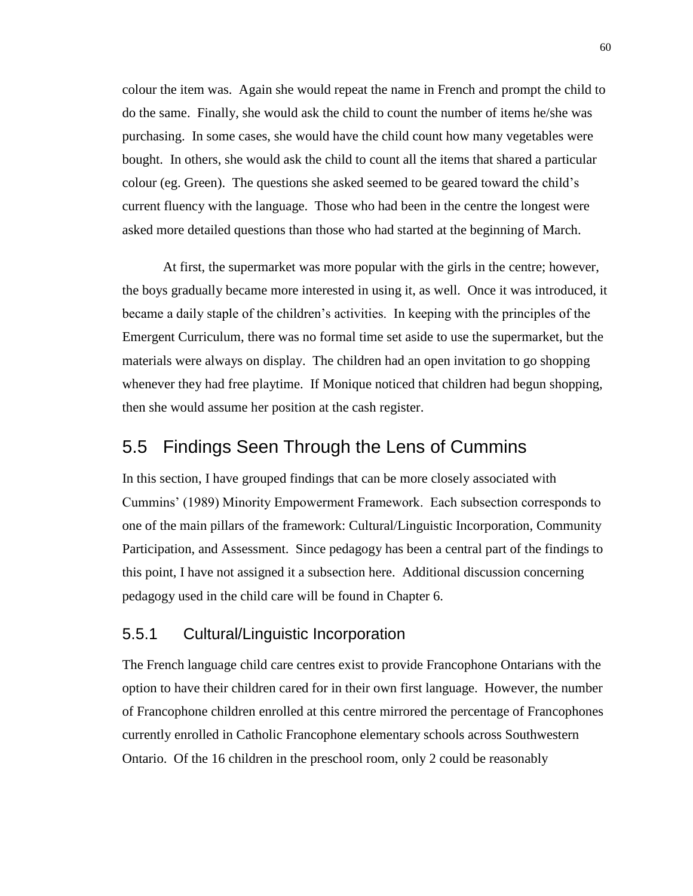colour the item was. Again she would repeat the name in French and prompt the child to do the same. Finally, she would ask the child to count the number of items he/she was purchasing. In some cases, she would have the child count how many vegetables were bought. In others, she would ask the child to count all the items that shared a particular colour (eg. Green). The questions she asked seemed to be geared toward the child's current fluency with the language. Those who had been in the centre the longest were asked more detailed questions than those who had started at the beginning of March.

At first, the supermarket was more popular with the girls in the centre; however, the boys gradually became more interested in using it, as well. Once it was introduced, it became a daily staple of the children's activities. In keeping with the principles of the Emergent Curriculum, there was no formal time set aside to use the supermarket, but the materials were always on display. The children had an open invitation to go shopping whenever they had free playtime. If Monique noticed that children had begun shopping, then she would assume her position at the cash register.

## 5.5 Findings Seen Through the Lens of Cummins

In this section, I have grouped findings that can be more closely associated with Cummins' (1989) Minority Empowerment Framework. Each subsection corresponds to one of the main pillars of the framework: Cultural/Linguistic Incorporation, Community Participation, and Assessment. Since pedagogy has been a central part of the findings to this point, I have not assigned it a subsection here. Additional discussion concerning pedagogy used in the child care will be found in Chapter 6.

### 5.5.1 Cultural/Linguistic Incorporation

The French language child care centres exist to provide Francophone Ontarians with the option to have their children cared for in their own first language. However, the number of Francophone children enrolled at this centre mirrored the percentage of Francophones currently enrolled in Catholic Francophone elementary schools across Southwestern Ontario. Of the 16 children in the preschool room, only 2 could be reasonably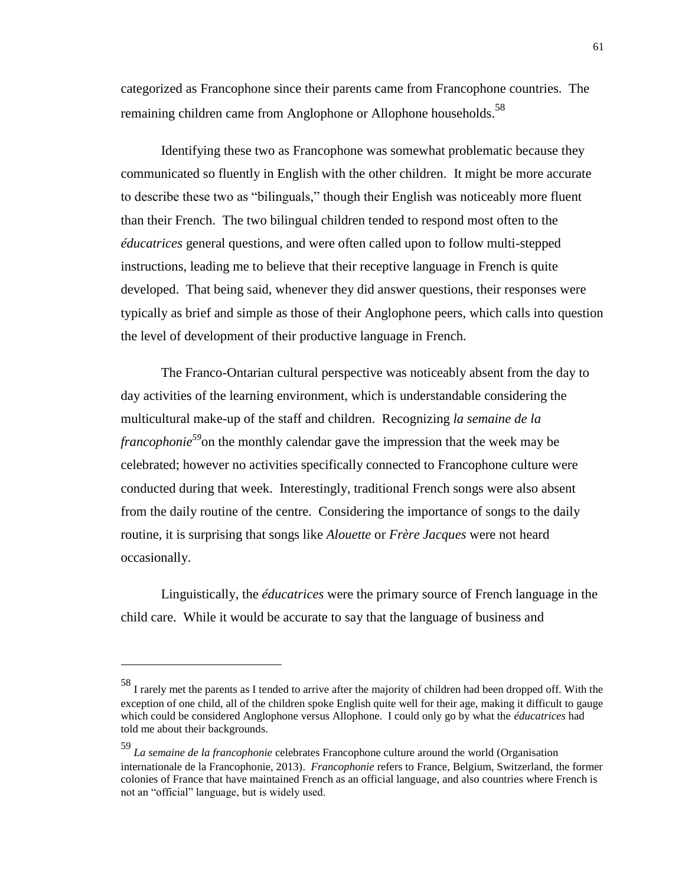categorized as Francophone since their parents came from Francophone countries. The remaining children came from Anglophone or Allophone households.[58]

Identifying these two as Francophone was somewhat problematic because they communicated so fluently in English with the other children. It might be more accurate to describe these two as "bilinguals," though their English was noticeably more fluent than their French. The two bilingual children tended to respond most often to the *éducatrices* general questions, and were often called upon to follow multi-stepped instructions, leading me to believe that their receptive language in French is quite developed. That being said, whenever they did answer questions, their responses were typically as brief and simple as those of their Anglophone peers, which calls into question the level of development of their productive language in French.

The Franco-Ontarian cultural perspective was noticeably absent from the day to day activities of the learning environment, which is understandable considering the multicultural make-up of the staff and children. Recognizing *la semaine de la francophonie*[59]on the monthly calendar gave the impression that the week may be celebrated; however no activities specifically connected to Francophone culture were conducted during that week. Interestingly, traditional French songs were also absent from the daily routine of the centre. Considering the importance of songs to the daily routine, it is surprising that songs like *Alouette* or *Frère Jacques* were not heard occasionally.

Linguistically, the *éducatrices* were the primary source of French language in the child care. While it would be accurate to say that the language of business and

---

[58] I rarely met the parents as I tended to arrive after the majority of children had been dropped off. With the exception of one child, all of the children spoke English quite well for their age, making it difficult to gauge which could be considered Anglophone versus Allophone. I could only go by what the *éducatrices* had told me about their backgrounds.

[59] *La semaine de la francophonie* celebrates Francophone culture around the world (Organisation internationale de la Francophonie, 2013). *Francophonie* refers to France, Belgium, Switzerland, the former colonies of France that have maintained French as an official language, and also countries where French is not an "official" language, but is widely used.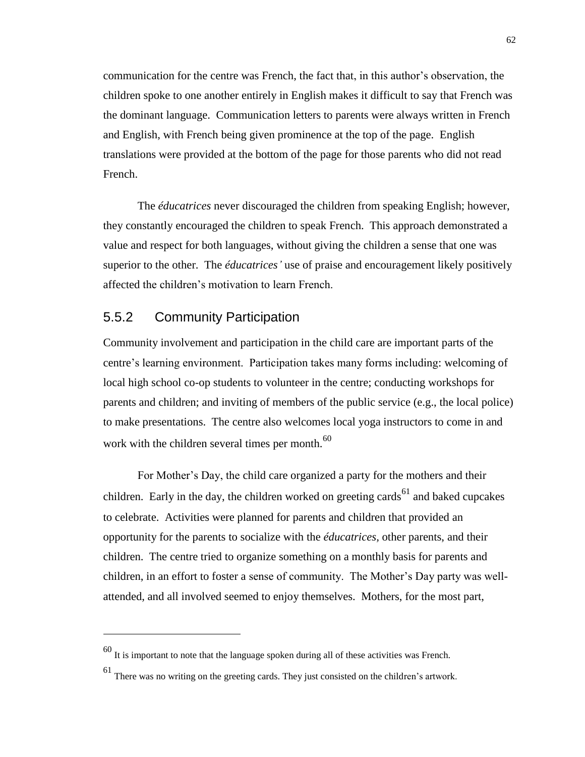communication for the centre was French, the fact that, in this author's observation, the children spoke to one another entirely in English makes it difficult to say that French was the dominant language. Communication letters to parents were always written in French and English, with French being given prominence at the top of the page. English translations were provided at the bottom of the page for those parents who did not read French.

The *éducatrices* never discouraged the children from speaking English; however, they constantly encouraged the children to speak French. This approach demonstrated a value and respect for both languages, without giving the children a sense that one was superior to the other. The *éducatrices'* use of praise and encouragement likely positively affected the children's motivation to learn French.

### 5.5.2 Community Participation

Community involvement and participation in the child care are important parts of the centre's learning environment. Participation takes many forms including: welcoming of local high school co-op students to volunteer in the centre; conducting workshops for parents and children; and inviting of members of the public service (e.g., the local police) to make presentations. The centre also welcomes local yoga instructors to come in and work with the children several times per month.[60]

For Mother's Day, the child care organized a party for the mothers and their children. Early in the day, the children worked on greeting cards[61] and baked cupcakes to celebrate. Activities were planned for parents and children that provided an opportunity for the parents to socialize with the *éducatrices*, other parents, and their children. The centre tried to organize something on a monthly basis for parents and children, in an effort to foster a sense of community. The Mother's Day party was well-attended, and all involved seemed to enjoy themselves. Mothers, for the most part,

---

[60] It is important to note that the language spoken during all of these activities was French.

[61] There was no writing on the greeting cards. They just consisted on the children's artwork.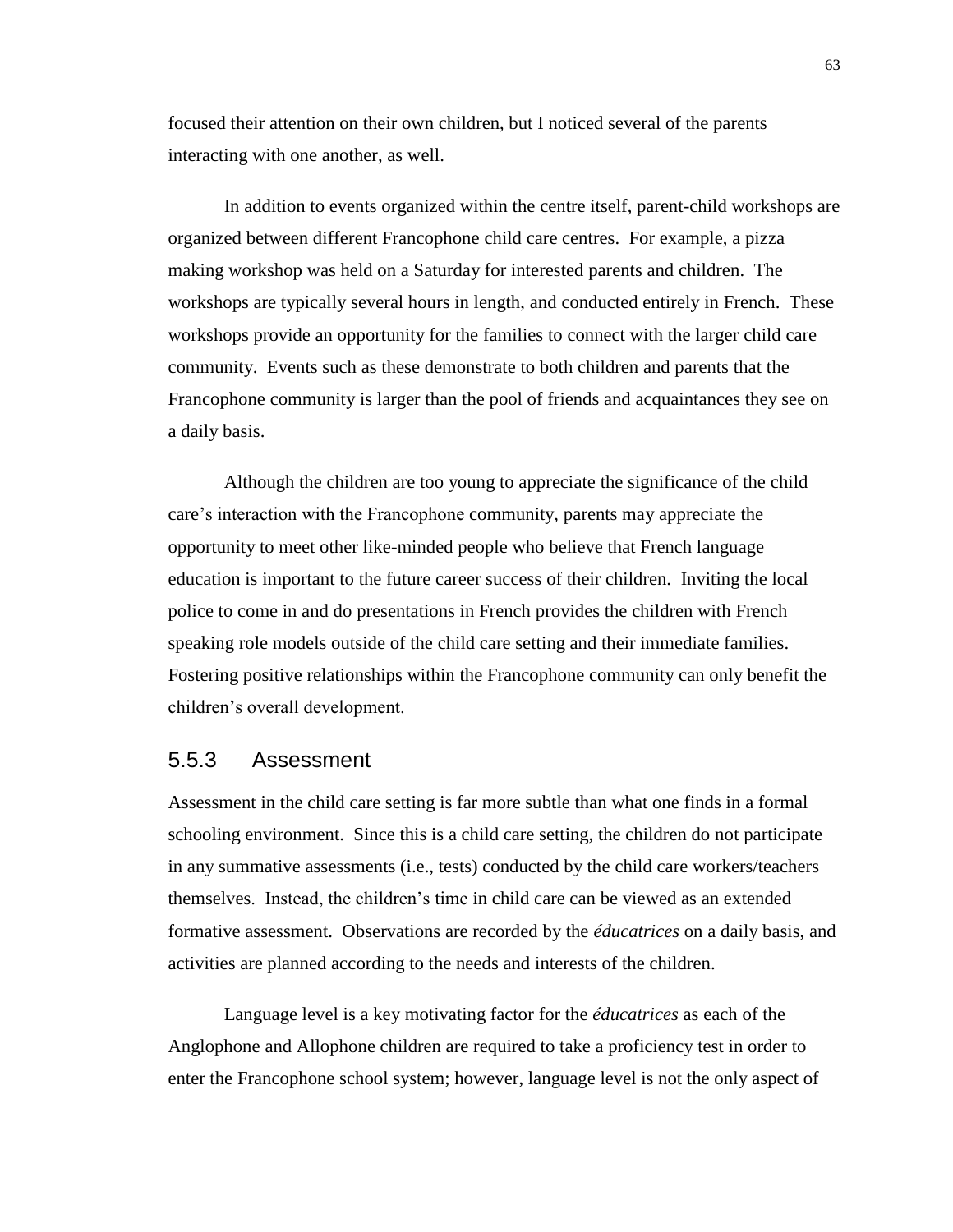focused their attention on their own children, but I noticed several of the parents interacting with one another, as well.

In addition to events organized within the centre itself, parent-child workshops are organized between different Francophone child care centres. For example, a pizza making workshop was held on a Saturday for interested parents and children. The workshops are typically several hours in length, and conducted entirely in French. These workshops provide an opportunity for the families to connect with the larger child care community. Events such as these demonstrate to both children and parents that the Francophone community is larger than the pool of friends and acquaintances they see on a daily basis.

Although the children are too young to appreciate the significance of the child care's interaction with the Francophone community, parents may appreciate the opportunity to meet other like-minded people who believe that French language education is important to the future career success of their children. Inviting the local police to come in and do presentations in French provides the children with French speaking role models outside of the child care setting and their immediate families. Fostering positive relationships within the Francophone community can only benefit the children's overall development.

### 5.5.3 Assessment

Assessment in the child care setting is far more subtle than what one finds in a formal schooling environment. Since this is a child care setting, the children do not participate in any summative assessments (i.e., tests) conducted by the child care workers/teachers themselves. Instead, the children's time in child care can be viewed as an extended formative assessment. Observations are recorded by the *éducatrices* on a daily basis, and activities are planned according to the needs and interests of the children.

Language level is a key motivating factor for the *éducatrices* as each of the Anglophone and Allophone children are required to take a proficiency test in order to enter the Francophone school system; however, language level is not the only aspect of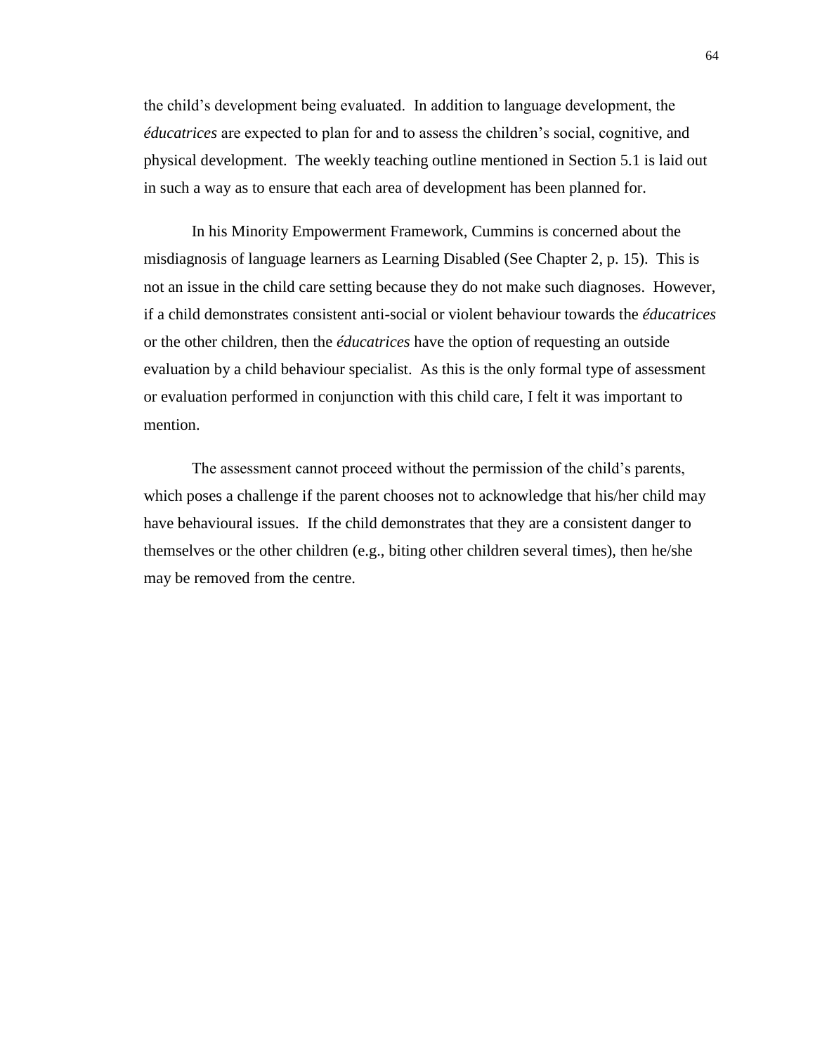the child's development being evaluated. In addition to language development, the *éducatrices* are expected to plan for and to assess the children's social, cognitive, and physical development. The weekly teaching outline mentioned in Section 5.1 is laid out in such a way as to ensure that each area of development has been planned for.

In his Minority Empowerment Framework, Cummins is concerned about the misdiagnosis of language learners as Learning Disabled (See Chapter 2, p. 15). This is not an issue in the child care setting because they do not make such diagnoses. However, if a child demonstrates consistent anti-social or violent behaviour towards the *éducatrices* or the other children, then the *éducatrices* have the option of requesting an outside evaluation by a child behaviour specialist. As this is the only formal type of assessment or evaluation performed in conjunction with this child care, I felt it was important to mention.

The assessment cannot proceed without the permission of the child's parents, which poses a challenge if the parent chooses not to acknowledge that his/her child may have behavioural issues. If the child demonstrates that they are a consistent danger to themselves or the other children (e.g., biting other children several times), then he/she may be removed from the centre.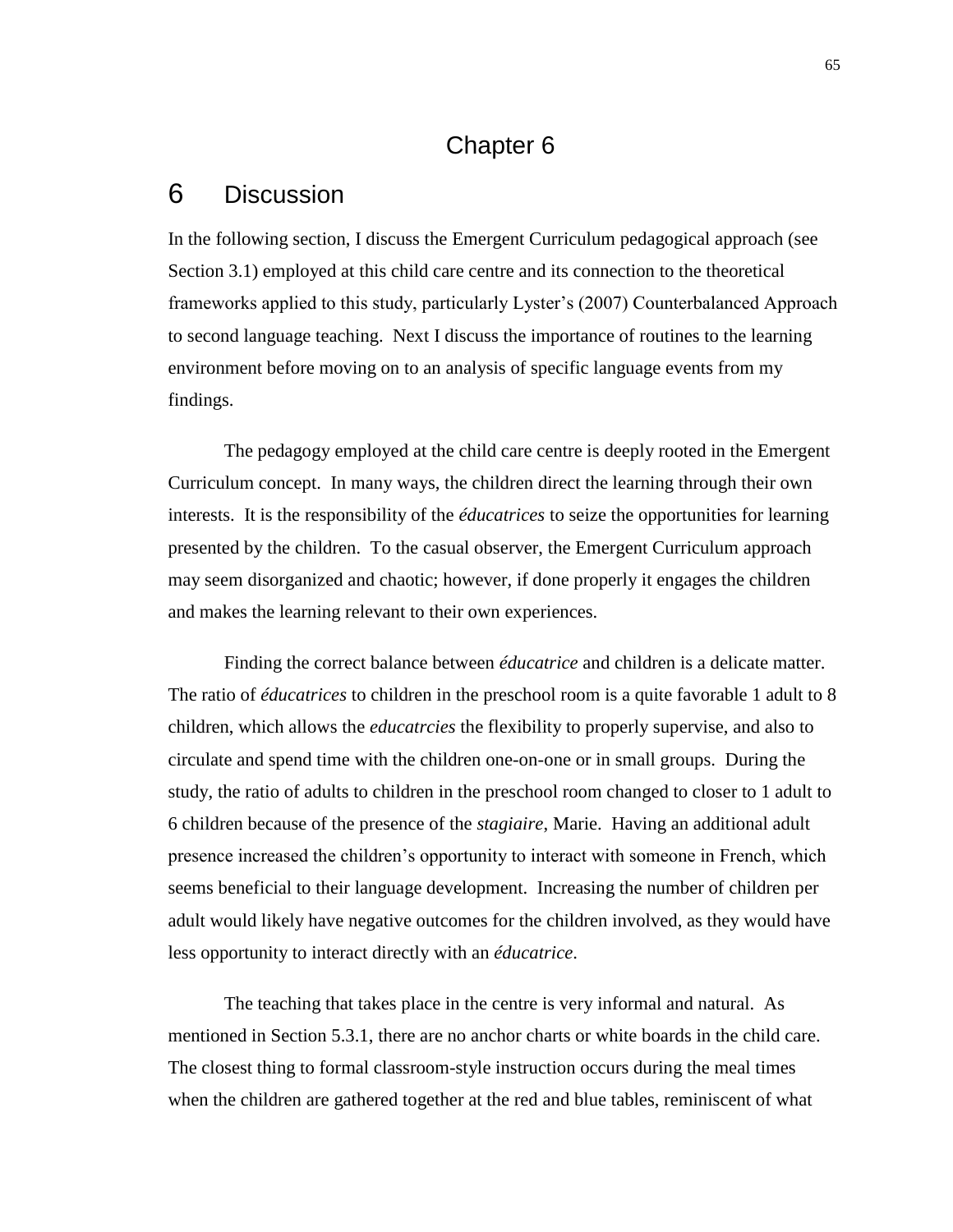# Chapter 6

# 6 Discussion

In the following section, I discuss the Emergent Curriculum pedagogical approach (see Section 3.1) employed at this child care centre and its connection to the theoretical frameworks applied to this study, particularly Lyster's (2007) Counterbalanced Approach to second language teaching. Next I discuss the importance of routines to the learning environment before moving on to an analysis of specific language events from my findings.

The pedagogy employed at the child care centre is deeply rooted in the Emergent Curriculum concept. In many ways, the children direct the learning through their own interests. It is the responsibility of the *éducatrices* to seize the opportunities for learning presented by the children. To the casual observer, the Emergent Curriculum approach may seem disorganized and chaotic; however, if done properly it engages the children and makes the learning relevant to their own experiences.

Finding the correct balance between *éducatrice* and children is a delicate matter. The ratio of *éducatrices* to children in the preschool room is a quite favorable 1 adult to 8 children, which allows the *educatrcies* the flexibility to properly supervise, and also to circulate and spend time with the children one-on-one or in small groups. During the study, the ratio of adults to children in the preschool room changed to closer to 1 adult to 6 children because of the presence of the *stagiaire*, Marie. Having an additional adult presence increased the children's opportunity to interact with someone in French, which seems beneficial to their language development. Increasing the number of children per adult would likely have negative outcomes for the children involved, as they would have less opportunity to interact directly with an *éducatrice*.

The teaching that takes place in the centre is very informal and natural. As mentioned in Section 5.3.1, there are no anchor charts or white boards in the child care. The closest thing to formal classroom-style instruction occurs during the meal times when the children are gathered together at the red and blue tables, reminiscent of what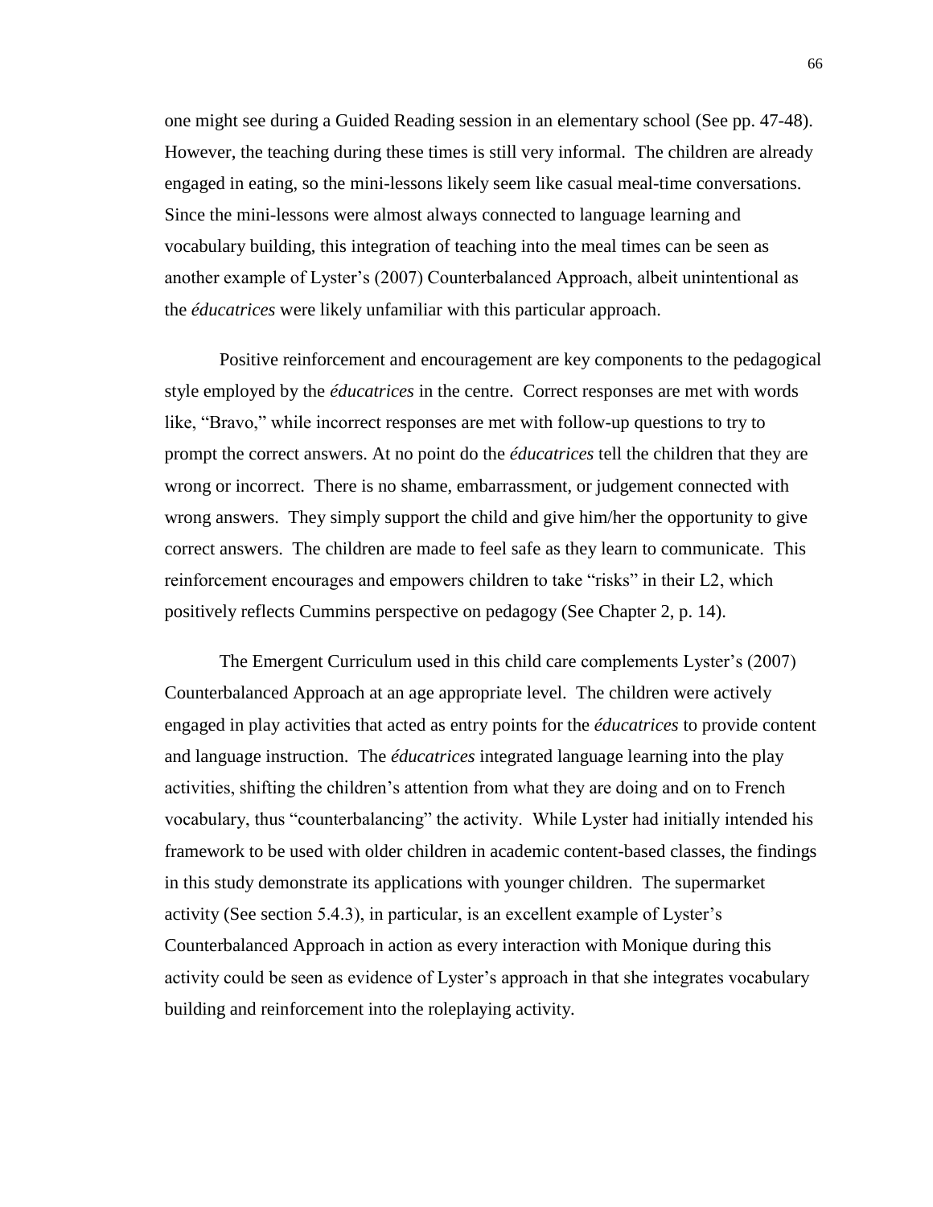one might see during a Guided Reading session in an elementary school (See pp. 47-48). However, the teaching during these times is still very informal. The children are already engaged in eating, so the mini-lessons likely seem like casual meal-time conversations. Since the mini-lessons were almost always connected to language learning and vocabulary building, this integration of teaching into the meal times can be seen as another example of Lyster's (2007) Counterbalanced Approach, albeit unintentional as the *éducatrices* were likely unfamiliar with this particular approach.

Positive reinforcement and encouragement are key components to the pedagogical style employed by the *éducatrices* in the centre. Correct responses are met with words like, "Bravo," while incorrect responses are met with follow-up questions to try to prompt the correct answers. At no point do the *éducatrices* tell the children that they are wrong or incorrect. There is no shame, embarrassment, or judgement connected with wrong answers. They simply support the child and give him/her the opportunity to give correct answers. The children are made to feel safe as they learn to communicate. This reinforcement encourages and empowers children to take "risks" in their L2, which positively reflects Cummins perspective on pedagogy (See Chapter 2, p. 14).

The Emergent Curriculum used in this child care complements Lyster's (2007) Counterbalanced Approach at an age appropriate level. The children were actively engaged in play activities that acted as entry points for the *éducatrices* to provide content and language instruction. The *éducatrices* integrated language learning into the play activities, shifting the children's attention from what they are doing and on to French vocabulary, thus "counterbalancing" the activity. While Lyster had initially intended his framework to be used with older children in academic content-based classes, the findings in this study demonstrate its applications with younger children. The supermarket activity (See section 5.4.3), in particular, is an excellent example of Lyster's Counterbalanced Approach in action as every interaction with Monique during this activity could be seen as evidence of Lyster's approach in that she integrates vocabulary building and reinforcement into the roleplaying activity.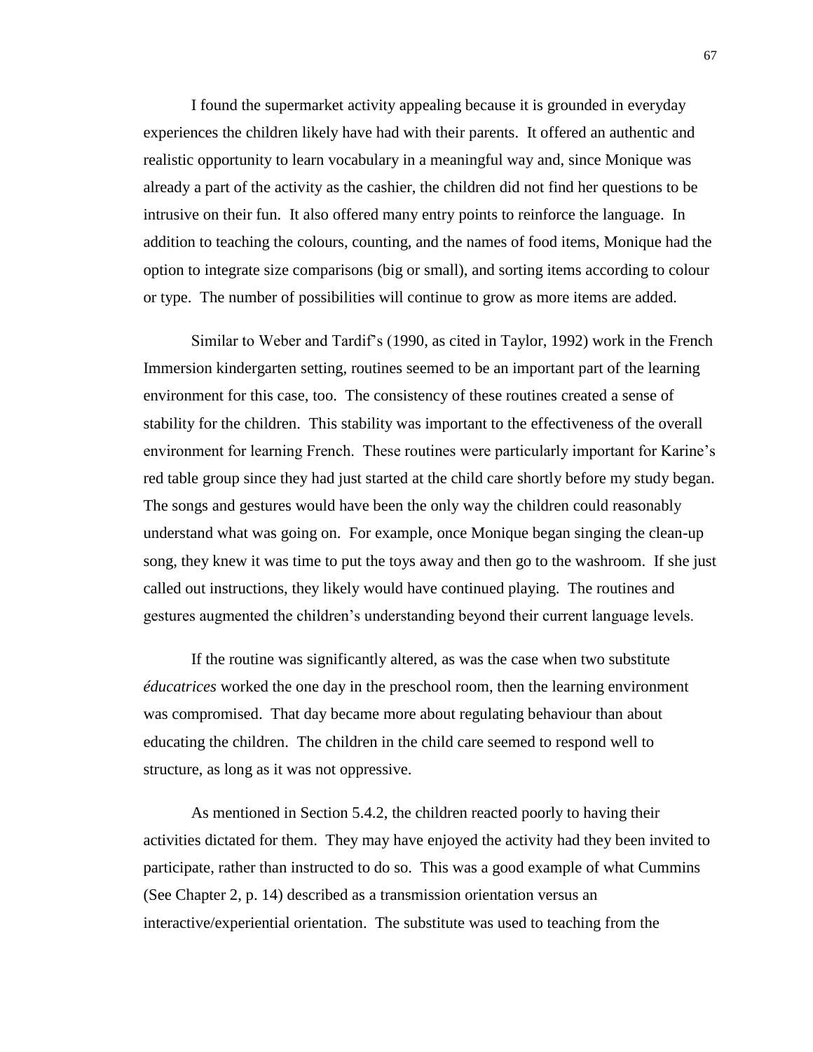I found the supermarket activity appealing because it is grounded in everyday experiences the children likely have had with their parents. It offered an authentic and realistic opportunity to learn vocabulary in a meaningful way and, since Monique was already a part of the activity as the cashier, the children did not find her questions to be intrusive on their fun. It also offered many entry points to reinforce the language. In addition to teaching the colours, counting, and the names of food items, Monique had the option to integrate size comparisons (big or small), and sorting items according to colour or type. The number of possibilities will continue to grow as more items are added.

Similar to Weber and Tardif's (1990, as cited in Taylor, 1992) work in the French Immersion kindergarten setting, routines seemed to be an important part of the learning environment for this case, too. The consistency of these routines created a sense of stability for the children. This stability was important to the effectiveness of the overall environment for learning French. These routines were particularly important for Karine's red table group since they had just started at the child care shortly before my study began. The songs and gestures would have been the only way the children could reasonably understand what was going on. For example, once Monique began singing the clean-up song, they knew it was time to put the toys away and then go to the washroom. If she just called out instructions, they likely would have continued playing. The routines and gestures augmented the children's understanding beyond their current language levels.

If the routine was significantly altered, as was the case when two substitute *éducatrices* worked the one day in the preschool room, then the learning environment was compromised. That day became more about regulating behaviour than about educating the children. The children in the child care seemed to respond well to structure, as long as it was not oppressive.

As mentioned in Section 5.4.2, the children reacted poorly to having their activities dictated for them. They may have enjoyed the activity had they been invited to participate, rather than instructed to do so. This was a good example of what Cummins (See Chapter 2, p. 14) described as a transmission orientation versus an interactive/experiential orientation. The substitute was used to teaching from the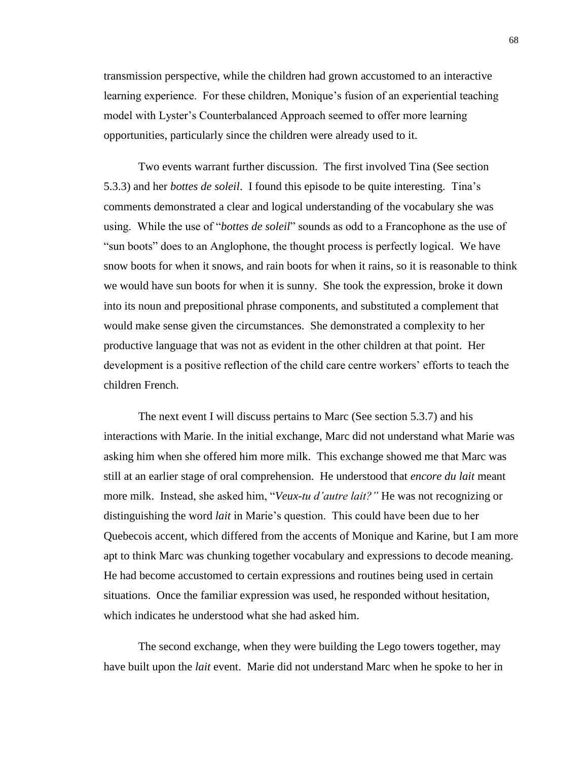transmission perspective, while the children had grown accustomed to an interactive learning experience. For these children, Monique's fusion of an experiential teaching model with Lyster's Counterbalanced Approach seemed to offer more learning opportunities, particularly since the children were already used to it.

Two events warrant further discussion. The first involved Tina (See section 5.3.3) and her *bottes de soleil*. I found this episode to be quite interesting. Tina's comments demonstrated a clear and logical understanding of the vocabulary she was using. While the use of "*bottes de soleil*" sounds as odd to a Francophone as the use of "sun boots" does to an Anglophone, the thought process is perfectly logical. We have snow boots for when it snows, and rain boots for when it rains, so it is reasonable to think we would have sun boots for when it is sunny. She took the expression, broke it down into its noun and prepositional phrase components, and substituted a complement that would make sense given the circumstances. She demonstrated a complexity to her productive language that was not as evident in the other children at that point. Her development is a positive reflection of the child care centre workers' efforts to teach the children French.

The next event I will discuss pertains to Marc (See section 5.3.7) and his interactions with Marie. In the initial exchange, Marc did not understand what Marie was asking him when she offered him more milk. This exchange showed me that Marc was still at an earlier stage of oral comprehension. He understood that *encore du lait* meant more milk. Instead, she asked him, "*Veux-tu d'autre lait?"* He was not recognizing or distinguishing the word *lait* in Marie's question. This could have been due to her Quebecois accent, which differed from the accents of Monique and Karine, but I am more apt to think Marc was chunking together vocabulary and expressions to decode meaning. He had become accustomed to certain expressions and routines being used in certain situations. Once the familiar expression was used, he responded without hesitation, which indicates he understood what she had asked him.

The second exchange, when they were building the Lego towers together, may have built upon the *lait* event. Marie did not understand Marc when he spoke to her in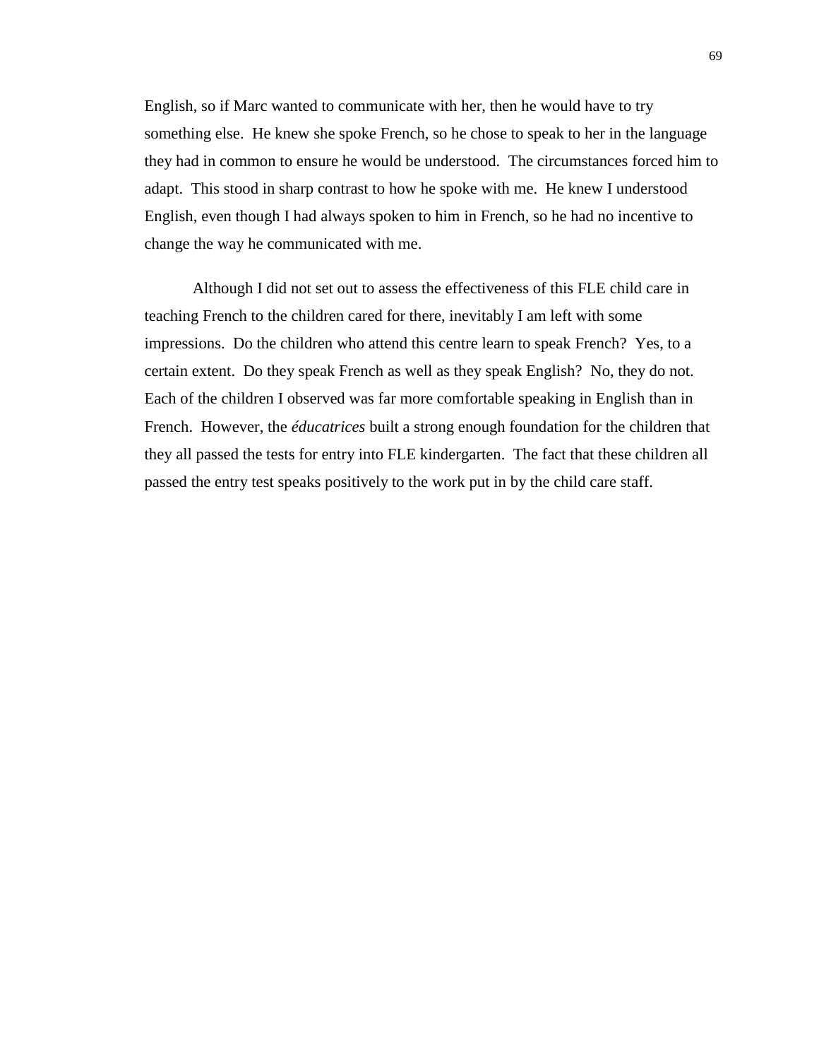English, so if Marc wanted to communicate with her, then he would have to try something else. He knew she spoke French, so he chose to speak to her in the language they had in common to ensure he would be understood. The circumstances forced him to adapt. This stood in sharp contrast to how he spoke with me. He knew I understood English, even though I had always spoken to him in French, so he had no incentive to change the way he communicated with me.

Although I did not set out to assess the effectiveness of this FLE child care in teaching French to the children cared for there, inevitably I am left with some impressions. Do the children who attend this centre learn to speak French? Yes, to a certain extent. Do they speak French as well as they speak English? No, they do not. Each of the children I observed was far more comfortable speaking in English than in French. However, the *éducatrices* built a strong enough foundation for the children that they all passed the tests for entry into FLE kindergarten. The fact that these children all passed the entry test speaks positively to the work put in by the child care staff.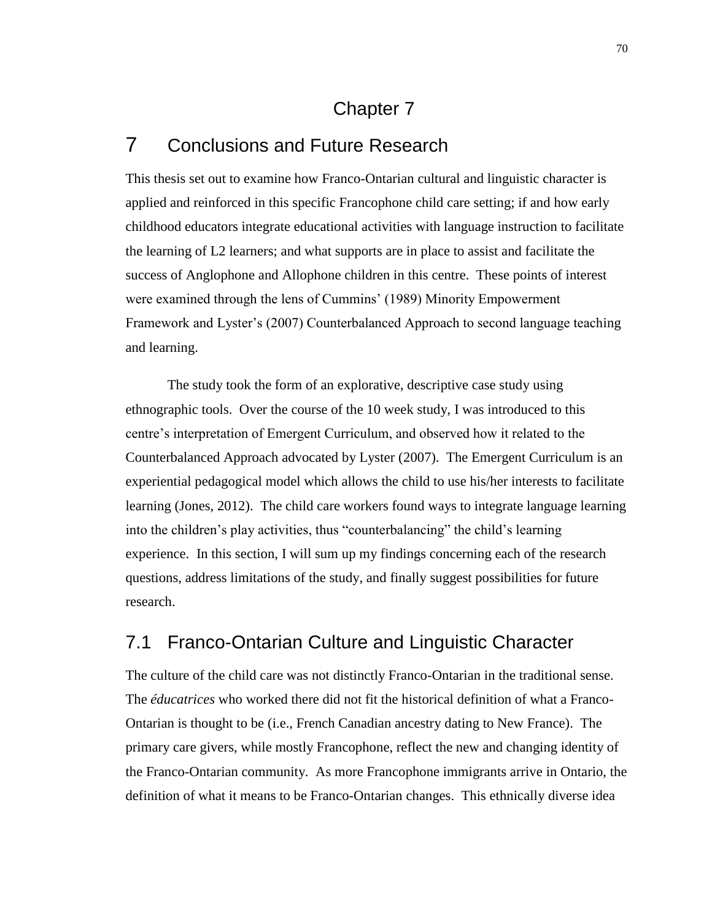# Chapter 7

# 7 Conclusions and Future Research

This thesis set out to examine how Franco-Ontarian cultural and linguistic character is applied and reinforced in this specific Francophone child care setting; if and how early childhood educators integrate educational activities with language instruction to facilitate the learning of L2 learners; and what supports are in place to assist and facilitate the success of Anglophone and Allophone children in this centre. These points of interest were examined through the lens of Cummins' (1989) Minority Empowerment Framework and Lyster's (2007) Counterbalanced Approach to second language teaching and learning.

The study took the form of an explorative, descriptive case study using ethnographic tools. Over the course of the 10 week study, I was introduced to this centre's interpretation of Emergent Curriculum, and observed how it related to the Counterbalanced Approach advocated by Lyster (2007). The Emergent Curriculum is an experiential pedagogical model which allows the child to use his/her interests to facilitate learning (Jones, 2012). The child care workers found ways to integrate language learning into the children's play activities, thus "counterbalancing" the child's learning experience. In this section, I will sum up my findings concerning each of the research questions, address limitations of the study, and finally suggest possibilities for future research.

## 7.1 Franco-Ontarian Culture and Linguistic Character

The culture of the child care was not distinctly Franco-Ontarian in the traditional sense. The *éducatrices* who worked there did not fit the historical definition of what a Franco-Ontarian is thought to be (i.e., French Canadian ancestry dating to New France). The primary care givers, while mostly Francophone, reflect the new and changing identity of the Franco-Ontarian community. As more Francophone immigrants arrive in Ontario, the definition of what it means to be Franco-Ontarian changes. This ethnically diverse idea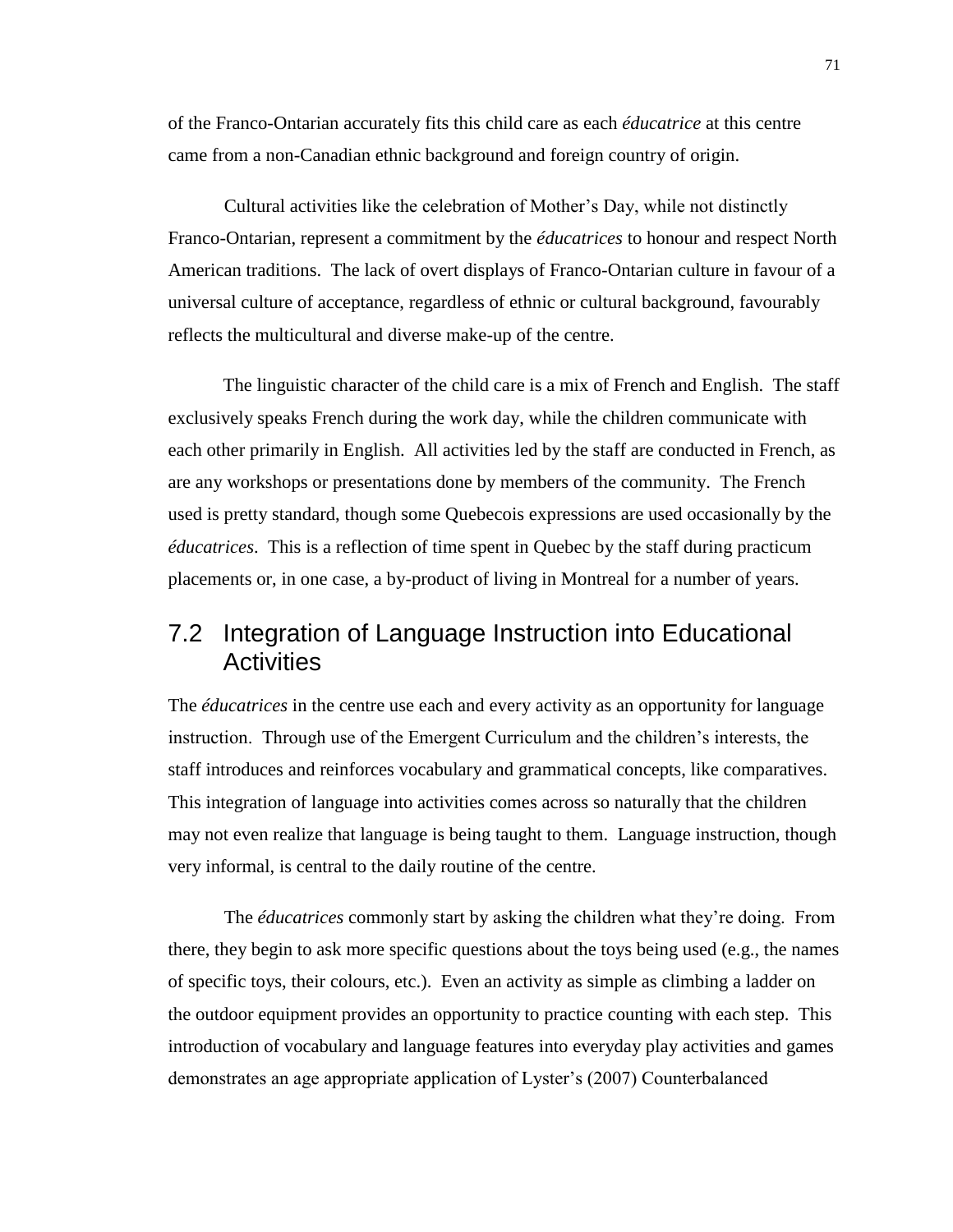of the Franco-Ontarian accurately fits this child care as each *éducatrice* at this centre came from a non-Canadian ethnic background and foreign country of origin.

Cultural activities like the celebration of Mother's Day, while not distinctly Franco-Ontarian, represent a commitment by the *éducatrices* to honour and respect North American traditions. The lack of overt displays of Franco-Ontarian culture in favour of a universal culture of acceptance, regardless of ethnic or cultural background, favourably reflects the multicultural and diverse make-up of the centre.

The linguistic character of the child care is a mix of French and English. The staff exclusively speaks French during the work day, while the children communicate with each other primarily in English. All activities led by the staff are conducted in French, as are any workshops or presentations done by members of the community. The French used is pretty standard, though some Quebecois expressions are used occasionally by the *éducatrices*. This is a reflection of time spent in Quebec by the staff during practicum placements or, in one case, a by-product of living in Montreal for a number of years.

## 7.2 Integration of Language Instruction into Educational Activities

The *éducatrices* in the centre use each and every activity as an opportunity for language instruction. Through use of the Emergent Curriculum and the children's interests, the staff introduces and reinforces vocabulary and grammatical concepts, like comparatives. This integration of language into activities comes across so naturally that the children may not even realize that language is being taught to them. Language instruction, though very informal, is central to the daily routine of the centre.

The *éducatrices* commonly start by asking the children what they're doing. From there, they begin to ask more specific questions about the toys being used (e.g., the names of specific toys, their colours, etc.). Even an activity as simple as climbing a ladder on the outdoor equipment provides an opportunity to practice counting with each step. This introduction of vocabulary and language features into everyday play activities and games demonstrates an age appropriate application of Lyster's (2007) Counterbalanced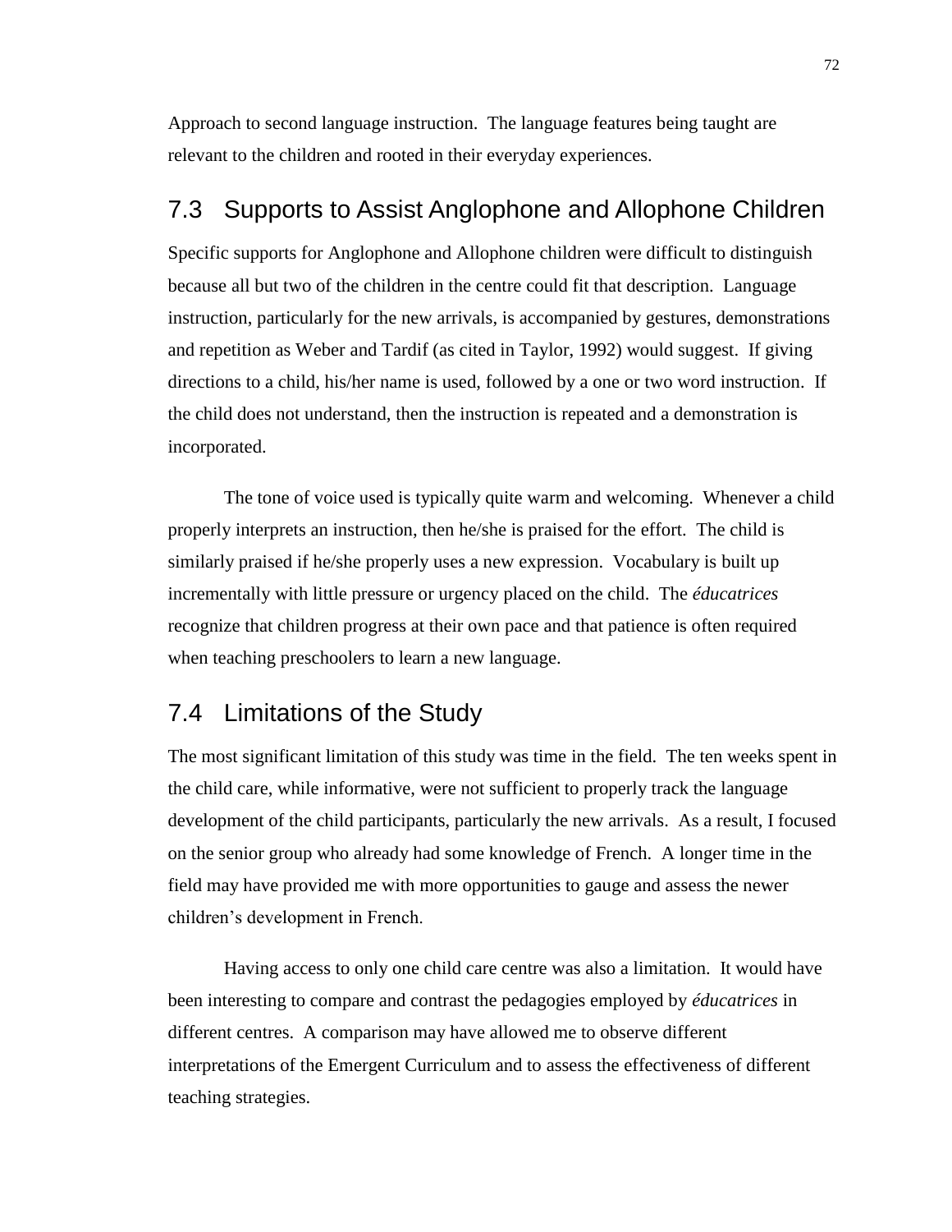Approach to second language instruction. The language features being taught are relevant to the children and rooted in their everyday experiences.

## 7.3 Supports to Assist Anglophone and Allophone Children

Specific supports for Anglophone and Allophone children were difficult to distinguish because all but two of the children in the centre could fit that description. Language instruction, particularly for the new arrivals, is accompanied by gestures, demonstrations and repetition as Weber and Tardif (as cited in Taylor, 1992) would suggest. If giving directions to a child, his/her name is used, followed by a one or two word instruction. If the child does not understand, then the instruction is repeated and a demonstration is incorporated.

The tone of voice used is typically quite warm and welcoming. Whenever a child properly interprets an instruction, then he/she is praised for the effort. The child is similarly praised if he/she properly uses a new expression. Vocabulary is built up incrementally with little pressure or urgency placed on the child. The *éducatrices* recognize that children progress at their own pace and that patience is often required when teaching preschoolers to learn a new language.

## 7.4 Limitations of the Study

The most significant limitation of this study was time in the field. The ten weeks spent in the child care, while informative, were not sufficient to properly track the language development of the child participants, particularly the new arrivals. As a result, I focused on the senior group who already had some knowledge of French. A longer time in the field may have provided me with more opportunities to gauge and assess the newer children's development in French.

Having access to only one child care centre was also a limitation. It would have been interesting to compare and contrast the pedagogies employed by *éducatrices* in different centres. A comparison may have allowed me to observe different interpretations of the Emergent Curriculum and to assess the effectiveness of different teaching strategies.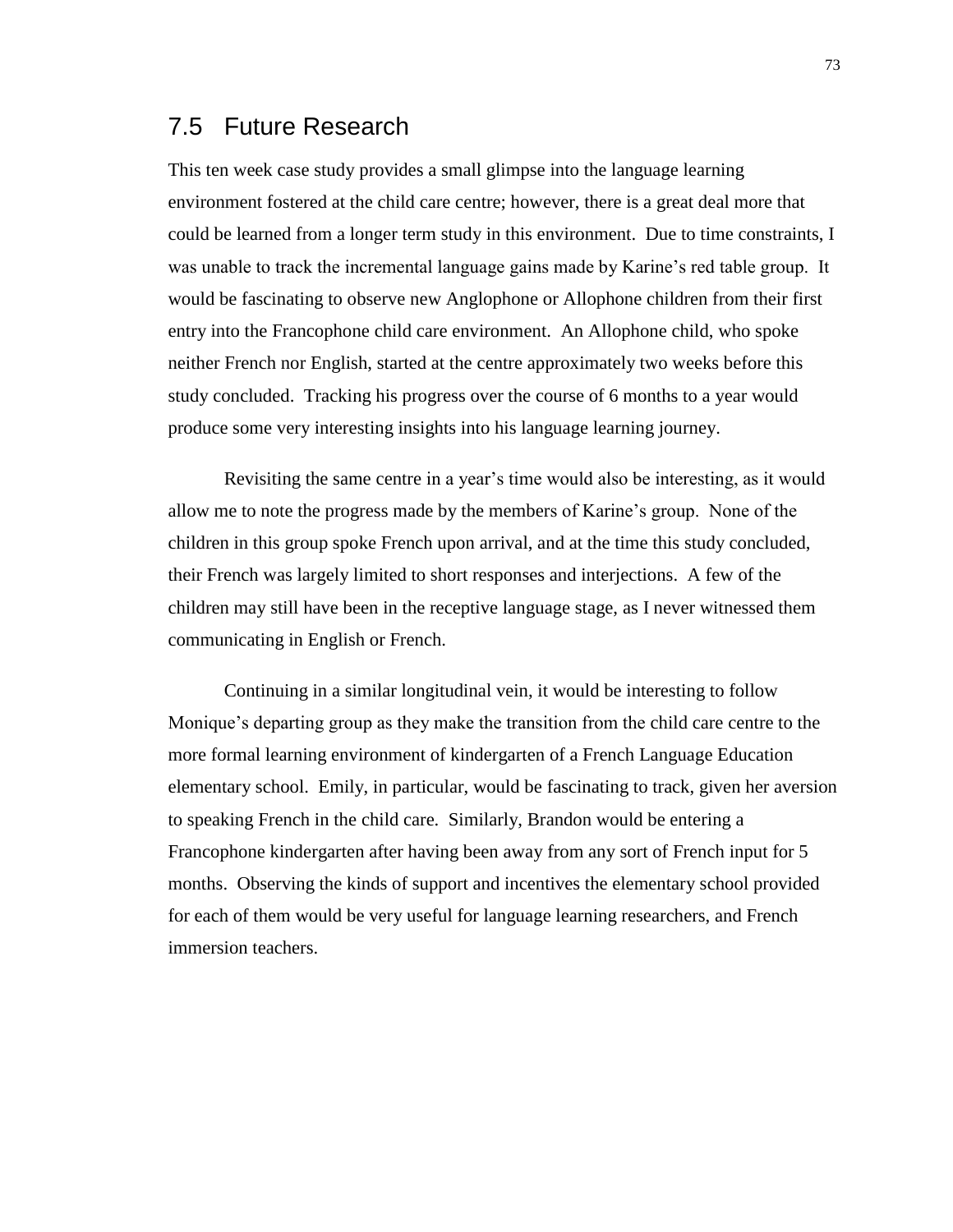## 7.5 Future Research

This ten week case study provides a small glimpse into the language learning environment fostered at the child care centre; however, there is a great deal more that could be learned from a longer term study in this environment. Due to time constraints, I was unable to track the incremental language gains made by Karine's red table group. It would be fascinating to observe new Anglophone or Allophone children from their first entry into the Francophone child care environment. An Allophone child, who spoke neither French nor English, started at the centre approximately two weeks before this study concluded. Tracking his progress over the course of 6 months to a year would produce some very interesting insights into his language learning journey.

Revisiting the same centre in a year's time would also be interesting, as it would allow me to note the progress made by the members of Karine's group. None of the children in this group spoke French upon arrival, and at the time this study concluded, their French was largely limited to short responses and interjections. A few of the children may still have been in the receptive language stage, as I never witnessed them communicating in English or French.

Continuing in a similar longitudinal vein, it would be interesting to follow Monique's departing group as they make the transition from the child care centre to the more formal learning environment of kindergarten of a French Language Education elementary school. Emily, in particular, would be fascinating to track, given her aversion to speaking French in the child care. Similarly, Brandon would be entering a Francophone kindergarten after having been away from any sort of French input for 5 months. Observing the kinds of support and incentives the elementary school provided for each of them would be very useful for language learning researchers, and French immersion teachers.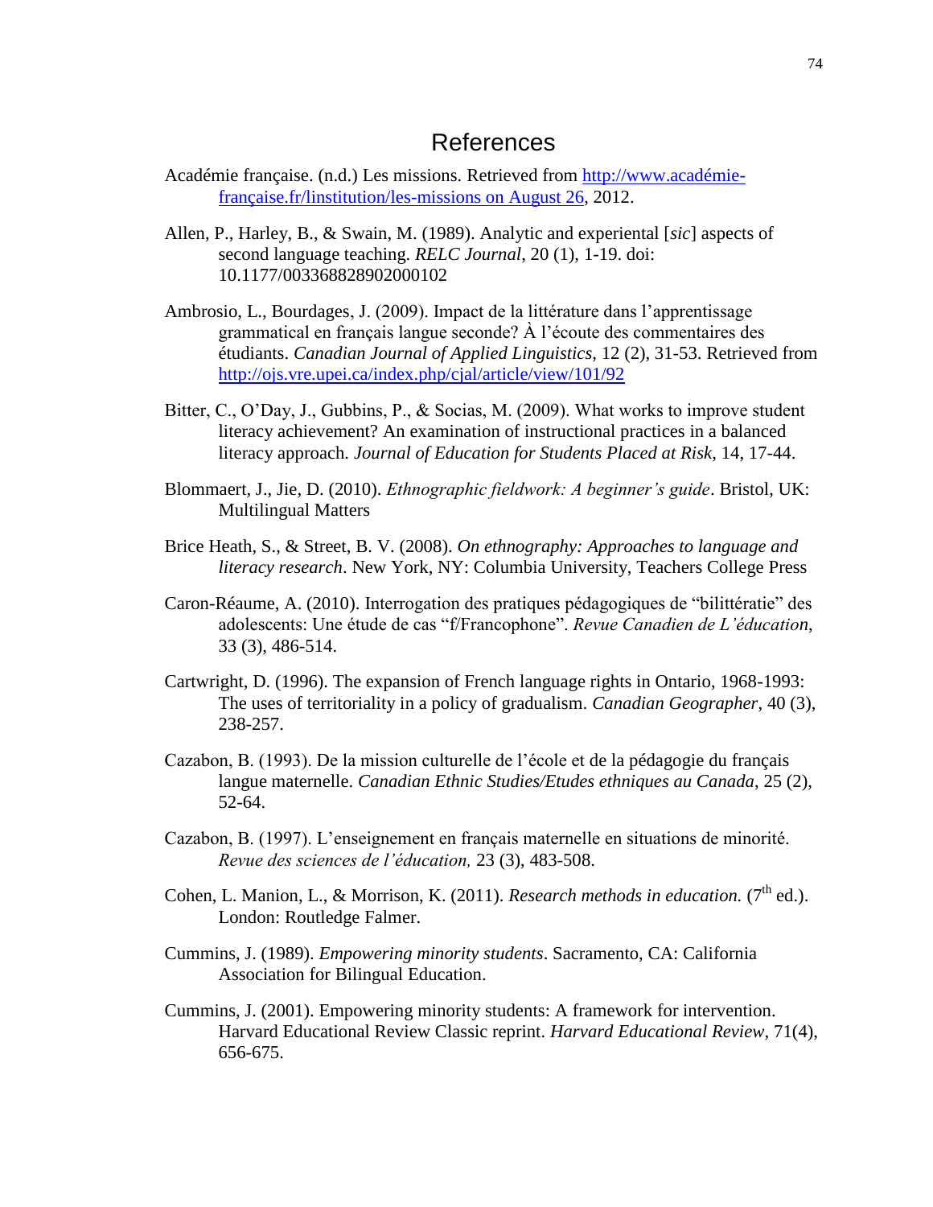# References

Académie française. (n.d.) Les missions. Retrieved from http://www.académie-française.fr/linstitution/les-missions on August 26, 2012.

Allen, P., Harley, B., & Swain, M. (1989). Analytic and experiental [*sic*] aspects of second language teaching. *RELC Journal*, 20 (1), 1-19. doi: 10.1177/003368828902000102

Ambrosio, L., Bourdages, J. (2009). Impact de la littérature dans l'apprentissage grammatical en français langue seconde? À l'écoute des commentaires des étudiants. *Canadian Journal of Applied Linguistics*, 12 (2), 31-53. Retrieved from http://ojs.vre.upei.ca/index.php/cjal/article/view/101/92

Bitter, C., O'Day, J., Gubbins, P., & Socias, M. (2009). What works to improve student literacy achievement? An examination of instructional practices in a balanced literacy approach. *Journal of Education for Students Placed at Risk*, 14, 17-44.

Blommaert, J., Jie, D. (2010). *Ethnographic fieldwork: A beginner's guide*. Bristol, UK: Multilingual Matters

Brice Heath, S., & Street, B. V. (2008). *On ethnography: Approaches to language and literacy research*. New York, NY: Columbia University, Teachers College Press

Caron-Réaume, A. (2010). Interrogation des pratiques pédagogiques de "bilittératie" des adolescents: Une étude de cas "f/Francophone". *Revue Canadien de L'éducation*, 33 (3), 486-514.

Cartwright, D. (1996). The expansion of French language rights in Ontario, 1968-1993: The uses of territoriality in a policy of gradualism. *Canadian Geographer*, 40 (3), 238-257.

Cazabon, B. (1993). De la mission culturelle de l'école et de la pédagogie du français langue maternelle. *Canadian Ethnic Studies/Etudes ethniques au Canada*, 25 (2), 52-64.

Cazabon, B. (1997). L'enseignement en français maternelle en situations de minorité. *Revue des sciences de l'éducation,* 23 (3), 483-508.

Cohen, L. Manion, L., & Morrison, K. (2011). *Research methods in education.* (7th ed.). London: Routledge Falmer.

Cummins, J. (1989). *Empowering minority students*. Sacramento, CA: California Association for Bilingual Education.

Cummins, J. (2001). Empowering minority students: A framework for intervention. Harvard Educational Review Classic reprint. *Harvard Educational Review*, 71(4), 656-675.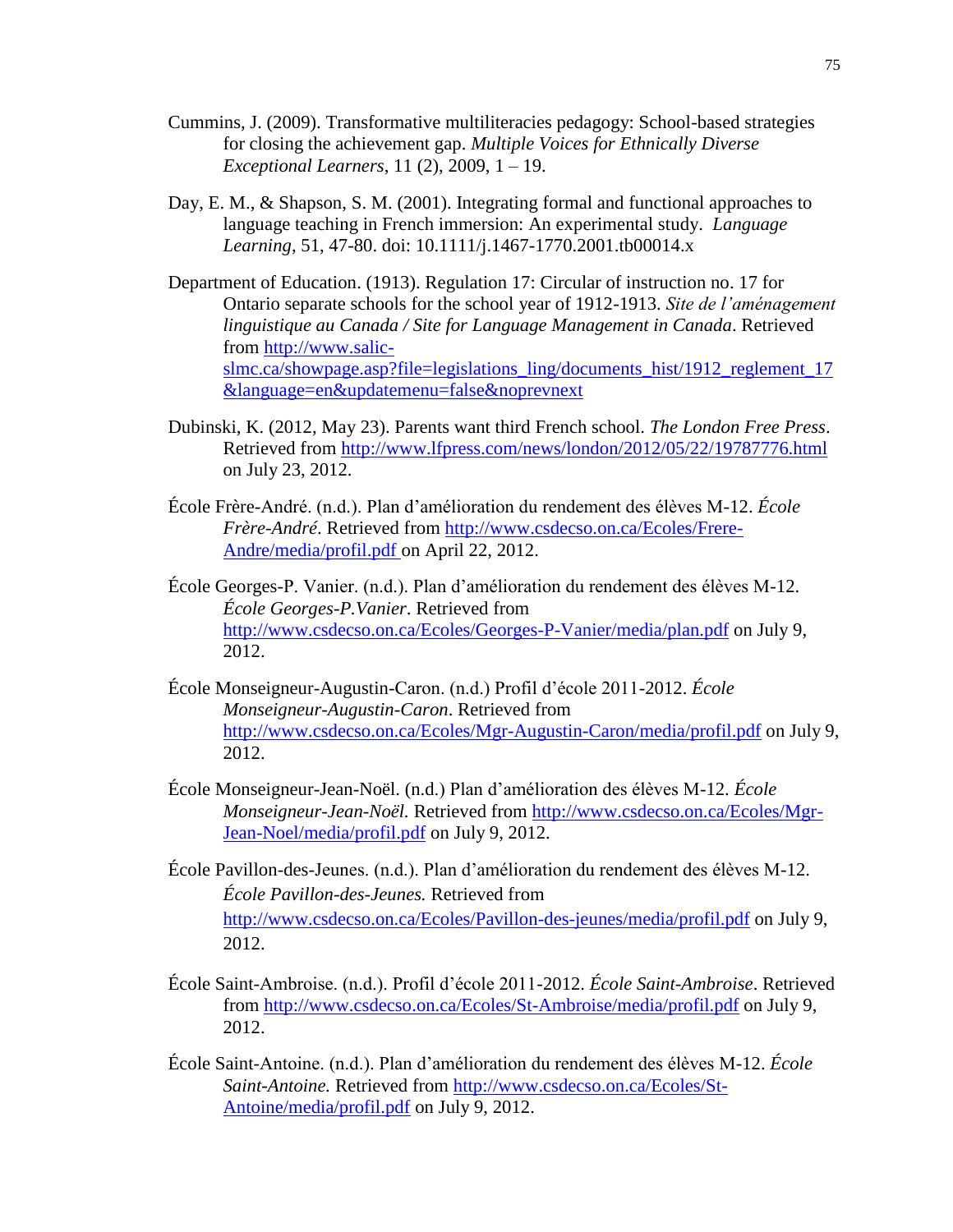Cummins, J. (2009). Transformative multiliteracies pedagogy: School-based strategies for closing the achievement gap. *Multiple Voices for Ethnically Diverse Exceptional Learners*, 11 (2), 2009, 1 – 19.

Day, E. M., & Shapson, S. M. (2001). Integrating formal and functional approaches to language teaching in French immersion: An experimental study. *Language Learning*, 51, 47-80. doi: 10.1111/j.1467-1770.2001.tb00014.x

Department of Education. (1913). Regulation 17: Circular of instruction no. 17 for Ontario separate schools for the school year of 1912-1913. *Site de l'aménagement linguistique au Canada / Site for Language Management in Canada*. Retrieved from http://www.salic-slmc.ca/showpage.asp?file=legislations_ling/documents_hist/1912_reglement_17&language=en&updatemenu=false&noprevnext

Dubinski, K. (2012, May 23). Parents want third French school. *The London Free Press*. Retrieved from http://www.lfpress.com/news/london/2012/05/22/19787776.html on July 23, 2012.

École Frère-André. (n.d.). Plan d'amélioration du rendement des élèves M-12. *École Frère-André*. Retrieved from http://www.csdecso.on.ca/Ecoles/Frere-Andre/media/profil.pdf on April 22, 2012.

École Georges-P. Vanier. (n.d.). Plan d'amélioration du rendement des élèves M-12. *École Georges-P.Vanier*. Retrieved from http://www.csdecso.on.ca/Ecoles/Georges-P-Vanier/media/plan.pdf on July 9, 2012.

École Monseigneur-Augustin-Caron. (n.d.) Profil d'école 2011-2012. *École Monseigneur-Augustin-Caron*. Retrieved from http://www.csdecso.on.ca/Ecoles/Mgr-Augustin-Caron/media/profil.pdf on July 9, 2012.

École Monseigneur-Jean-Noël. (n.d.) Plan d'amélioration des élèves M-12. *École Monseigneur-Jean-Noël.* Retrieved from http://www.csdecso.on.ca/Ecoles/Mgr-Jean-Noel/media/profil.pdf on July 9, 2012.

École Pavillon-des-Jeunes. (n.d.). Plan d'amélioration du rendement des élèves M-12. *École Pavillon-des-Jeunes.* Retrieved from http://www.csdecso.on.ca/Ecoles/Pavillon-des-jeunes/media/profil.pdf on July 9, 2012.

École Saint-Ambroise. (n.d.). Profil d'école 2011-2012. *École Saint-Ambroise*. Retrieved from http://www.csdecso.on.ca/Ecoles/St-Ambroise/media/profil.pdf on July 9, 2012.

École Saint-Antoine. (n.d.). Plan d'amélioration du rendement des élèves M-12. *École Saint-Antoine.* Retrieved from http://www.csdecso.on.ca/Ecoles/St-Antoine/media/profil.pdf on July 9, 2012.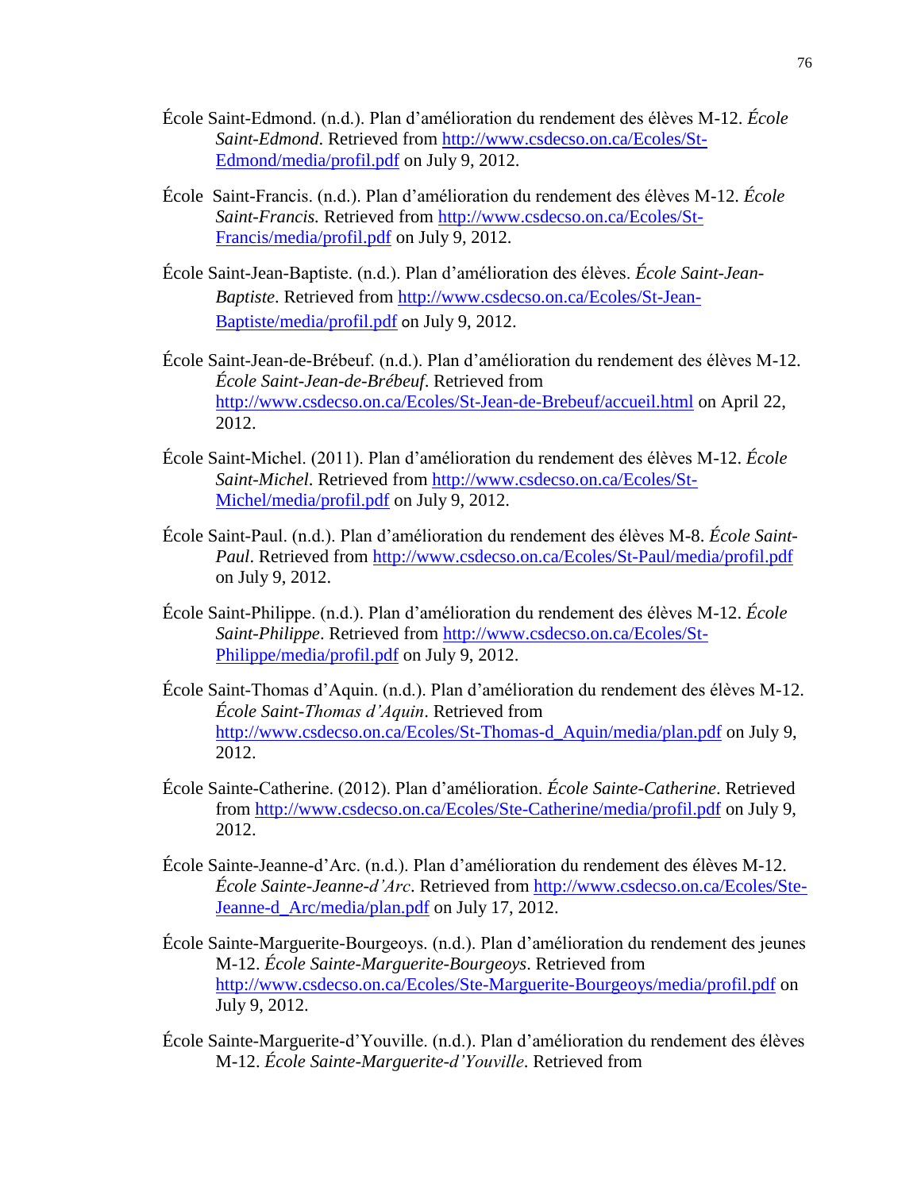École Saint-Edmond. (n.d.). Plan d'amélioration du rendement des élèves M-12. *École Saint-Edmond*. Retrieved from http://www.csdecso.on.ca/Ecoles/St-Edmond/media/profil.pdf on July 9, 2012.

École  Saint-Francis. (n.d.). Plan d'amélioration du rendement des élèves M-12. *École Saint-Francis.* Retrieved from http://www.csdecso.on.ca/Ecoles/St-Francis/media/profil.pdf on July 9, 2012.

École Saint-Jean-Baptiste. (n.d.). Plan d'amélioration des élèves. *École Saint-Jean-Baptiste*. Retrieved from http://www.csdecso.on.ca/Ecoles/St-Jean-Baptiste/media/profil.pdf on July 9, 2012.

École Saint-Jean-de-Brébeuf. (n.d.). Plan d'amélioration du rendement des élèves M-12. *École Saint-Jean-de-Brébeuf*. Retrieved from http://www.csdecso.on.ca/Ecoles/St-Jean-de-Brebeuf/accueil.html on April 22, 2012.

École Saint-Michel. (2011). Plan d'amélioration du rendement des élèves M-12. *École Saint-Michel*. Retrieved from http://www.csdecso.on.ca/Ecoles/St-Michel/media/profil.pdf on July 9, 2012.

École Saint-Paul. (n.d.). Plan d'amélioration du rendement des élèves M-8. *École Saint-Paul*. Retrieved from http://www.csdecso.on.ca/Ecoles/St-Paul/media/profil.pdf on July 9, 2012.

École Saint-Philippe. (n.d.). Plan d'amélioration du rendement des élèves M-12. *École Saint-Philippe*. Retrieved from http://www.csdecso.on.ca/Ecoles/St-Philippe/media/profil.pdf on July 9, 2012.

École Saint-Thomas d'Aquin. (n.d.). Plan d'amélioration du rendement des élèves M-12. *École Saint-Thomas d'Aquin*. Retrieved from http://www.csdecso.on.ca/Ecoles/St-Thomas-d_Aquin/media/plan.pdf on July 9, 2012.

École Sainte-Catherine. (2012). Plan d'amélioration. *École Sainte-Catherine*. Retrieved from http://www.csdecso.on.ca/Ecoles/Ste-Catherine/media/profil.pdf on July 9, 2012.

École Sainte-Jeanne-d'Arc. (n.d.). Plan d'amélioration du rendement des élèves M-12. *École Sainte-Jeanne-d'Arc*. Retrieved from http://www.csdecso.on.ca/Ecoles/Ste-Jeanne-d_Arc/media/plan.pdf on July 17, 2012.

École Sainte-Marguerite-Bourgeoys. (n.d.). Plan d'amélioration du rendement des jeunes M-12. *École Sainte-Marguerite-Bourgeoys*. Retrieved from http://www.csdecso.on.ca/Ecoles/Ste-Marguerite-Bourgeoys/media/profil.pdf on July 9, 2012.

École Sainte-Marguerite-d'Youville. (n.d.). Plan d'amélioration du rendement des élèves M-12. *École Sainte-Marguerite-d'Youville*. Retrieved from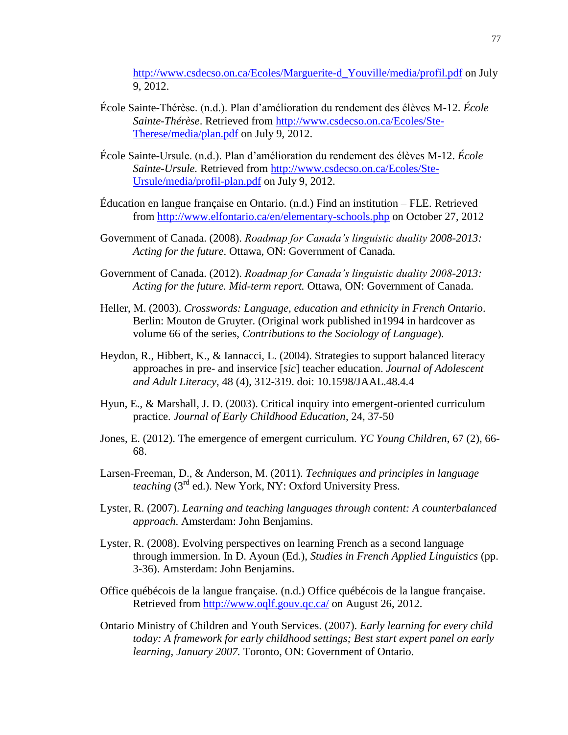http://www.csdecso.on.ca/Ecoles/Marguerite-d_Youville/media/profil.pdf on July 9, 2012.

École Sainte-Thérèse. (n.d.). Plan d'amélioration du rendement des élèves M-12. *École Sainte-Thérèse*. Retrieved from http://www.csdecso.on.ca/Ecoles/Ste-Therese/media/plan.pdf on July 9, 2012.

École Sainte-Ursule. (n.d.). Plan d'amélioration du rendement des élèves M-12. *École Sainte-Ursule.* Retrieved from http://www.csdecso.on.ca/Ecoles/Ste-Ursule/media/profil-plan.pdf on July 9, 2012.

Éducation en langue française en Ontario. (n.d.) Find an institution – FLE. Retrieved from http://www.elfontario.ca/en/elementary-schools.php on October 27, 2012

Government of Canada. (2008). *Roadmap for Canada's linguistic duality 2008-2013: Acting for the future*. Ottawa, ON: Government of Canada.

Government of Canada. (2012). *Roadmap for Canada's linguistic duality 2008-2013: Acting for the future. Mid-term report.* Ottawa, ON: Government of Canada.

Heller, M. (2003). *Crosswords: Language, education and ethnicity in French Ontario*. Berlin: Mouton de Gruyter. (Original work published in1994 in hardcover as volume 66 of the series, *Contributions to the Sociology of Language*).

Heydon, R., Hibbert, K., & Iannacci, L. (2004). Strategies to support balanced literacy approaches in pre- and inservice [*sic*] teacher education. *Journal of Adolescent and Adult Literacy*, 48 (4), 312-319. doi: 10.1598/JAAL.48.4.4

Hyun, E., & Marshall, J. D. (2003). Critical inquiry into emergent-oriented curriculum practice. *Journal of Early Childhood Education*, 24, 37-50

Jones, E. (2012). The emergence of emergent curriculum. *YC Young Children*, 67 (2), 66-68.

Larsen-Freeman, D., & Anderson, M. (2011). *Techniques and principles in language teaching* (3rd ed.). New York, NY: Oxford University Press.

Lyster, R. (2007). *Learning and teaching languages through content: A counterbalanced approach*. Amsterdam: John Benjamins.

Lyster, R. (2008). Evolving perspectives on learning French as a second language through immersion. In D. Ayoun (Ed.), *Studies in French Applied Linguistics* (pp. 3-36). Amsterdam: John Benjamins.

Office québécois de la langue française. (n.d.) Office québécois de la langue française. Retrieved from http://www.oqlf.gouv.qc.ca/ on August 26, 2012.

Ontario Ministry of Children and Youth Services. (2007). *Early learning for every child today: A framework for early childhood settings; Best start expert panel on early learning, January 2007.* Toronto, ON: Government of Ontario.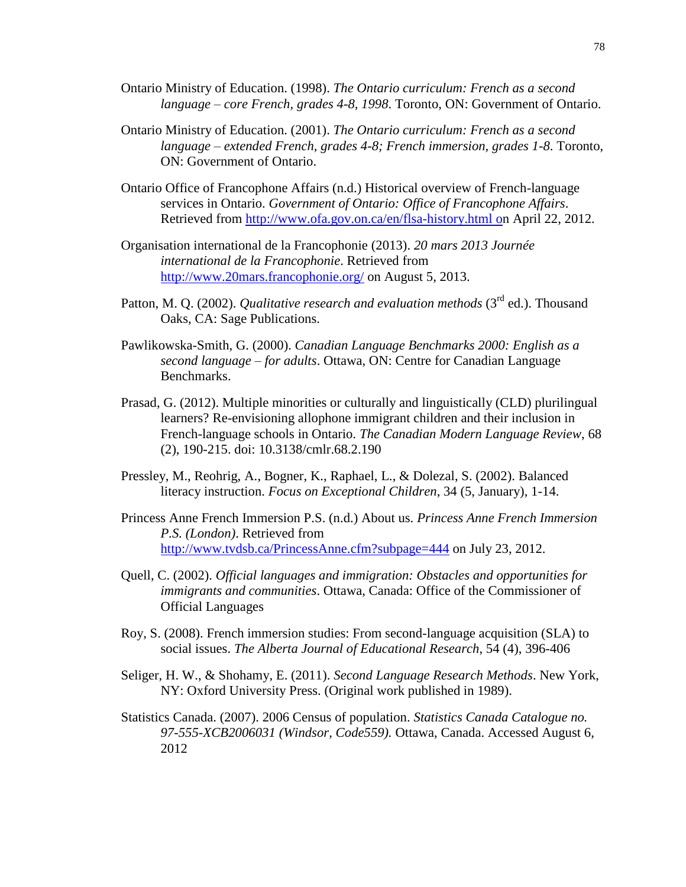Ontario Ministry of Education. (1998). *The Ontario curriculum: French as a second language – core French, grades 4-8, 1998*. Toronto, ON: Government of Ontario.

Ontario Ministry of Education. (2001). *The Ontario curriculum: French as a second language – extended French, grades 4-8; French immersion, grades 1-8*. Toronto, ON: Government of Ontario.

Ontario Office of Francophone Affairs (n.d.) Historical overview of French-language services in Ontario. *Government of Ontario: Office of Francophone Affairs*. Retrieved from http://www.ofa.gov.on.ca/en/flsa-history.html on April 22, 2012.

Organisation international de la Francophonie (2013). *20 mars 2013 Journée international de la Francophonie*. Retrieved from http://www.20mars.francophonie.org/ on August 5, 2013.

Patton, M. Q. (2002). *Qualitative research and evaluation methods* (3rd ed.). Thousand Oaks, CA: Sage Publications.

Pawlikowska-Smith, G. (2000). *Canadian Language Benchmarks 2000: English as a second language – for adults*. Ottawa, ON: Centre for Canadian Language Benchmarks.

Prasad, G. (2012). Multiple minorities or culturally and linguistically (CLD) plurilingual learners? Re-envisioning allophone immigrant children and their inclusion in French-language schools in Ontario. *The Canadian Modern Language Review*, 68 (2), 190-215. doi: 10.3138/cmlr.68.2.190

Pressley, M., Reohrig, A., Bogner, K., Raphael, L., & Dolezal, S. (2002). Balanced literacy instruction. *Focus on Exceptional Children*, 34 (5, January), 1-14.

Princess Anne French Immersion P.S. (n.d.) About us. *Princess Anne French Immersion P.S. (London)*. Retrieved from http://www.tvdsb.ca/PrincessAnne.cfm?subpage=444 on July 23, 2012.

Quell, C. (2002). *Official languages and immigration: Obstacles and opportunities for immigrants and communities*. Ottawa, Canada: Office of the Commissioner of Official Languages

Roy, S. (2008). French immersion studies: From second-language acquisition (SLA) to social issues. *The Alberta Journal of Educational Research*, 54 (4), 396-406

Seliger, H. W., & Shohamy, E. (2011). *Second Language Research Methods*. New York, NY: Oxford University Press. (Original work published in 1989).

Statistics Canada. (2007). 2006 Census of population. *Statistics Canada Catalogue no. 97-555-XCB2006031 (Windsor, Code559).* Ottawa, Canada. Accessed August 6, 2012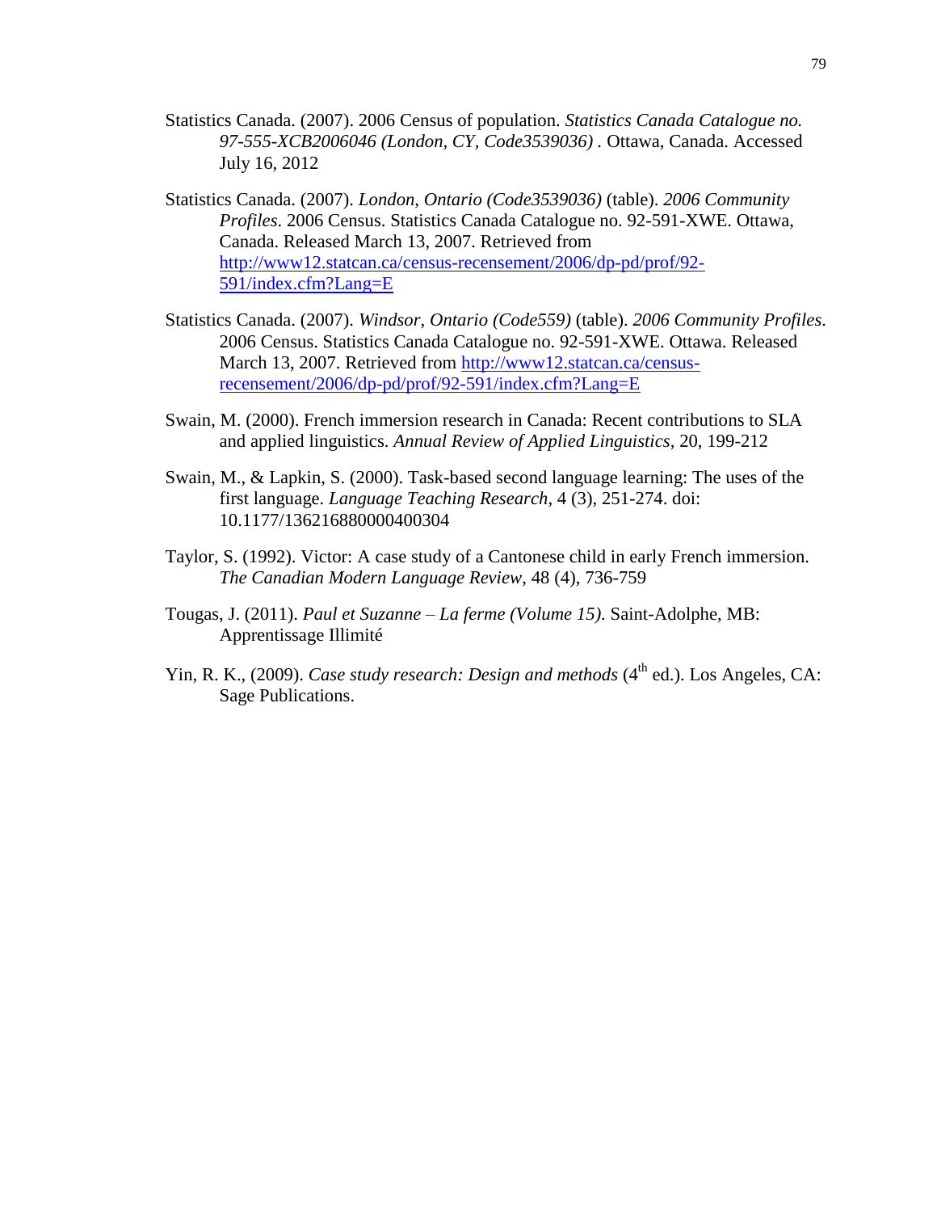Statistics Canada. (2007). 2006 Census of population. *Statistics Canada Catalogue no. 97-555-XCB2006046 (London, CY, Code3539036)* . Ottawa, Canada. Accessed July 16, 2012

Statistics Canada. (2007). *London, Ontario (Code3539036)* (table). *2006 Community Profiles*. 2006 Census. Statistics Canada Catalogue no. 92-591-XWE. Ottawa, Canada. Released March 13, 2007. Retrieved from http://www12.statcan.ca/census-recensement/2006/dp-pd/prof/92-591/index.cfm?Lang=E

Statistics Canada. (2007). *Windsor, Ontario (Code559)* (table). *2006 Community Profiles*. 2006 Census. Statistics Canada Catalogue no. 92-591-XWE. Ottawa. Released March 13, 2007. Retrieved from http://www12.statcan.ca/census-recensement/2006/dp-pd/prof/92-591/index.cfm?Lang=E

Swain, M. (2000). French immersion research in Canada: Recent contributions to SLA and applied linguistics. *Annual Review of Applied Linguistics*, 20, 199-212

Swain, M., & Lapkin, S. (2000). Task-based second language learning: The uses of the first language. *Language Teaching Research*, 4 (3), 251-274. doi: 10.1177/136216880000400304

Taylor, S. (1992). Victor: A case study of a Cantonese child in early French immersion. *The Canadian Modern Language Review*, 48 (4), 736-759

Tougas, J. (2011). *Paul et Suzanne – La ferme (Volume 15)*. Saint-Adolphe, MB: Apprentissage Illimité

Yin, R. K., (2009). *Case study research: Design and methods* (4th ed.). Los Angeles, CA: Sage Publications.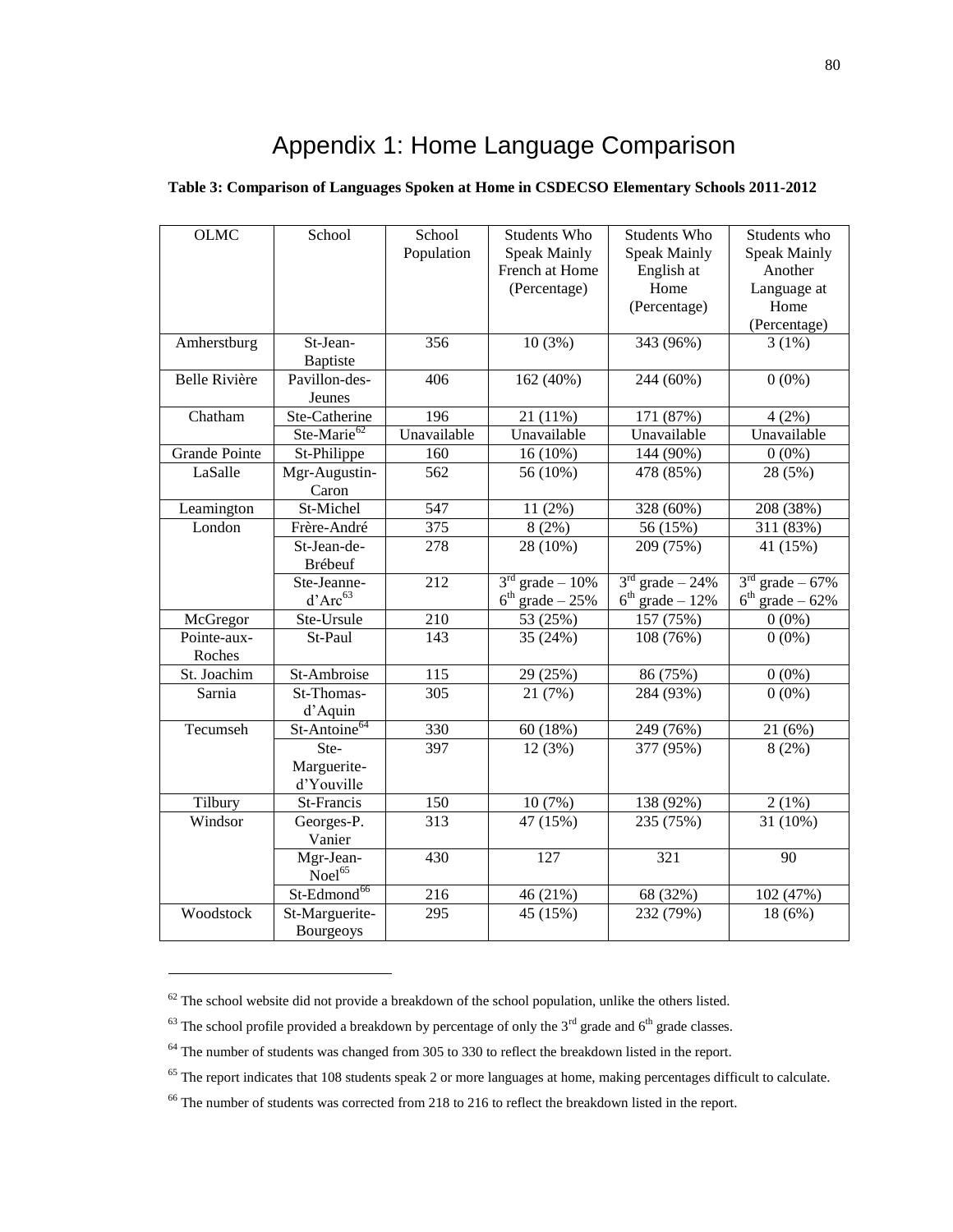// Appendix 1: Home Language Comparison

**Table 3: Comparison of Languages Spoken at Home in CSDECSO Elementary Schools 2011-2012**

| OLMC | School | School Population | Students Who Speak Mainly French at Home (Percentage) | Students Who Speak Mainly English at Home (Percentage) | Students who Speak Mainly Another Language at Home (Percentage) |
|---|---|---|---|---|---|
| Amherstburg | St-Jean-Baptiste | 356 | 10 (3%) | 343 (96%) | 3 (1%) |
| Belle Rivière | Pavillon-des-Jeunes | 406 | 162 (40%) | 244 (60%) | 0 (0%) |
| Chatham | Ste-Catherine | 196 | 21 (11%) | 171 (87%) | 4 (2%) |
| | Ste-Marie[62] | Unavailable | Unavailable | Unavailable | Unavailable |
| Grande Pointe | St-Philippe | 160 | 16 (10%) | 144 (90%) | 0 (0%) |
| LaSalle | Mgr-Augustin-Caron | 562 | 56 (10%) | 478 (85%) | 28 (5%) |
| Leamington | St-Michel | 547 | 11 (2%) | 328 (60%) | 208 (38%) |
| London | Frère-André | 375 | 8 (2%) | 56 (15%) | 311 (83%) |
| | St-Jean-de-Brébeuf | 278 | 28 (10%) | 209 (75%) | 41 (15%) |
| | Ste-Jeanne-d'Arc[63] | 212 | 3rd grade – 10%<br>6th grade – 25% | 3rd grade – 24%<br>6th grade – 12% | 3rd grade – 67%<br>6th grade – 62% |
| McGregor | Ste-Ursule | 210 | 53 (25%) | 157 (75%) | 0 (0%) |
| Pointe-aux-Roches | St-Paul | 143 | 35 (24%) | 108 (76%) | 0 (0%) |
| St. Joachim | St-Ambroise | 115 | 29 (25%) | 86 (75%) | 0 (0%) |
| Sarnia | St-Thomas-d'Aquin | 305 | 21 (7%) | 284 (93%) | 0 (0%) |
| Tecumseh | St-Antoine[64] | 330 | 60 (18%) | 249 (76%) | 21 (6%) |
| | Ste-Marguerite-d'Youville | 397 | 12 (3%) | 377 (95%) | 8 (2%) |
| Tilbury | St-Francis | 150 | 10 (7%) | 138 (92%) | 2 (1%) |
| Windsor | Georges-P. Vanier | 313 | 47 (15%) | 235 (75%) | 31 (10%) |
| | Mgr-Jean-Noel[65] | 430 | 127 | 321 | 90 |
| | St-Edmond[66] | 216 | 46 (21%) | 68 (32%) | 102 (47%) |
| Woodstock | St-Marguerite-Bourgeoys | 295 | 45 (15%) | 232 (79%) | 18 (6%) |

[62] The school website did not provide a breakdown of the school population, unlike the others listed.

[63] The school profile provided a breakdown by percentage of only the 3rd grade and 6th grade classes.

[64] The number of students was changed from 305 to 330 to reflect the breakdown listed in the report.

[65] The report indicates that 108 students speak 2 or more languages at home, making percentages difficult to calculate.

[66] The number of students was corrected from 218 to 216 to reflect the breakdown listed in the report.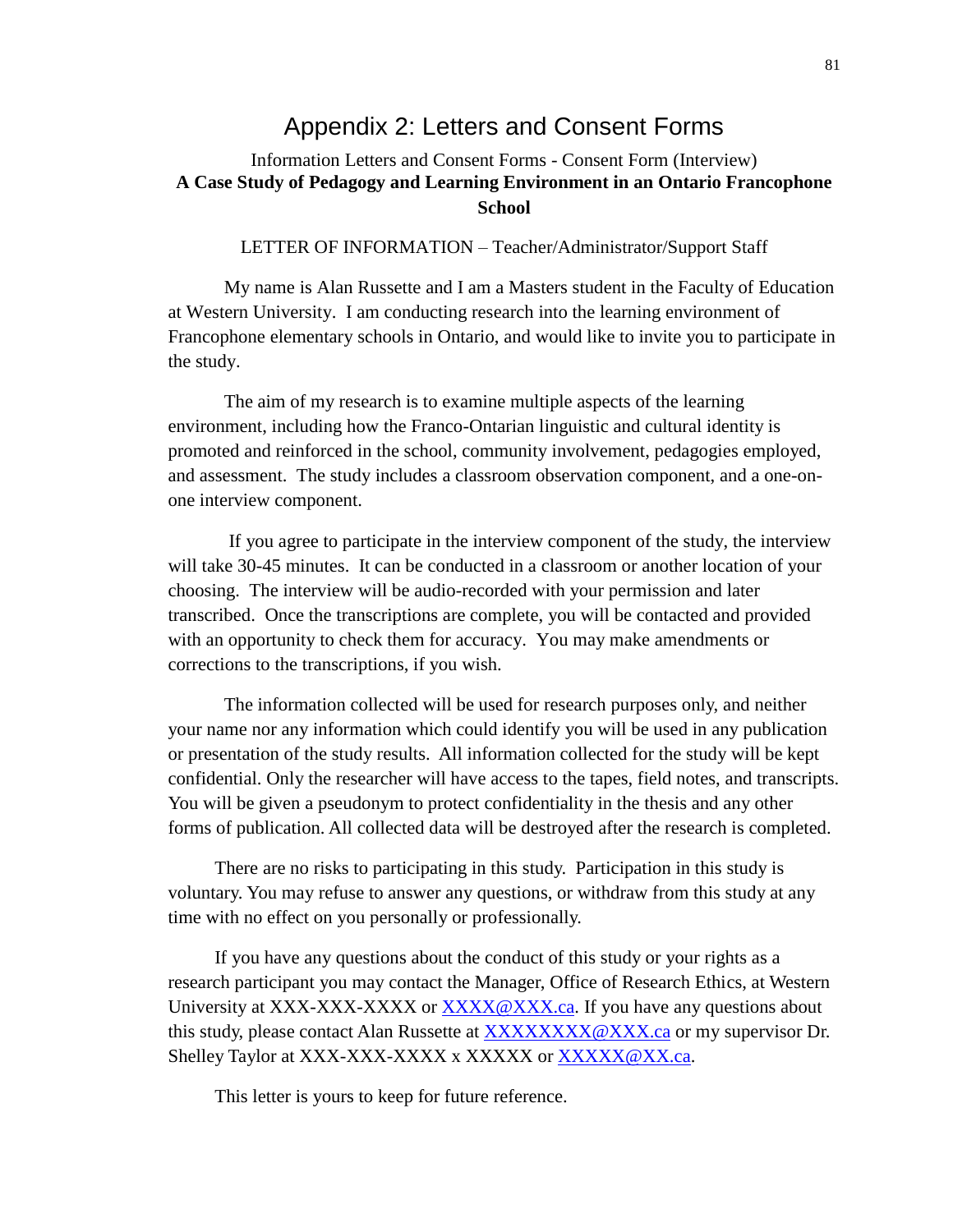# Appendix 2: Letters and Consent Forms

Information Letters and Consent Forms - Consent Form (Interview)

**A Case Study of Pedagogy and Learning Environment in an Ontario Francophone School**

LETTER OF INFORMATION – Teacher/Administrator/Support Staff

My name is Alan Russette and I am a Masters student in the Faculty of Education at Western University. I am conducting research into the learning environment of Francophone elementary schools in Ontario, and would like to invite you to participate in the study.

The aim of my research is to examine multiple aspects of the learning environment, including how the Franco-Ontarian linguistic and cultural identity is promoted and reinforced in the school, community involvement, pedagogies employed, and assessment. The study includes a classroom observation component, and a one-on-one interview component.

If you agree to participate in the interview component of the study, the interview will take 30-45 minutes. It can be conducted in a classroom or another location of your choosing. The interview will be audio-recorded with your permission and later transcribed. Once the transcriptions are complete, you will be contacted and provided with an opportunity to check them for accuracy. You may make amendments or corrections to the transcriptions, if you wish.

The information collected will be used for research purposes only, and neither your name nor any information which could identify you will be used in any publication or presentation of the study results. All information collected for the study will be kept confidential. Only the researcher will have access to the tapes, field notes, and transcripts. You will be given a pseudonym to protect confidentiality in the thesis and any other forms of publication. All collected data will be destroyed after the research is completed.

There are no risks to participating in this study. Participation in this study is voluntary. You may refuse to answer any questions, or withdraw from this study at any time with no effect on you personally or professionally.

If you have any questions about the conduct of this study or your rights as a research participant you may contact the Manager, Office of Research Ethics, at Western University at XXX-XXX-XXXX or XXXX@XXX.ca. If you have any questions about this study, please contact Alan Russette at XXXXXXXX@XXX.ca or my supervisor Dr. Shelley Taylor at XXX-XXX-XXXX x XXXXX or XXXXX@XX.ca.

This letter is yours to keep for future reference.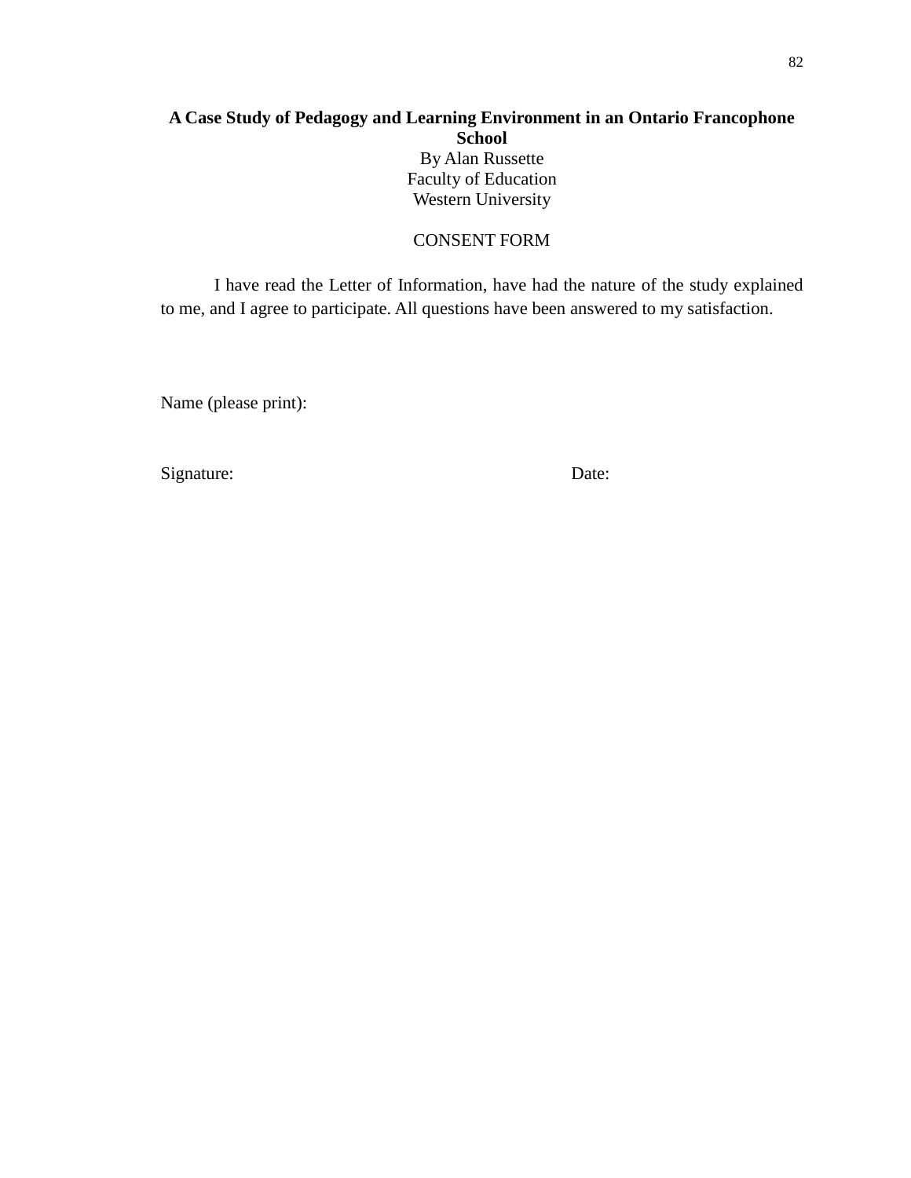**A Case Study of Pedagogy and Learning Environment in an Ontario Francophone School**

By Alan Russette

Faculty of Education

Western University

CONSENT FORM

I have read the Letter of Information, have had the nature of the study explained to me, and I agree to participate. All questions have been answered to my satisfaction.

Name (please print):

Signature: Date: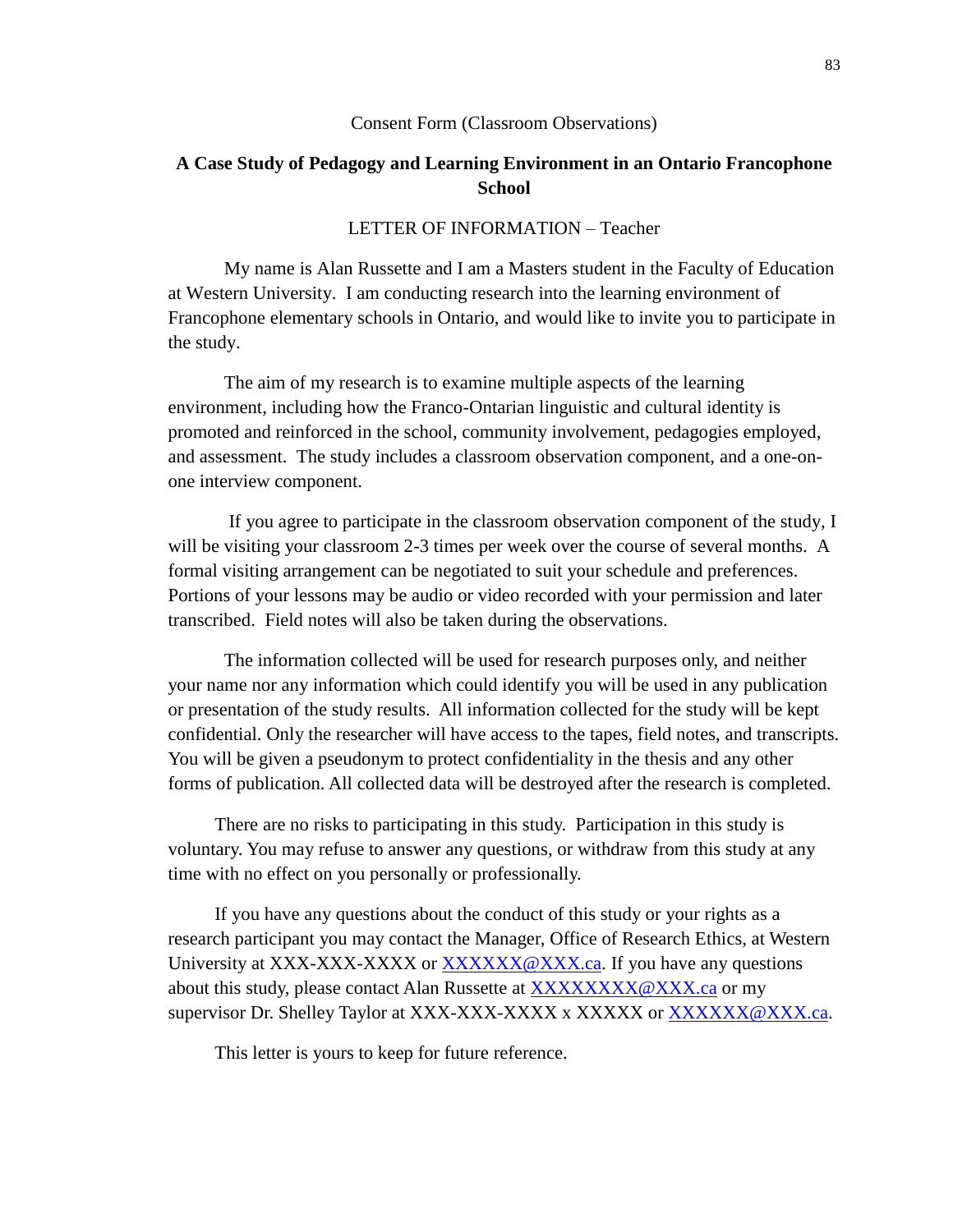Consent Form (Classroom Observations)

**A Case Study of Pedagogy and Learning Environment in an Ontario Francophone School**

LETTER OF INFORMATION – Teacher

My name is Alan Russette and I am a Masters student in the Faculty of Education at Western University. I am conducting research into the learning environment of Francophone elementary schools in Ontario, and would like to invite you to participate in the study.

The aim of my research is to examine multiple aspects of the learning environment, including how the Franco-Ontarian linguistic and cultural identity is promoted and reinforced in the school, community involvement, pedagogies employed, and assessment. The study includes a classroom observation component, and a one-on-one interview component.

If you agree to participate in the classroom observation component of the study, I will be visiting your classroom 2-3 times per week over the course of several months. A formal visiting arrangement can be negotiated to suit your schedule and preferences. Portions of your lessons may be audio or video recorded with your permission and later transcribed. Field notes will also be taken during the observations.

The information collected will be used for research purposes only, and neither your name nor any information which could identify you will be used in any publication or presentation of the study results. All information collected for the study will be kept confidential. Only the researcher will have access to the tapes, field notes, and transcripts. You will be given a pseudonym to protect confidentiality in the thesis and any other forms of publication. All collected data will be destroyed after the research is completed.

There are no risks to participating in this study. Participation in this study is voluntary. You may refuse to answer any questions, or withdraw from this study at any time with no effect on you personally or professionally.

If you have any questions about the conduct of this study or your rights as a research participant you may contact the Manager, Office of Research Ethics, at Western University at XXX-XXX-XXXX or XXXXXX@XXX.ca. If you have any questions about this study, please contact Alan Russette at XXXXXXXX@XXX.ca or my supervisor Dr. Shelley Taylor at XXX-XXX-XXXX x XXXXX or XXXXXX@XXX.ca.

This letter is yours to keep for future reference.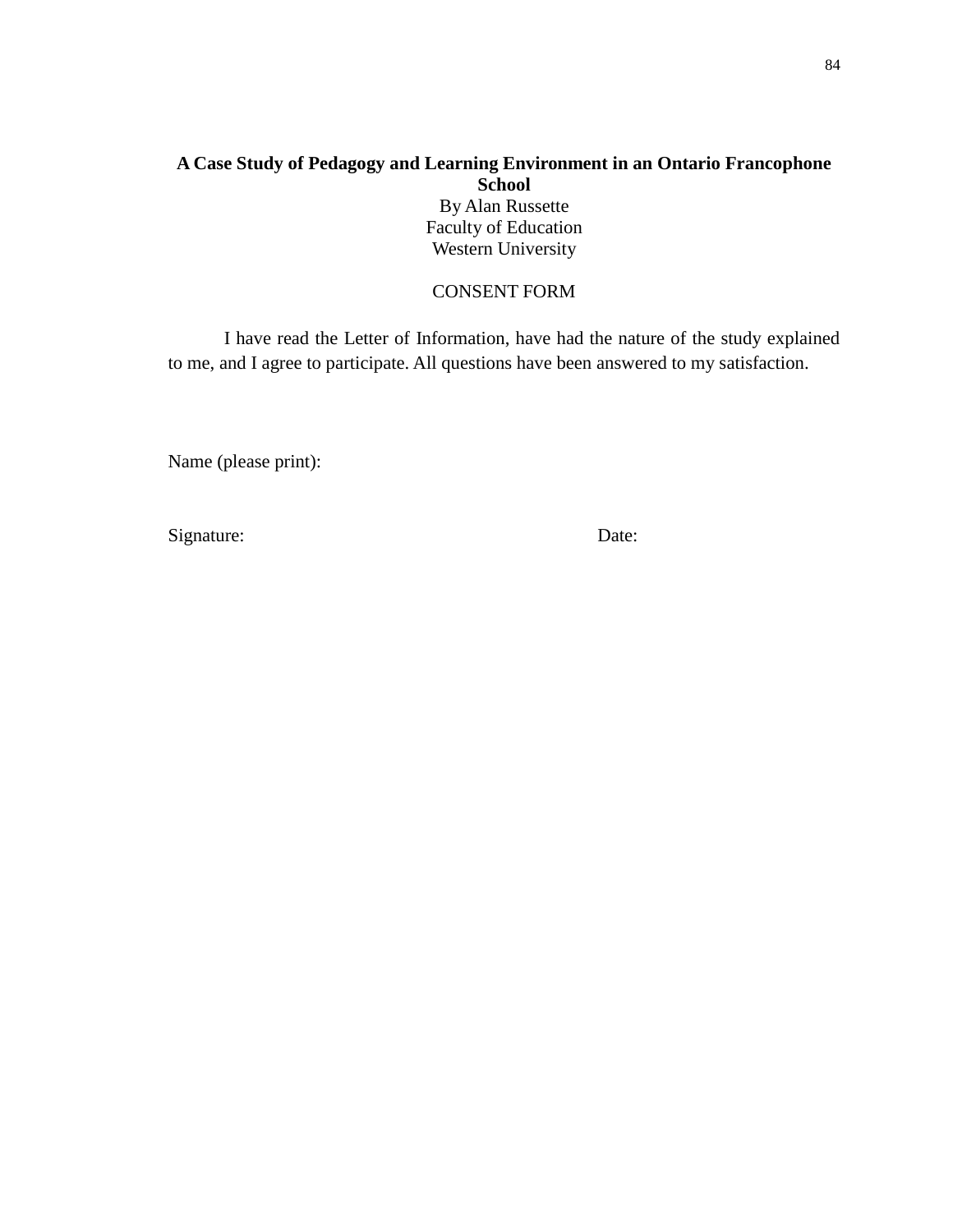**A Case Study of Pedagogy and Learning Environment in an Ontario Francophone School**

By Alan Russette
Faculty of Education
Western University

CONSENT FORM

I have read the Letter of Information, have had the nature of the study explained to me, and I agree to participate. All questions have been answered to my satisfaction.

Name (please print):

Signature: Date: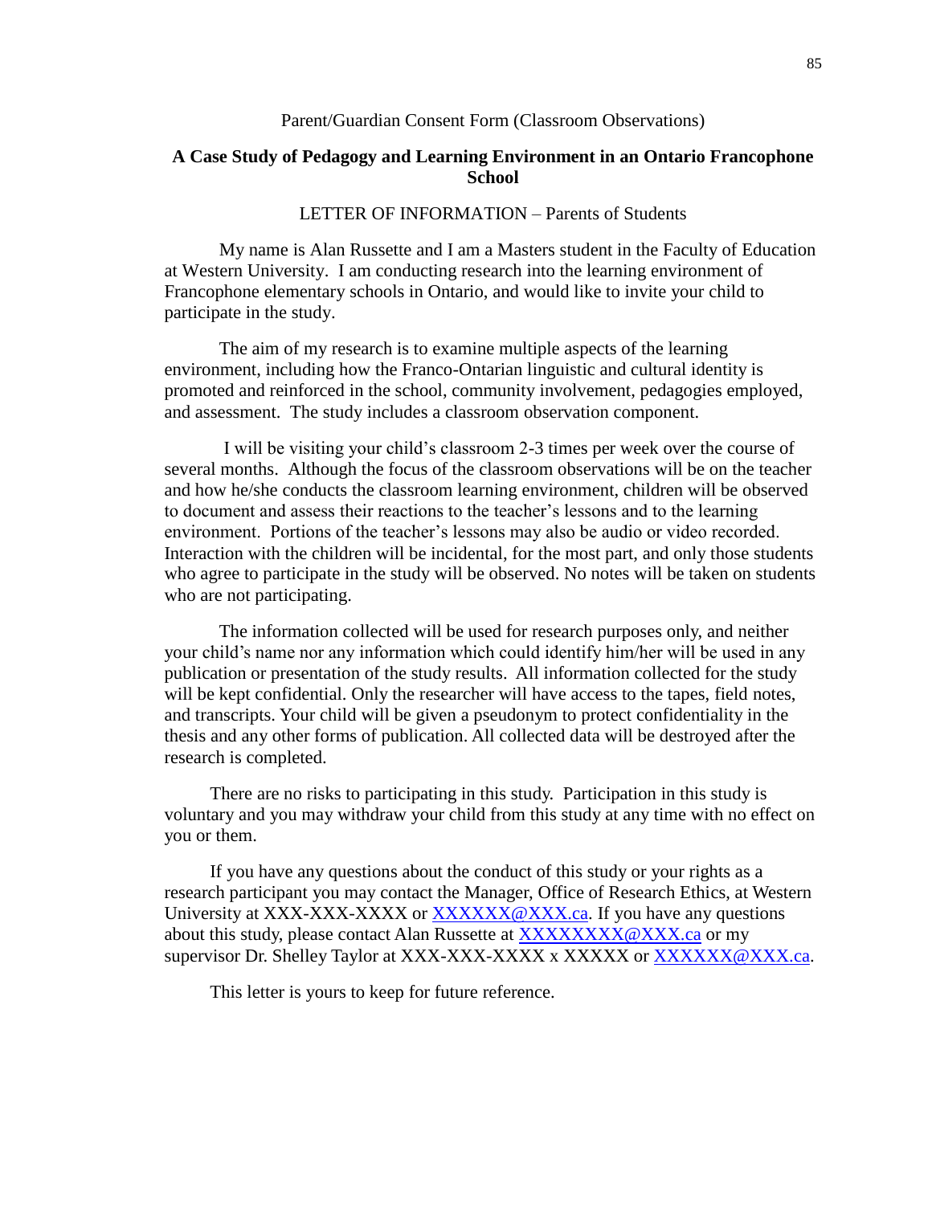Parent/Guardian Consent Form (Classroom Observations)

**A Case Study of Pedagogy and Learning Environment in an Ontario Francophone School**

LETTER OF INFORMATION – Parents of Students

My name is Alan Russette and I am a Masters student in the Faculty of Education at Western University. I am conducting research into the learning environment of Francophone elementary schools in Ontario, and would like to invite your child to participate in the study.

The aim of my research is to examine multiple aspects of the learning environment, including how the Franco-Ontarian linguistic and cultural identity is promoted and reinforced in the school, community involvement, pedagogies employed, and assessment. The study includes a classroom observation component.

I will be visiting your child's classroom 2-3 times per week over the course of several months. Although the focus of the classroom observations will be on the teacher and how he/she conducts the classroom learning environment, children will be observed to document and assess their reactions to the teacher's lessons and to the learning environment. Portions of the teacher's lessons may also be audio or video recorded. Interaction with the children will be incidental, for the most part, and only those students who agree to participate in the study will be observed. No notes will be taken on students who are not participating.

The information collected will be used for research purposes only, and neither your child's name nor any information which could identify him/her will be used in any publication or presentation of the study results. All information collected for the study will be kept confidential. Only the researcher will have access to the tapes, field notes, and transcripts. Your child will be given a pseudonym to protect confidentiality in the thesis and any other forms of publication. All collected data will be destroyed after the research is completed.

There are no risks to participating in this study. Participation in this study is voluntary and you may withdraw your child from this study at any time with no effect on you or them.

If you have any questions about the conduct of this study or your rights as a research participant you may contact the Manager, Office of Research Ethics, at Western University at XXX-XXX-XXXX or XXXXXX@XXX.ca. If you have any questions about this study, please contact Alan Russette at XXXXXXXX@XXX.ca or my supervisor Dr. Shelley Taylor at XXX-XXX-XXXX x XXXXX or XXXXXX@XXX.ca.

This letter is yours to keep for future reference.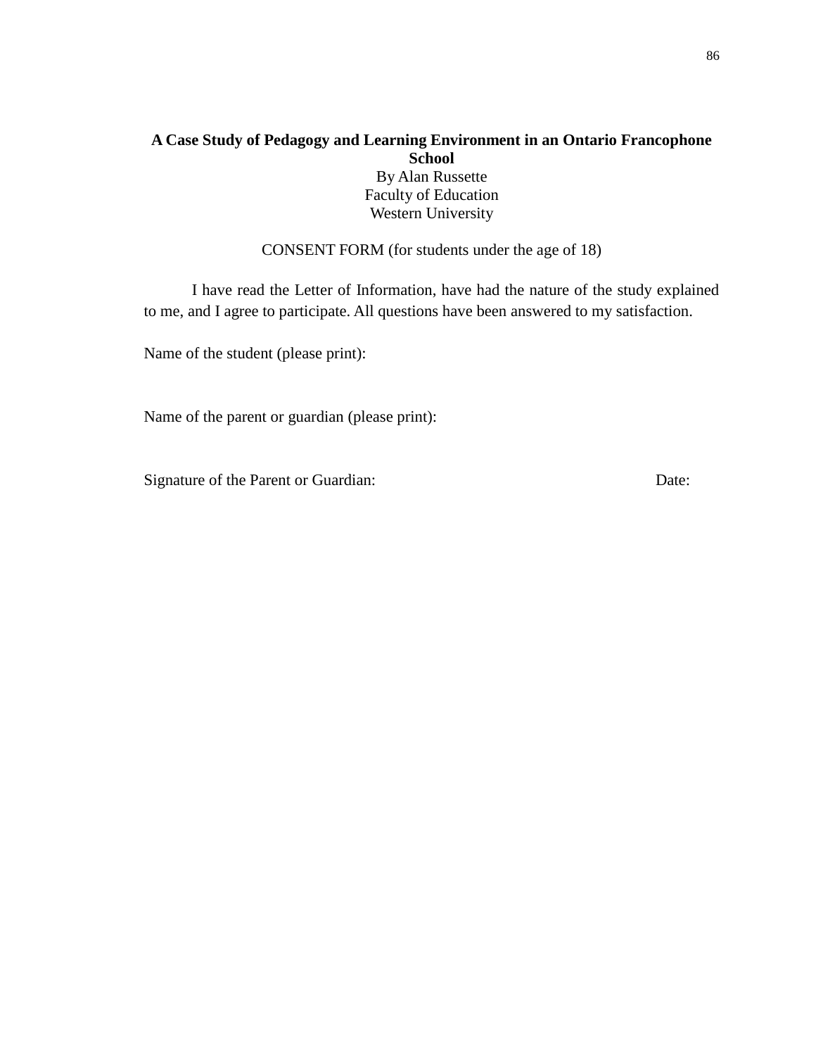**A Case Study of Pedagogy and Learning Environment in an Ontario Francophone School**

By Alan Russette
Faculty of Education
Western University

CONSENT FORM (for students under the age of 18)

I have read the Letter of Information, have had the nature of the study explained to me, and I agree to participate. All questions have been answered to my satisfaction.

Name of the student (please print):

Name of the parent or guardian (please print):

Signature of the Parent or Guardian: Date: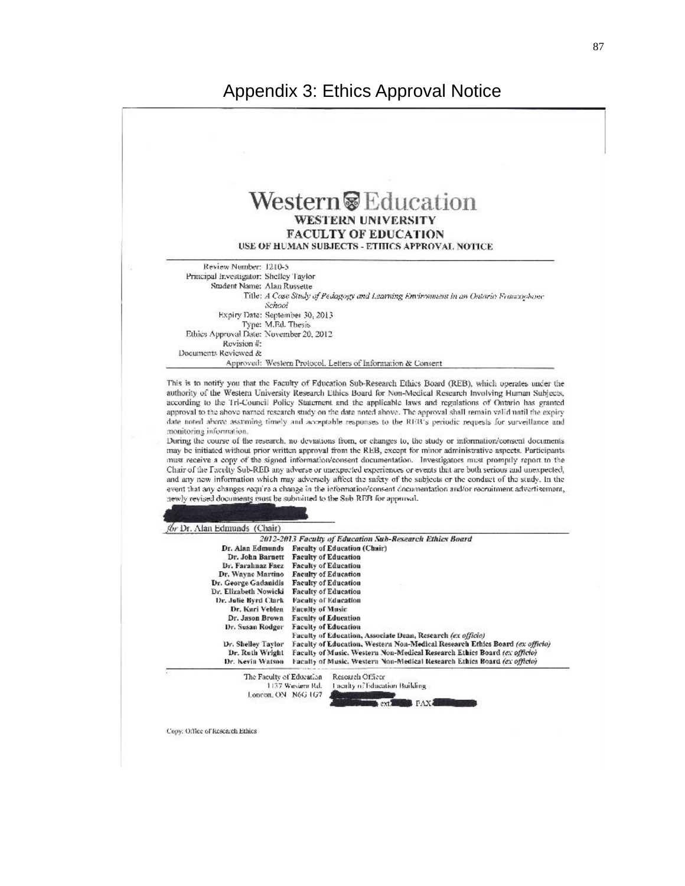# Appendix 3: Ethics Approval Notice

**Western Education**

**WESTERN UNIVERSITY**

**FACULTY OF EDUCATION**

**USE OF HUMAN SUBJECTS - ETHICS APPROVAL NOTICE**

Review Number: 1210-5
Principal Investigator: Shelley Taylor
Student Name: Alan Russette
Title: *A Case Study of Pedagogy and Learning Environment in an Ontario Francophone School*
Expiry Date: September 30, 2013
Type: M.Ed. Thesis
Ethics Approval Date: November 20, 2012
Revision #:
Documents Reviewed & Approved: Western Protocol, Letters of Information & Consent

This is to notify you that the Faculty of Education Sub-Research Ethics Board (REB), which operates under the authority of the Western University Research Ethics Board for Non-Medical Research Involving Human Subjects, according to the Tri-Council Policy Statement and the applicable laws and regulations of Ontario has granted approval to the above named research study on the date noted above. The approval shall remain valid until the expiry date noted above assuming timely and acceptable responses to the REB's periodic requests for surveillance and monitoring information.

During the course of the research, no deviations from, or changes to, the study or information/consent documents may be initiated without prior written approval from the REB, except for minor administrative aspects. Participants must receive a copy of the signed information/consent documentation. Investigators must promptly report to the Chair of the Faculty Sub-REB any adverse or unexpected experiences or events that are both serious and unexpected, and any new information which may adversely affect the safety of the subjects or the conduct of the study. In the event that any changes require a change in the information/consent documentation and/or recruitment advertisement, newly revised documents must be submitted to the Sub REB for approval.

for Dr. Alan Edmunds (Chair)

***2012-2013 Faculty of Education Sub-Research Ethics Board***

| | |
|---|---|
| **Dr. Alan Edmunds** | **Faculty of Education (Chair)** |
| **Dr. John Barnett** | **Faculty of Education** |
| **Dr. Farahnaz Faez** | **Faculty of Education** |
| **Dr. Wayne Martino** | **Faculty of Education** |
| **Dr. George Gadanidis** | **Faculty of Education** |
| **Dr. Elizabeth Nowicki** | **Faculty of Education** |
| **Dr. Julie Byrd Clark** | **Faculty of Education** |
| **Dr. Kari Veblen** | **Faculty of Music** |
| **Dr. Jason Brown** | **Faculty of Education** |
| **Dr. Susan Rodger** | **Faculty of Education** |
| | **Faculty of Education, Associate Dean, Research *(ex officio)*** |
| **Dr. Shelley Taylor** | **Faculty of Education, Western Non-Medical Research Ethics Board *(ex officio)*** |
| **Dr. Ruth Wright** | **Faculty of Music, Western Non-Medical Research Ethics Board *(ex officio)*** |
| **Dr. Kevin Watson** | **Faculty of Music, Western Non-Medical Research Ethics Board *(ex officio)*** |

The Faculty of Education
1137 Western Rd.
London, ON N6G 1G7

Research Officer
Faculty of Education Building
ext. FAX

Copy: Office of Research Ethics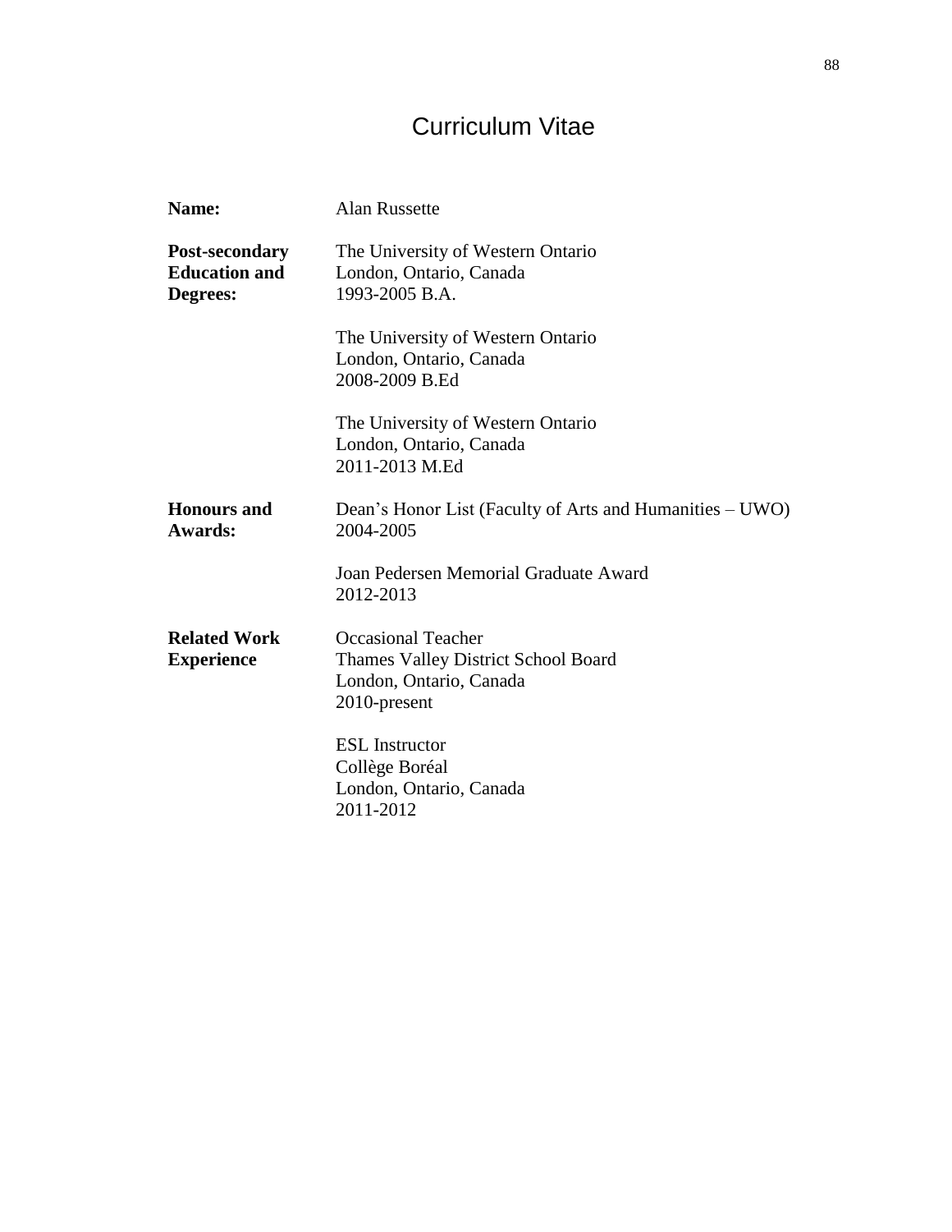# Curriculum Vitae

| | |
|---|---|
| **Name:** | Alan Russette |
| **Post-secondary Education and Degrees:** | The University of Western Ontario<br>London, Ontario, Canada<br>1993-2005 B.A. |
| | The University of Western Ontario<br>London, Ontario, Canada<br>2008-2009 B.Ed |
| | The University of Western Ontario<br>London, Ontario, Canada<br>2011-2013 M.Ed |
| **Honours and Awards:** | Dean's Honor List (Faculty of Arts and Humanities – UWO)<br>2004-2005 |
| | Joan Pedersen Memorial Graduate Award<br>2012-2013 |
| **Related Work Experience** | Occasional Teacher<br>Thames Valley District School Board<br>London, Ontario, Canada<br>2010-present |
| | ESL Instructor<br>Collège Boréal<br>London, Ontario, Canada<br>2011-2012 |